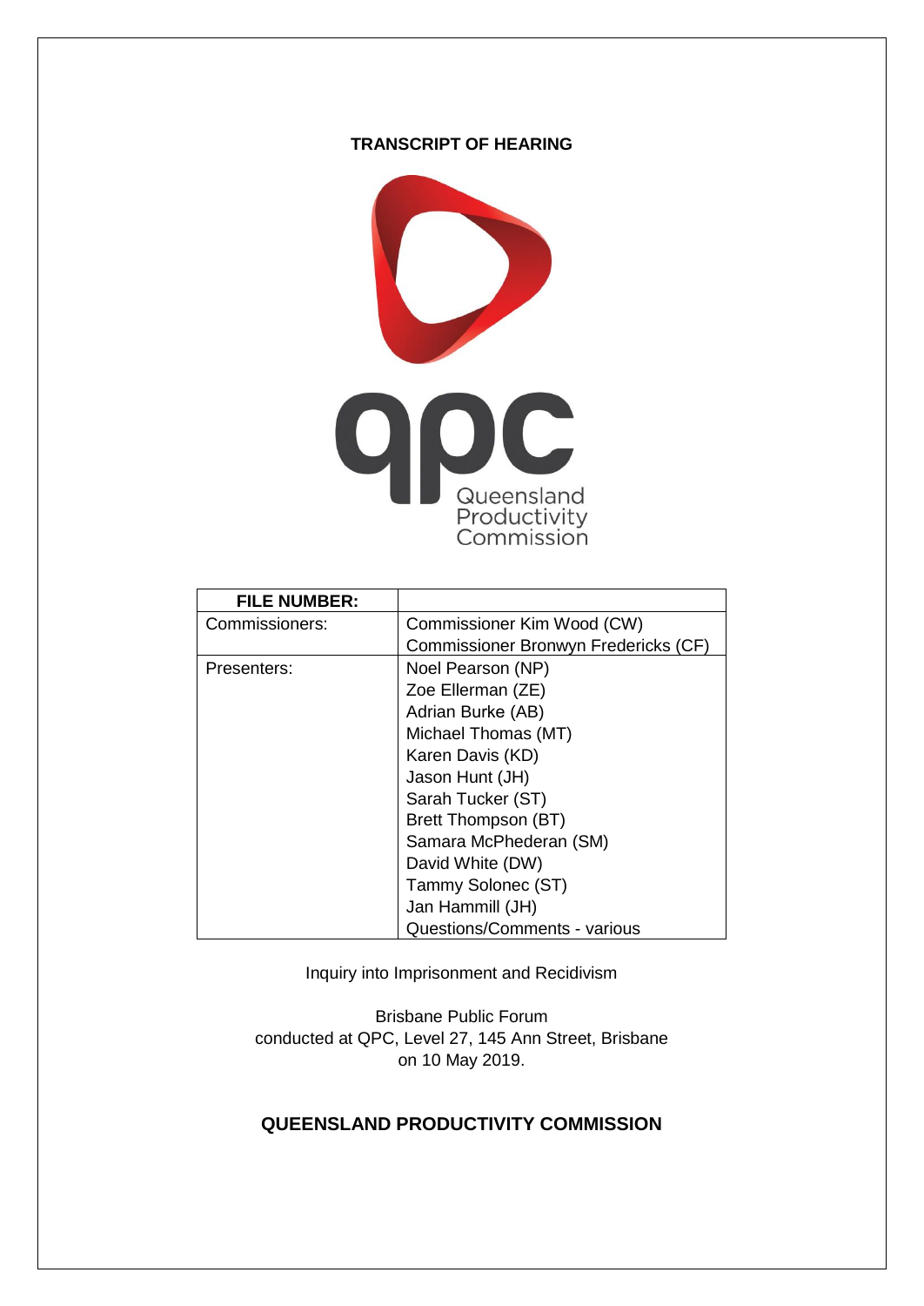**TRANSCRIPT OF HEARING**

qpc Queensland Productivity Commission

| **FILE NUMBER:** | |
|---|---|
| Commissioners: | Commissioner Kim Wood (CW)<br>Commissioner Bronwyn Fredericks (CF) |
| Presenters: | Noel Pearson (NP)<br>Zoe Ellerman (ZE)<br>Adrian Burke (AB)<br>Michael Thomas (MT)<br>Karen Davis (KD)<br>Jason Hunt (JH)<br>Sarah Tucker (ST)<br>Brett Thompson (BT)<br>Samara McPhederan (SM)<br>David White (DW)<br>Tammy Solonec (ST)<br>Jan Hammill (JH)<br>Questions/Comments - various |

Inquiry into Imprisonment and Recidivism

Brisbane Public Forum
conducted at QPC, Level 27, 145 Ann Street, Brisbane
on 10 May 2019.

**QUEENSLAND PRODUCTIVITY COMMISSION**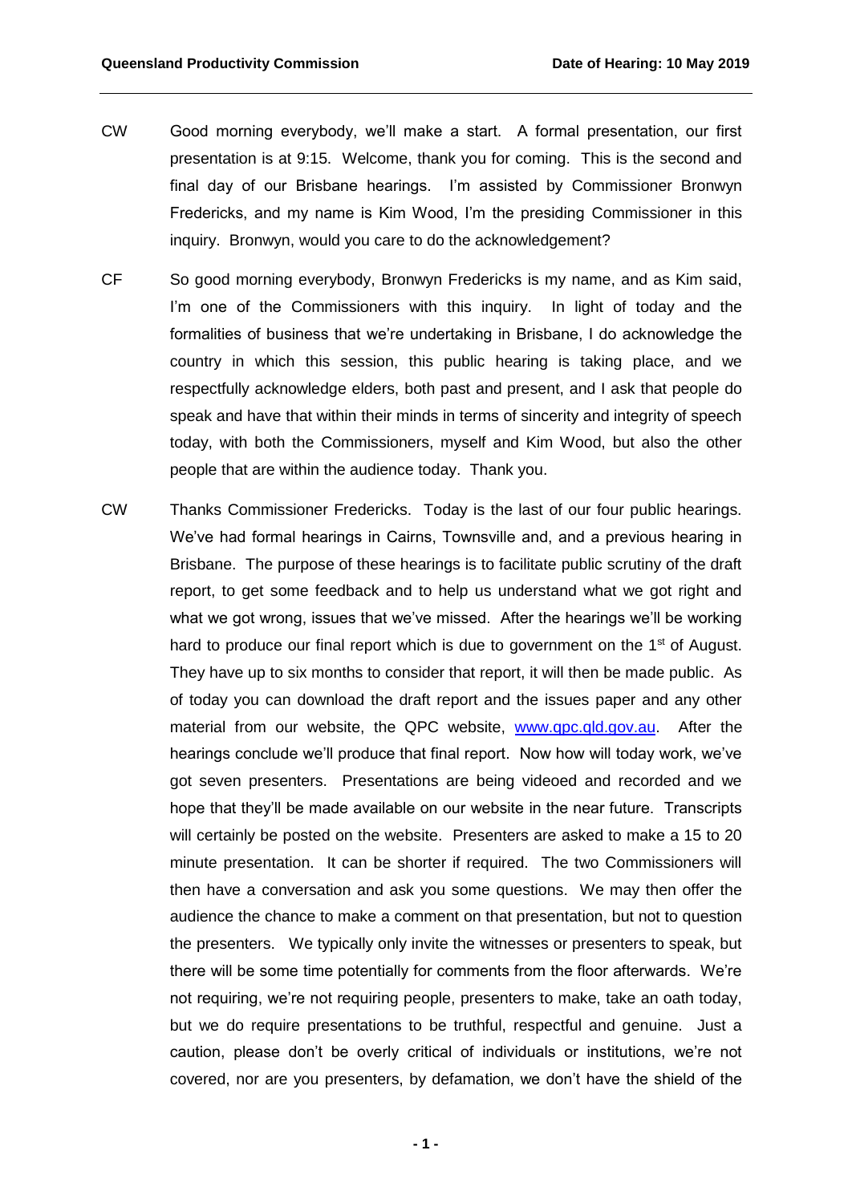CW Good morning everybody, we'll make a start. A formal presentation, our first presentation is at 9:15. Welcome, thank you for coming. This is the second and final day of our Brisbane hearings. I'm assisted by Commissioner Bronwyn Fredericks, and my name is Kim Wood, I'm the presiding Commissioner in this inquiry. Bronwyn, would you care to do the acknowledgement?

CF So good morning everybody, Bronwyn Fredericks is my name, and as Kim said, I'm one of the Commissioners with this inquiry. In light of today and the formalities of business that we're undertaking in Brisbane, I do acknowledge the country in which this session, this public hearing is taking place, and we respectfully acknowledge elders, both past and present, and I ask that people do speak and have that within their minds in terms of sincerity and integrity of speech today, with both the Commissioners, myself and Kim Wood, but also the other people that are within the audience today. Thank you.

CW Thanks Commissioner Fredericks. Today is the last of our four public hearings. We've had formal hearings in Cairns, Townsville and, and a previous hearing in Brisbane. The purpose of these hearings is to facilitate public scrutiny of the draft report, to get some feedback and to help us understand what we got right and what we got wrong, issues that we've missed. After the hearings we'll be working hard to produce our final report which is due to government on the 1st of August. They have up to six months to consider that report, it will then be made public. As of today you can download the draft report and the issues paper and any other material from our website, the QPC website, [www.qpc.qld.gov.au](www.qpc.qld.gov.au). After the hearings conclude we'll produce that final report. Now how will today work, we've got seven presenters. Presentations are being videoed and recorded and we hope that they'll be made available on our website in the near future. Transcripts will certainly be posted on the website. Presenters are asked to make a 15 to 20 minute presentation. It can be shorter if required. The two Commissioners will then have a conversation and ask you some questions. We may then offer the audience the chance to make a comment on that presentation, but not to question the presenters. We typically only invite the witnesses or presenters to speak, but there will be some time potentially for comments from the floor afterwards. We're not requiring, we're not requiring people, presenters to make, take an oath today, but we do require presentations to be truthful, respectful and genuine. Just a caution, please don't be overly critical of individuals or institutions, we're not covered, nor are you presenters, by defamation, we don't have the shield of the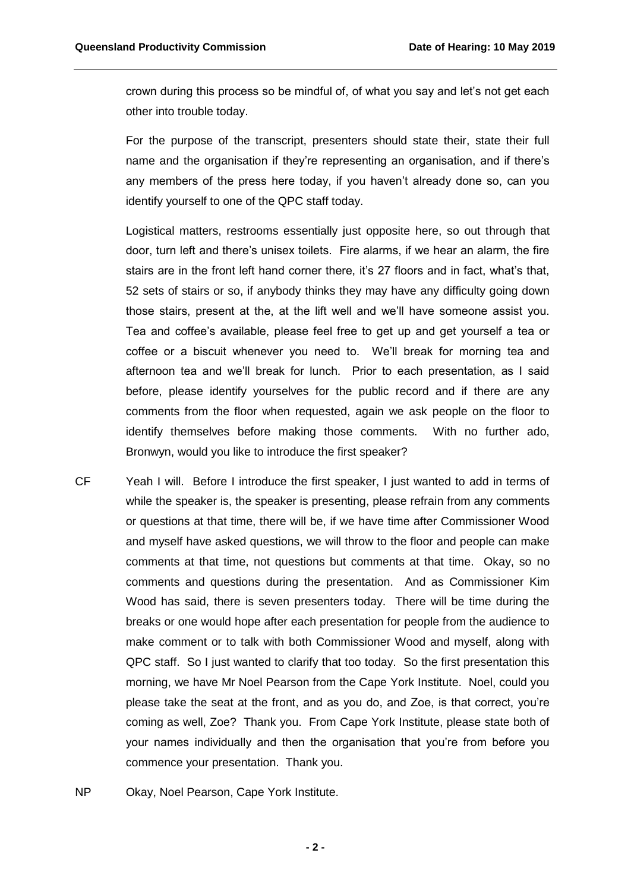crown during this process so be mindful of, of what you say and let's not get each other into trouble today.

For the purpose of the transcript, presenters should state their, state their full name and the organisation if they're representing an organisation, and if there's any members of the press here today, if you haven't already done so, can you identify yourself to one of the QPC staff today.

Logistical matters, restrooms essentially just opposite here, so out through that door, turn left and there's unisex toilets. Fire alarms, if we hear an alarm, the fire stairs are in the front left hand corner there, it's 27 floors and in fact, what's that, 52 sets of stairs or so, if anybody thinks they may have any difficulty going down those stairs, present at the, at the lift well and we'll have someone assist you. Tea and coffee's available, please feel free to get up and get yourself a tea or coffee or a biscuit whenever you need to. We'll break for morning tea and afternoon tea and we'll break for lunch. Prior to each presentation, as I said before, please identify yourselves for the public record and if there are any comments from the floor when requested, again we ask people on the floor to identify themselves before making those comments. With no further ado, Bronwyn, would you like to introduce the first speaker?

CF Yeah I will. Before I introduce the first speaker, I just wanted to add in terms of while the speaker is, the speaker is presenting, please refrain from any comments or questions at that time, there will be, if we have time after Commissioner Wood and myself have asked questions, we will throw to the floor and people can make comments at that time, not questions but comments at that time. Okay, so no comments and questions during the presentation. And as Commissioner Kim Wood has said, there is seven presenters today. There will be time during the breaks or one would hope after each presentation for people from the audience to make comment or to talk with both Commissioner Wood and myself, along with QPC staff. So I just wanted to clarify that too today. So the first presentation this morning, we have Mr Noel Pearson from the Cape York Institute. Noel, could you please take the seat at the front, and as you do, and Zoe, is that correct, you're coming as well, Zoe? Thank you. From Cape York Institute, please state both of your names individually and then the organisation that you're from before you commence your presentation. Thank you.

NP Okay, Noel Pearson, Cape York Institute.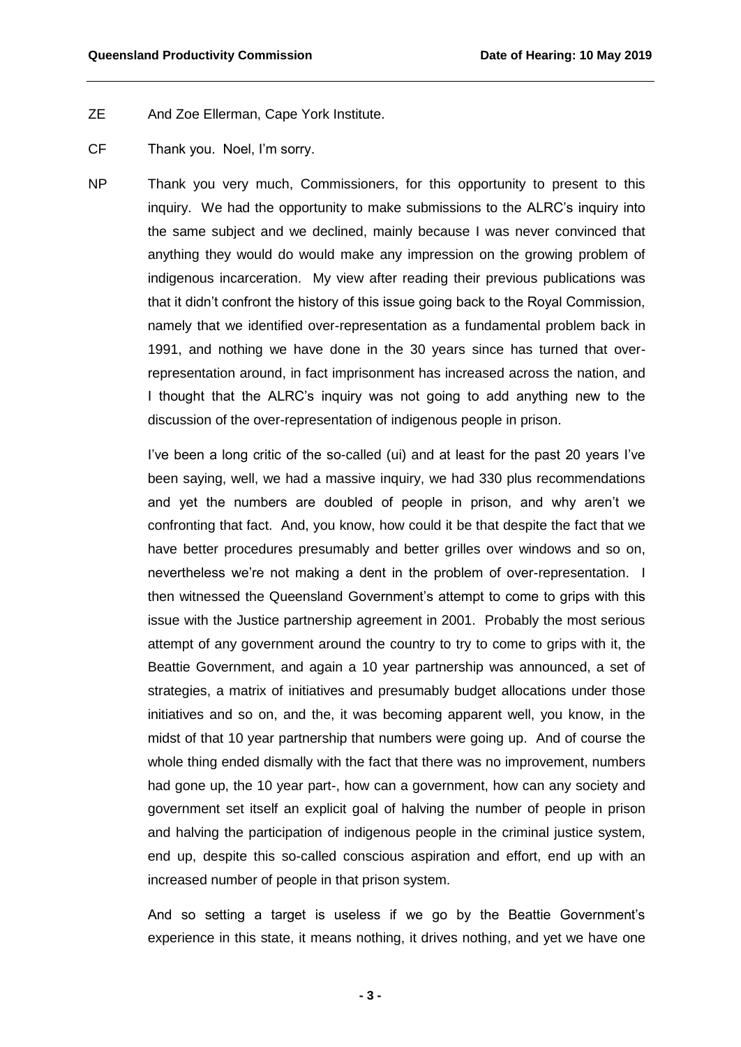ZE And Zoe Ellerman, Cape York Institute.

CF Thank you. Noel, I'm sorry.

NP Thank you very much, Commissioners, for this opportunity to present to this inquiry. We had the opportunity to make submissions to the ALRC's inquiry into the same subject and we declined, mainly because I was never convinced that anything they would do would make any impression on the growing problem of indigenous incarceration. My view after reading their previous publications was that it didn't confront the history of this issue going back to the Royal Commission, namely that we identified over-representation as a fundamental problem back in 1991, and nothing we have done in the 30 years since has turned that over-representation around, in fact imprisonment has increased across the nation, and I thought that the ALRC's inquiry was not going to add anything new to the discussion of the over-representation of indigenous people in prison.

I've been a long critic of the so-called (ui) and at least for the past 20 years I've been saying, well, we had a massive inquiry, we had 330 plus recommendations and yet the numbers are doubled of people in prison, and why aren't we confronting that fact. And, you know, how could it be that despite the fact that we have better procedures presumably and better grilles over windows and so on, nevertheless we're not making a dent in the problem of over-representation. I then witnessed the Queensland Government's attempt to come to grips with this issue with the Justice partnership agreement in 2001. Probably the most serious attempt of any government around the country to try to come to grips with it, the Beattie Government, and again a 10 year partnership was announced, a set of strategies, a matrix of initiatives and presumably budget allocations under those initiatives and so on, and the, it was becoming apparent well, you know, in the midst of that 10 year partnership that numbers were going up. And of course the whole thing ended dismally with the fact that there was no improvement, numbers had gone up, the 10 year part-, how can a government, how can any society and government set itself an explicit goal of halving the number of people in prison and halving the participation of indigenous people in the criminal justice system, end up, despite this so-called conscious aspiration and effort, end up with an increased number of people in that prison system.

And so setting a target is useless if we go by the Beattie Government's experience in this state, it means nothing, it drives nothing, and yet we have one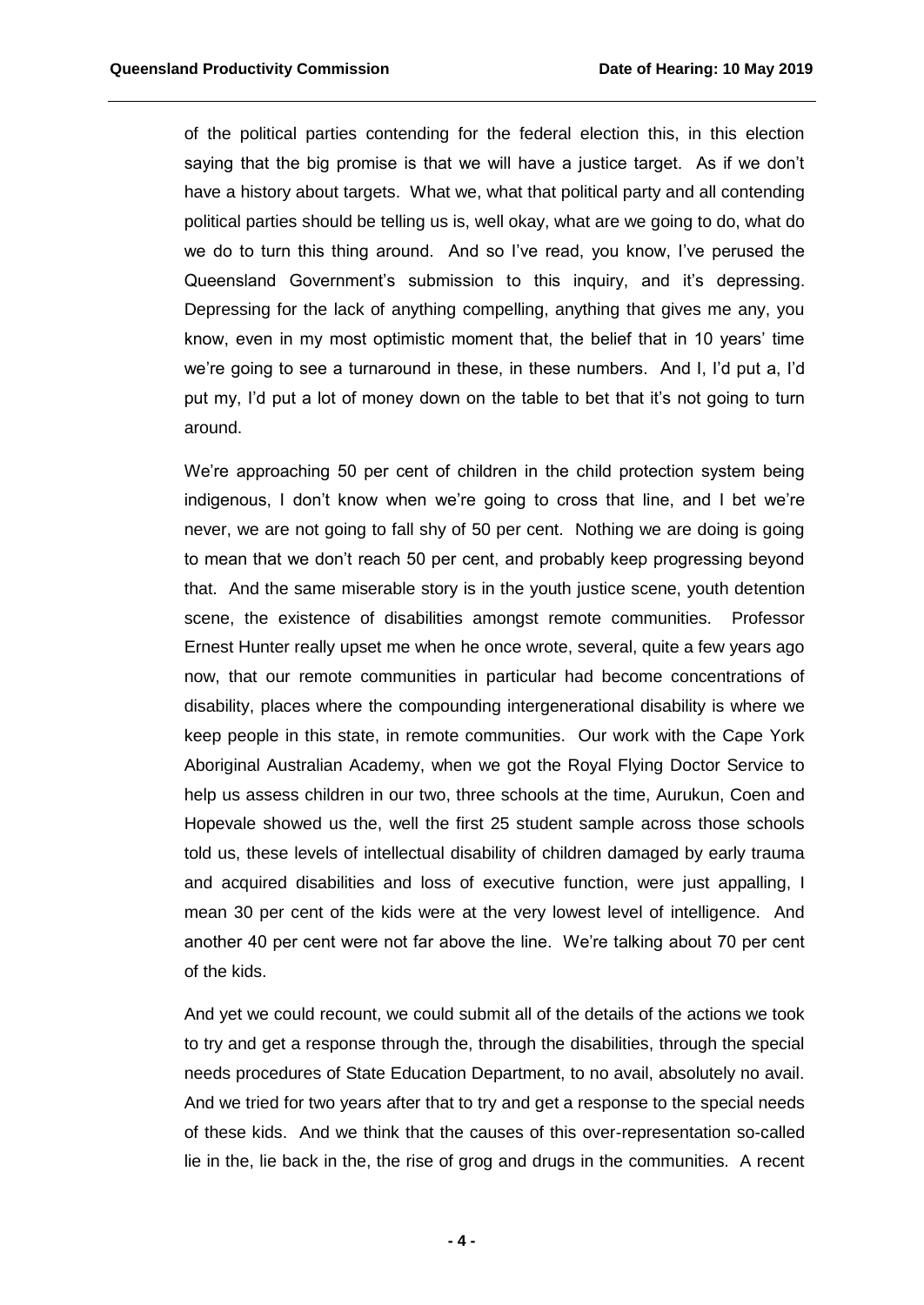of the political parties contending for the federal election this, in this election saying that the big promise is that we will have a justice target. As if we don't have a history about targets. What we, what that political party and all contending political parties should be telling us is, well okay, what are we going to do, what do we do to turn this thing around. And so I've read, you know, I've perused the Queensland Government's submission to this inquiry, and it's depressing. Depressing for the lack of anything compelling, anything that gives me any, you know, even in my most optimistic moment that, the belief that in 10 years' time we're going to see a turnaround in these, in these numbers. And I, I'd put a, I'd put my, I'd put a lot of money down on the table to bet that it's not going to turn around.

We're approaching 50 per cent of children in the child protection system being indigenous, I don't know when we're going to cross that line, and I bet we're never, we are not going to fall shy of 50 per cent. Nothing we are doing is going to mean that we don't reach 50 per cent, and probably keep progressing beyond that. And the same miserable story is in the youth justice scene, youth detention scene, the existence of disabilities amongst remote communities. Professor Ernest Hunter really upset me when he once wrote, several, quite a few years ago now, that our remote communities in particular had become concentrations of disability, places where the compounding intergenerational disability is where we keep people in this state, in remote communities. Our work with the Cape York Aboriginal Australian Academy, when we got the Royal Flying Doctor Service to help us assess children in our two, three schools at the time, Aurukun, Coen and Hopevale showed us the, well the first 25 student sample across those schools told us, these levels of intellectual disability of children damaged by early trauma and acquired disabilities and loss of executive function, were just appalling, I mean 30 per cent of the kids were at the very lowest level of intelligence. And another 40 per cent were not far above the line. We're talking about 70 per cent of the kids.

And yet we could recount, we could submit all of the details of the actions we took to try and get a response through the, through the disabilities, through the special needs procedures of State Education Department, to no avail, absolutely no avail. And we tried for two years after that to try and get a response to the special needs of these kids. And we think that the causes of this over-representation so-called lie in the, lie back in the, the rise of grog and drugs in the communities. A recent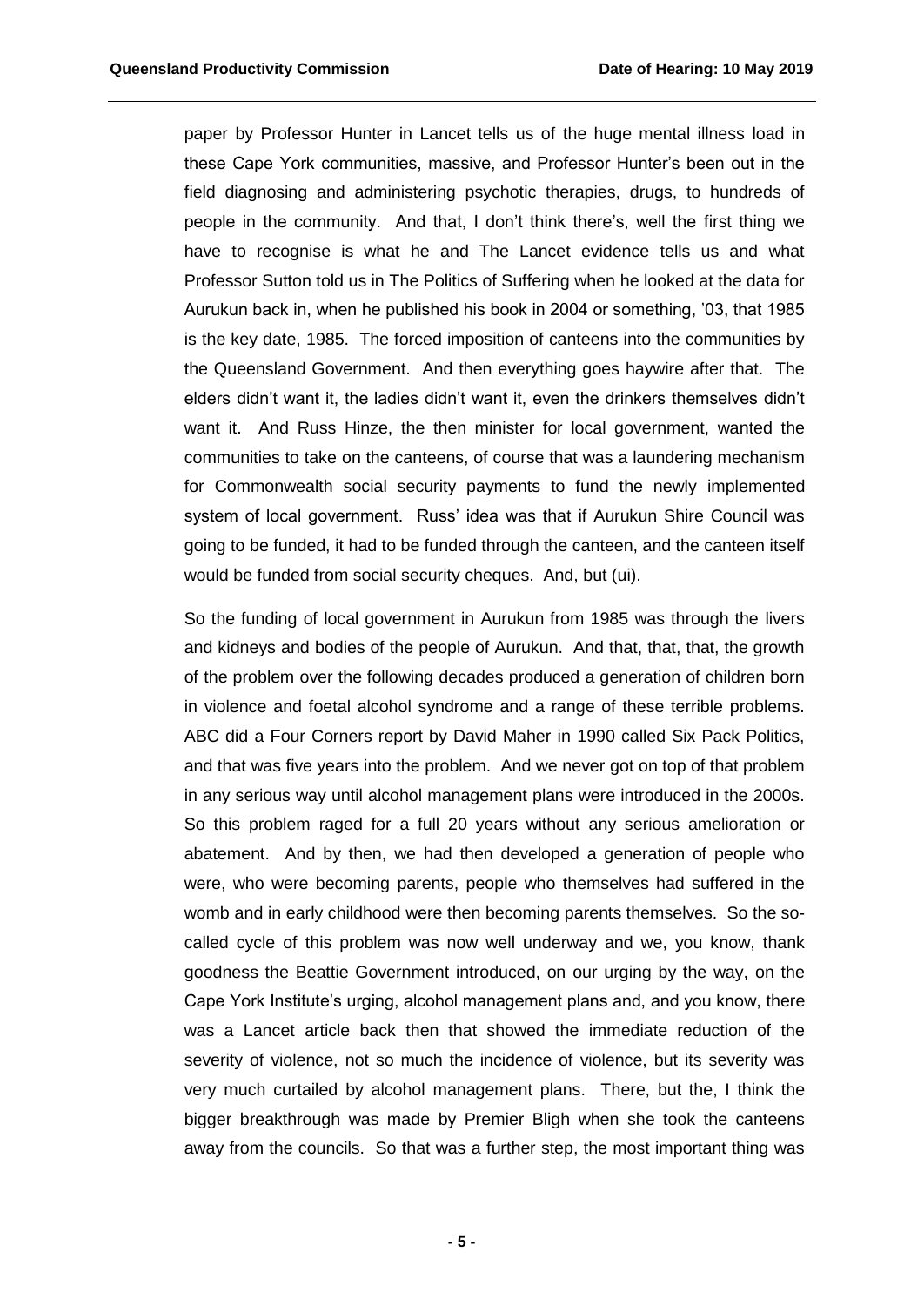paper by Professor Hunter in Lancet tells us of the huge mental illness load in these Cape York communities, massive, and Professor Hunter's been out in the field diagnosing and administering psychotic therapies, drugs, to hundreds of people in the community. And that, I don't think there's, well the first thing we have to recognise is what he and The Lancet evidence tells us and what Professor Sutton told us in The Politics of Suffering when he looked at the data for Aurukun back in, when he published his book in 2004 or something, '03, that 1985 is the key date, 1985. The forced imposition of canteens into the communities by the Queensland Government. And then everything goes haywire after that. The elders didn't want it, the ladies didn't want it, even the drinkers themselves didn't want it. And Russ Hinze, the then minister for local government, wanted the communities to take on the canteens, of course that was a laundering mechanism for Commonwealth social security payments to fund the newly implemented system of local government. Russ' idea was that if Aurukun Shire Council was going to be funded, it had to be funded through the canteen, and the canteen itself would be funded from social security cheques. And, but (ui).

So the funding of local government in Aurukun from 1985 was through the livers and kidneys and bodies of the people of Aurukun. And that, that, that, the growth of the problem over the following decades produced a generation of children born in violence and foetal alcohol syndrome and a range of these terrible problems. ABC did a Four Corners report by David Maher in 1990 called Six Pack Politics, and that was five years into the problem. And we never got on top of that problem in any serious way until alcohol management plans were introduced in the 2000s. So this problem raged for a full 20 years without any serious amelioration or abatement. And by then, we had then developed a generation of people who were, who were becoming parents, people who themselves had suffered in the womb and in early childhood were then becoming parents themselves. So the so-called cycle of this problem was now well underway and we, you know, thank goodness the Beattie Government introduced, on our urging by the way, on the Cape York Institute's urging, alcohol management plans and, and you know, there was a Lancet article back then that showed the immediate reduction of the severity of violence, not so much the incidence of violence, but its severity was very much curtailed by alcohol management plans. There, but the, I think the bigger breakthrough was made by Premier Bligh when she took the canteens away from the councils. So that was a further step, the most important thing was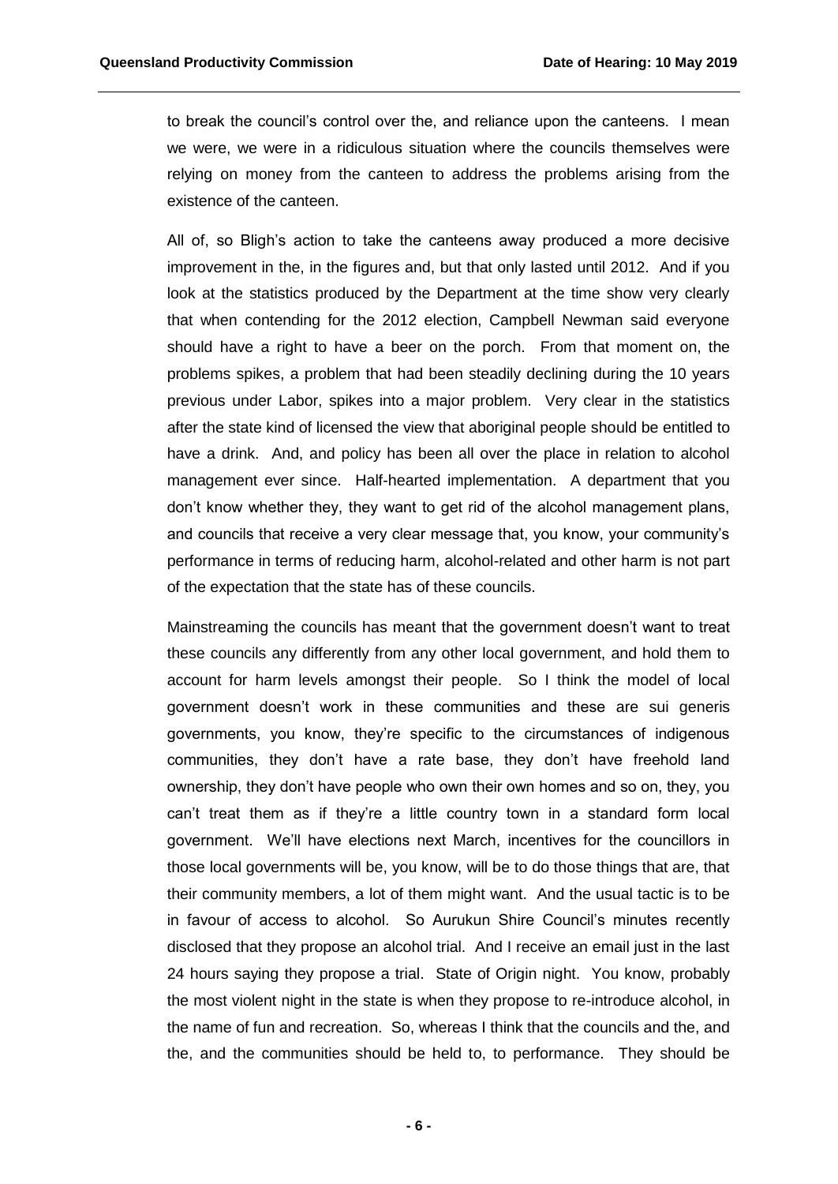to break the council's control over the, and reliance upon the canteens. I mean we were, we were in a ridiculous situation where the councils themselves were relying on money from the canteen to address the problems arising from the existence of the canteen.

All of, so Bligh's action to take the canteens away produced a more decisive improvement in the, in the figures and, but that only lasted until 2012. And if you look at the statistics produced by the Department at the time show very clearly that when contending for the 2012 election, Campbell Newman said everyone should have a right to have a beer on the porch. From that moment on, the problems spikes, a problem that had been steadily declining during the 10 years previous under Labor, spikes into a major problem. Very clear in the statistics after the state kind of licensed the view that aboriginal people should be entitled to have a drink. And, and policy has been all over the place in relation to alcohol management ever since. Half-hearted implementation. A department that you don't know whether they, they want to get rid of the alcohol management plans, and councils that receive a very clear message that, you know, your community's performance in terms of reducing harm, alcohol-related and other harm is not part of the expectation that the state has of these councils.

Mainstreaming the councils has meant that the government doesn't want to treat these councils any differently from any other local government, and hold them to account for harm levels amongst their people. So I think the model of local government doesn't work in these communities and these are sui generis governments, you know, they're specific to the circumstances of indigenous communities, they don't have a rate base, they don't have freehold land ownership, they don't have people who own their own homes and so on, they, you can't treat them as if they're a little country town in a standard form local government. We'll have elections next March, incentives for the councillors in those local governments will be, you know, will be to do those things that are, that their community members, a lot of them might want. And the usual tactic is to be in favour of access to alcohol. So Aurukun Shire Council's minutes recently disclosed that they propose an alcohol trial. And I receive an email just in the last 24 hours saying they propose a trial. State of Origin night. You know, probably the most violent night in the state is when they propose to re-introduce alcohol, in the name of fun and recreation. So, whereas I think that the councils and the, and the, and the communities should be held to, to performance. They should be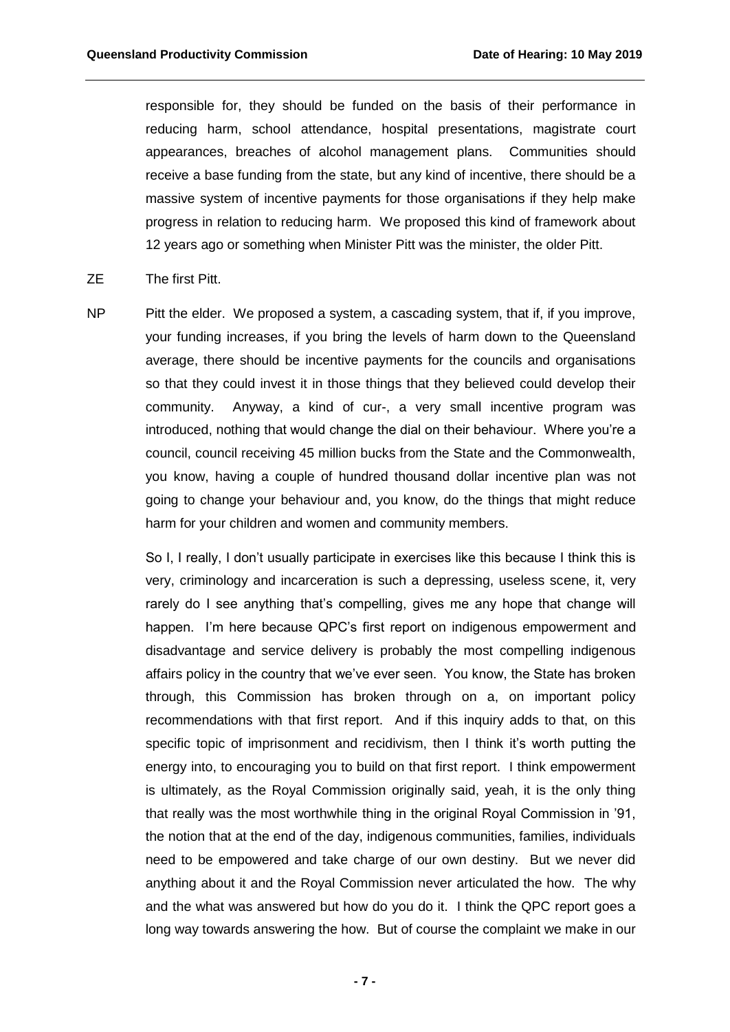responsible for, they should be funded on the basis of their performance in reducing harm, school attendance, hospital presentations, magistrate court appearances, breaches of alcohol management plans. Communities should receive a base funding from the state, but any kind of incentive, there should be a massive system of incentive payments for those organisations if they help make progress in relation to reducing harm. We proposed this kind of framework about 12 years ago or something when Minister Pitt was the minister, the older Pitt.

ZE The first Pitt.

NP Pitt the elder. We proposed a system, a cascading system, that if, if you improve, your funding increases, if you bring the levels of harm down to the Queensland average, there should be incentive payments for the councils and organisations so that they could invest it in those things that they believed could develop their community. Anyway, a kind of cur-, a very small incentive program was introduced, nothing that would change the dial on their behaviour. Where you're a council, council receiving 45 million bucks from the State and the Commonwealth, you know, having a couple of hundred thousand dollar incentive plan was not going to change your behaviour and, you know, do the things that might reduce harm for your children and women and community members.

So I, I really, I don't usually participate in exercises like this because I think this is very, criminology and incarceration is such a depressing, useless scene, it, very rarely do I see anything that's compelling, gives me any hope that change will happen. I'm here because QPC's first report on indigenous empowerment and disadvantage and service delivery is probably the most compelling indigenous affairs policy in the country that we've ever seen. You know, the State has broken through, this Commission has broken through on a, on important policy recommendations with that first report. And if this inquiry adds to that, on this specific topic of imprisonment and recidivism, then I think it's worth putting the energy into, to encouraging you to build on that first report. I think empowerment is ultimately, as the Royal Commission originally said, yeah, it is the only thing that really was the most worthwhile thing in the original Royal Commission in '91, the notion that at the end of the day, indigenous communities, families, individuals need to be empowered and take charge of our own destiny. But we never did anything about it and the Royal Commission never articulated the how. The why and the what was answered but how do you do it. I think the QPC report goes a long way towards answering the how. But of course the complaint we make in our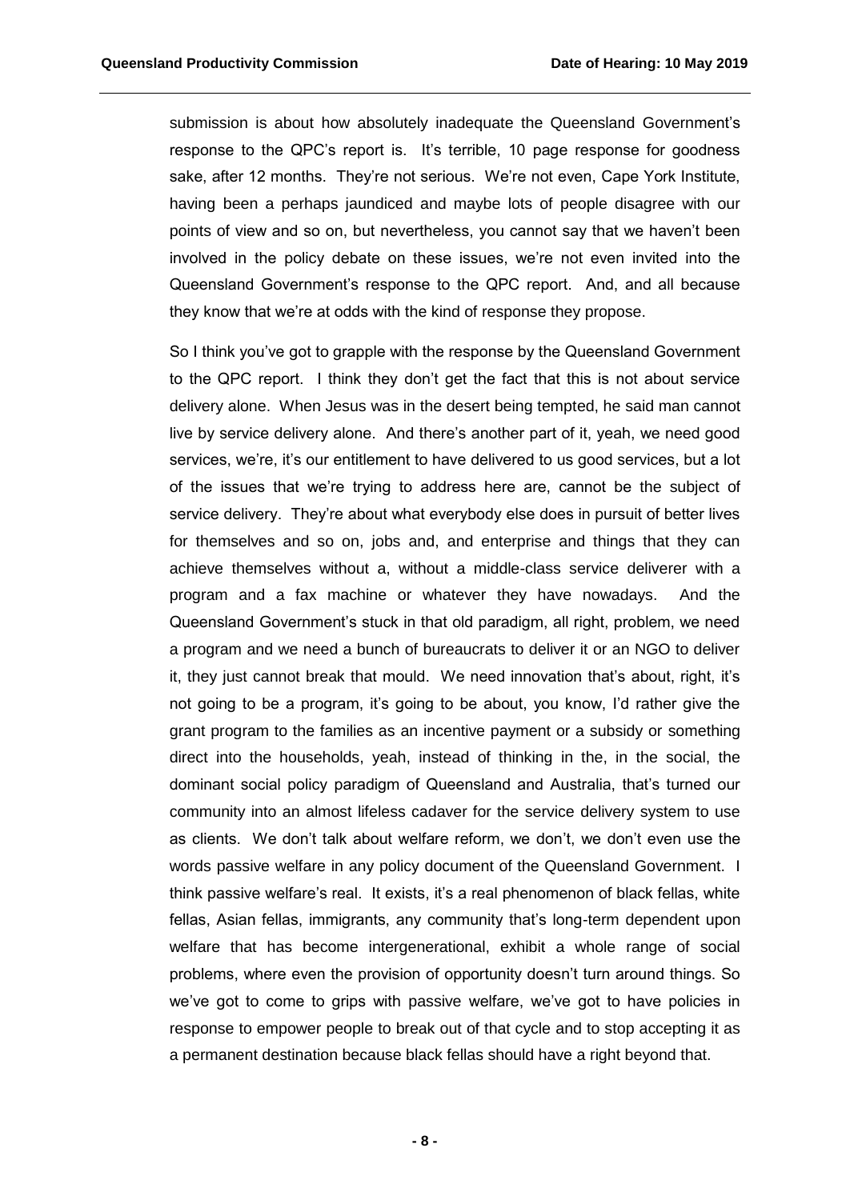submission is about how absolutely inadequate the Queensland Government's response to the QPC's report is. It's terrible, 10 page response for goodness sake, after 12 months. They're not serious. We're not even, Cape York Institute, having been a perhaps jaundiced and maybe lots of people disagree with our points of view and so on, but nevertheless, you cannot say that we haven't been involved in the policy debate on these issues, we're not even invited into the Queensland Government's response to the QPC report. And, and all because they know that we're at odds with the kind of response they propose.

So I think you've got to grapple with the response by the Queensland Government to the QPC report. I think they don't get the fact that this is not about service delivery alone. When Jesus was in the desert being tempted, he said man cannot live by service delivery alone. And there's another part of it, yeah, we need good services, we're, it's our entitlement to have delivered to us good services, but a lot of the issues that we're trying to address here are, cannot be the subject of service delivery. They're about what everybody else does in pursuit of better lives for themselves and so on, jobs and, and enterprise and things that they can achieve themselves without a, without a middle-class service deliverer with a program and a fax machine or whatever they have nowadays. And the Queensland Government's stuck in that old paradigm, all right, problem, we need a program and we need a bunch of bureaucrats to deliver it or an NGO to deliver it, they just cannot break that mould. We need innovation that's about, right, it's not going to be a program, it's going to be about, you know, I'd rather give the grant program to the families as an incentive payment or a subsidy or something direct into the households, yeah, instead of thinking in the, in the social, the dominant social policy paradigm of Queensland and Australia, that's turned our community into an almost lifeless cadaver for the service delivery system to use as clients. We don't talk about welfare reform, we don't, we don't even use the words passive welfare in any policy document of the Queensland Government. I think passive welfare's real. It exists, it's a real phenomenon of black fellas, white fellas, Asian fellas, immigrants, any community that's long-term dependent upon welfare that has become intergenerational, exhibit a whole range of social problems, where even the provision of opportunity doesn't turn around things. So we've got to come to grips with passive welfare, we've got to have policies in response to empower people to break out of that cycle and to stop accepting it as a permanent destination because black fellas should have a right beyond that.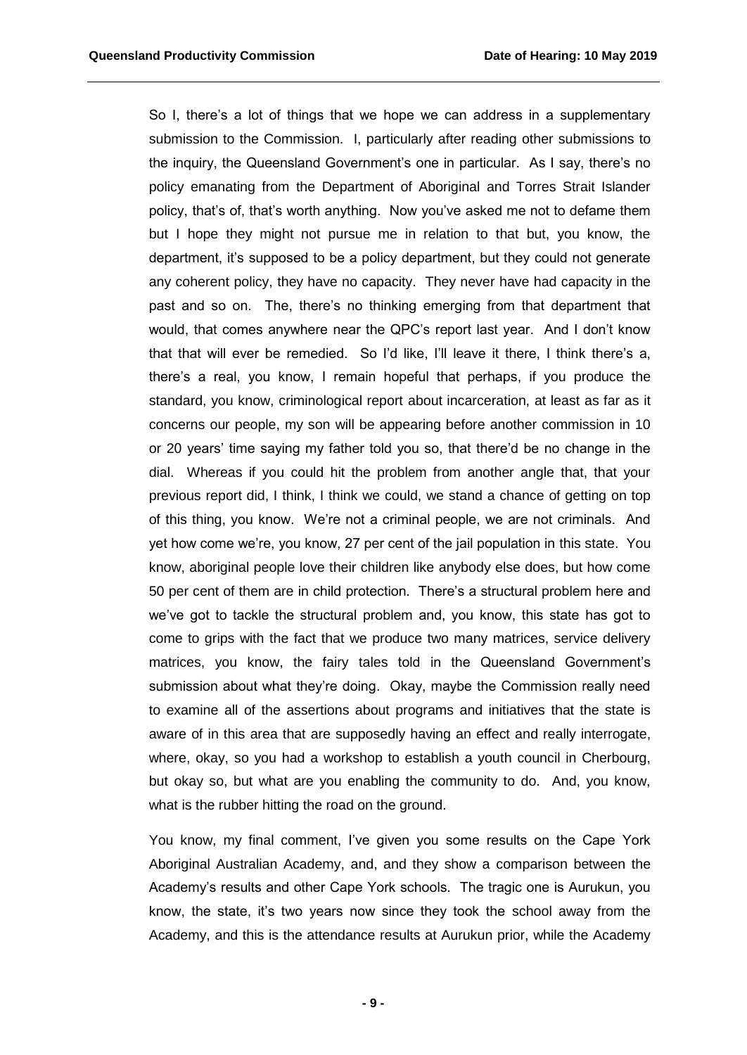So I, there's a lot of things that we hope we can address in a supplementary submission to the Commission. I, particularly after reading other submissions to the inquiry, the Queensland Government's one in particular. As I say, there's no policy emanating from the Department of Aboriginal and Torres Strait Islander policy, that's of, that's worth anything. Now you've asked me not to defame them but I hope they might not pursue me in relation to that but, you know, the department, it's supposed to be a policy department, but they could not generate any coherent policy, they have no capacity. They never have had capacity in the past and so on. The, there's no thinking emerging from that department that would, that comes anywhere near the QPC's report last year. And I don't know that that will ever be remedied. So I'd like, I'll leave it there, I think there's a, there's a real, you know, I remain hopeful that perhaps, if you produce the standard, you know, criminological report about incarceration, at least as far as it concerns our people, my son will be appearing before another commission in 10 or 20 years' time saying my father told you so, that there'd be no change in the dial. Whereas if you could hit the problem from another angle that, that your previous report did, I think, I think we could, we stand a chance of getting on top of this thing, you know. We're not a criminal people, we are not criminals. And yet how come we're, you know, 27 per cent of the jail population in this state. You know, aboriginal people love their children like anybody else does, but how come 50 per cent of them are in child protection. There's a structural problem here and we've got to tackle the structural problem and, you know, this state has got to come to grips with the fact that we produce two many matrices, service delivery matrices, you know, the fairy tales told in the Queensland Government's submission about what they're doing. Okay, maybe the Commission really need to examine all of the assertions about programs and initiatives that the state is aware of in this area that are supposedly having an effect and really interrogate, where, okay, so you had a workshop to establish a youth council in Cherbourg, but okay so, but what are you enabling the community to do. And, you know, what is the rubber hitting the road on the ground.

You know, my final comment, I've given you some results on the Cape York Aboriginal Australian Academy, and, and they show a comparison between the Academy's results and other Cape York schools. The tragic one is Aurukun, you know, the state, it's two years now since they took the school away from the Academy, and this is the attendance results at Aurukun prior, while the Academy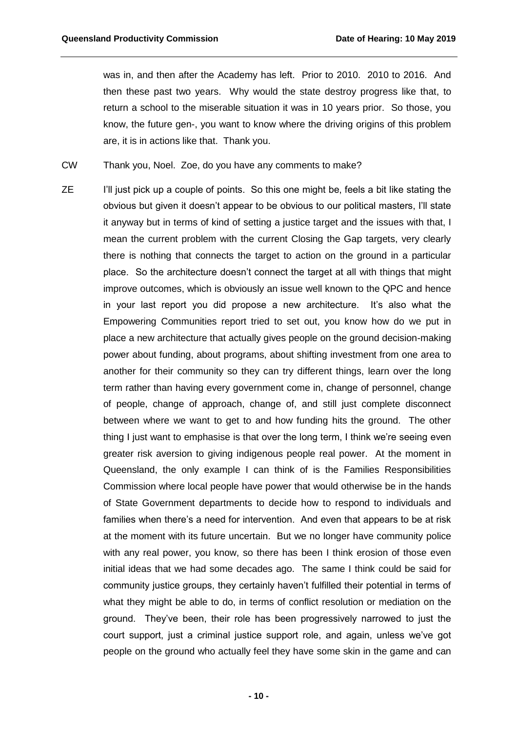was in, and then after the Academy has left. Prior to 2010. 2010 to 2016. And then these past two years. Why would the state destroy progress like that, to return a school to the miserable situation it was in 10 years prior. So those, you know, the future gen-, you want to know where the driving origins of this problem are, it is in actions like that. Thank you.

CW Thank you, Noel. Zoe, do you have any comments to make?

ZE I'll just pick up a couple of points. So this one might be, feels a bit like stating the obvious but given it doesn't appear to be obvious to our political masters, I'll state it anyway but in terms of kind of setting a justice target and the issues with that, I mean the current problem with the current Closing the Gap targets, very clearly there is nothing that connects the target to action on the ground in a particular place. So the architecture doesn't connect the target at all with things that might improve outcomes, which is obviously an issue well known to the QPC and hence in your last report you did propose a new architecture. It's also what the Empowering Communities report tried to set out, you know how do we put in place a new architecture that actually gives people on the ground decision-making power about funding, about programs, about shifting investment from one area to another for their community so they can try different things, learn over the long term rather than having every government come in, change of personnel, change of people, change of approach, change of, and still just complete disconnect between where we want to get to and how funding hits the ground. The other thing I just want to emphasise is that over the long term, I think we're seeing even greater risk aversion to giving indigenous people real power. At the moment in Queensland, the only example I can think of is the Families Responsibilities Commission where local people have power that would otherwise be in the hands of State Government departments to decide how to respond to individuals and families when there's a need for intervention. And even that appears to be at risk at the moment with its future uncertain. But we no longer have community police with any real power, you know, so there has been I think erosion of those even initial ideas that we had some decades ago. The same I think could be said for community justice groups, they certainly haven't fulfilled their potential in terms of what they might be able to do, in terms of conflict resolution or mediation on the ground. They've been, their role has been progressively narrowed to just the court support, just a criminal justice support role, and again, unless we've got people on the ground who actually feel they have some skin in the game and can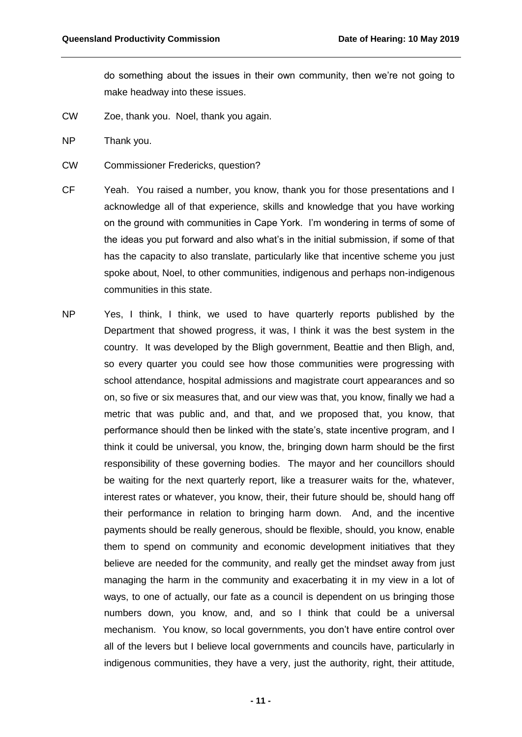do something about the issues in their own community, then we're not going to make headway into these issues.

CW Zoe, thank you. Noel, thank you again.

NP Thank you.

CW Commissioner Fredericks, question?

CF Yeah. You raised a number, you know, thank you for those presentations and I acknowledge all of that experience, skills and knowledge that you have working on the ground with communities in Cape York. I'm wondering in terms of some of the ideas you put forward and also what's in the initial submission, if some of that has the capacity to also translate, particularly like that incentive scheme you just spoke about, Noel, to other communities, indigenous and perhaps non-indigenous communities in this state.

NP Yes, I think, I think, we used to have quarterly reports published by the Department that showed progress, it was, I think it was the best system in the country. It was developed by the Bligh government, Beattie and then Bligh, and, so every quarter you could see how those communities were progressing with school attendance, hospital admissions and magistrate court appearances and so on, so five or six measures that, and our view was that, you know, finally we had a metric that was public and, and that, and we proposed that, you know, that performance should then be linked with the state's, state incentive program, and I think it could be universal, you know, the, bringing down harm should be the first responsibility of these governing bodies. The mayor and her councillors should be waiting for the next quarterly report, like a treasurer waits for the, whatever, interest rates or whatever, you know, their, their future should be, should hang off their performance in relation to bringing harm down. And, and the incentive payments should be really generous, should be flexible, should, you know, enable them to spend on community and economic development initiatives that they believe are needed for the community, and really get the mindset away from just managing the harm in the community and exacerbating it in my view in a lot of ways, to one of actually, our fate as a council is dependent on us bringing those numbers down, you know, and, and so I think that could be a universal mechanism. You know, so local governments, you don't have entire control over all of the levers but I believe local governments and councils have, particularly in indigenous communities, they have a very, just the authority, right, their attitude,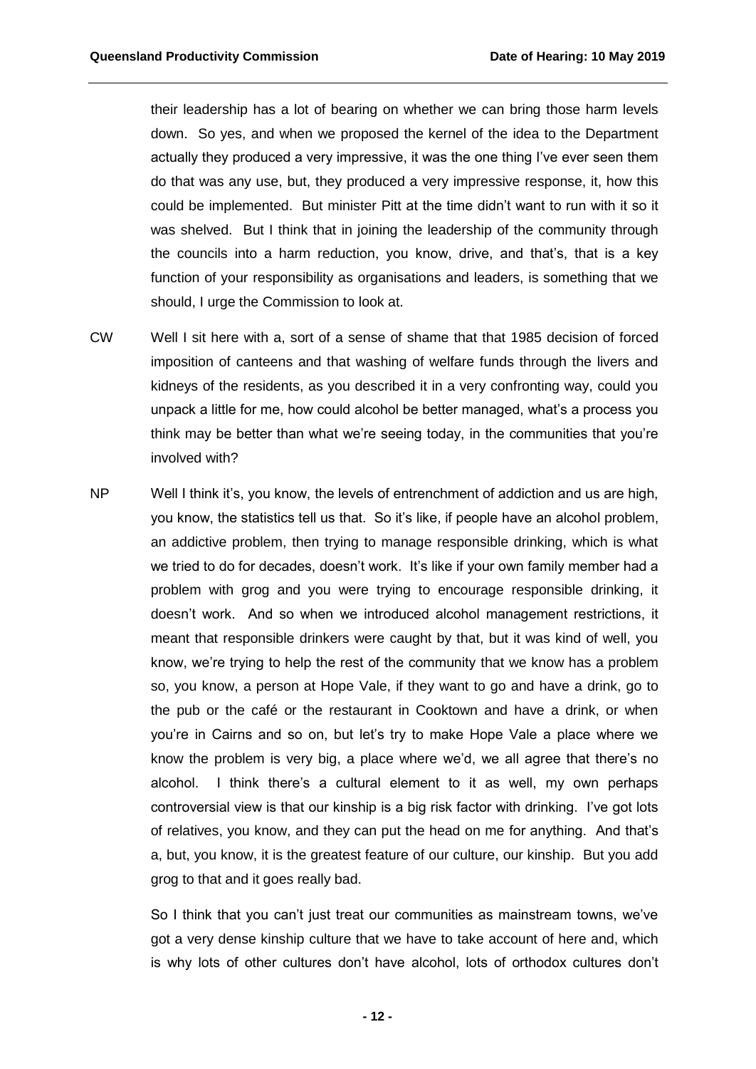their leadership has a lot of bearing on whether we can bring those harm levels down. So yes, and when we proposed the kernel of the idea to the Department actually they produced a very impressive, it was the one thing I've ever seen them do that was any use, but, they produced a very impressive response, it, how this could be implemented. But minister Pitt at the time didn't want to run with it so it was shelved. But I think that in joining the leadership of the community through the councils into a harm reduction, you know, drive, and that's, that is a key function of your responsibility as organisations and leaders, is something that we should, I urge the Commission to look at.

CW Well I sit here with a, sort of a sense of shame that that 1985 decision of forced imposition of canteens and that washing of welfare funds through the livers and kidneys of the residents, as you described it in a very confronting way, could you unpack a little for me, how could alcohol be better managed, what's a process you think may be better than what we're seeing today, in the communities that you're involved with?

NP Well I think it's, you know, the levels of entrenchment of addiction and us are high, you know, the statistics tell us that. So it's like, if people have an alcohol problem, an addictive problem, then trying to manage responsible drinking, which is what we tried to do for decades, doesn't work. It's like if your own family member had a problem with grog and you were trying to encourage responsible drinking, it doesn't work. And so when we introduced alcohol management restrictions, it meant that responsible drinkers were caught by that, but it was kind of well, you know, we're trying to help the rest of the community that we know has a problem so, you know, a person at Hope Vale, if they want to go and have a drink, go to the pub or the café or the restaurant in Cooktown and have a drink, or when you're in Cairns and so on, but let's try to make Hope Vale a place where we know the problem is very big, a place where we'd, we all agree that there's no alcohol. I think there's a cultural element to it as well, my own perhaps controversial view is that our kinship is a big risk factor with drinking. I've got lots of relatives, you know, and they can put the head on me for anything. And that's a, but, you know, it is the greatest feature of our culture, our kinship. But you add grog to that and it goes really bad.

So I think that you can't just treat our communities as mainstream towns, we've got a very dense kinship culture that we have to take account of here and, which is why lots of other cultures don't have alcohol, lots of orthodox cultures don't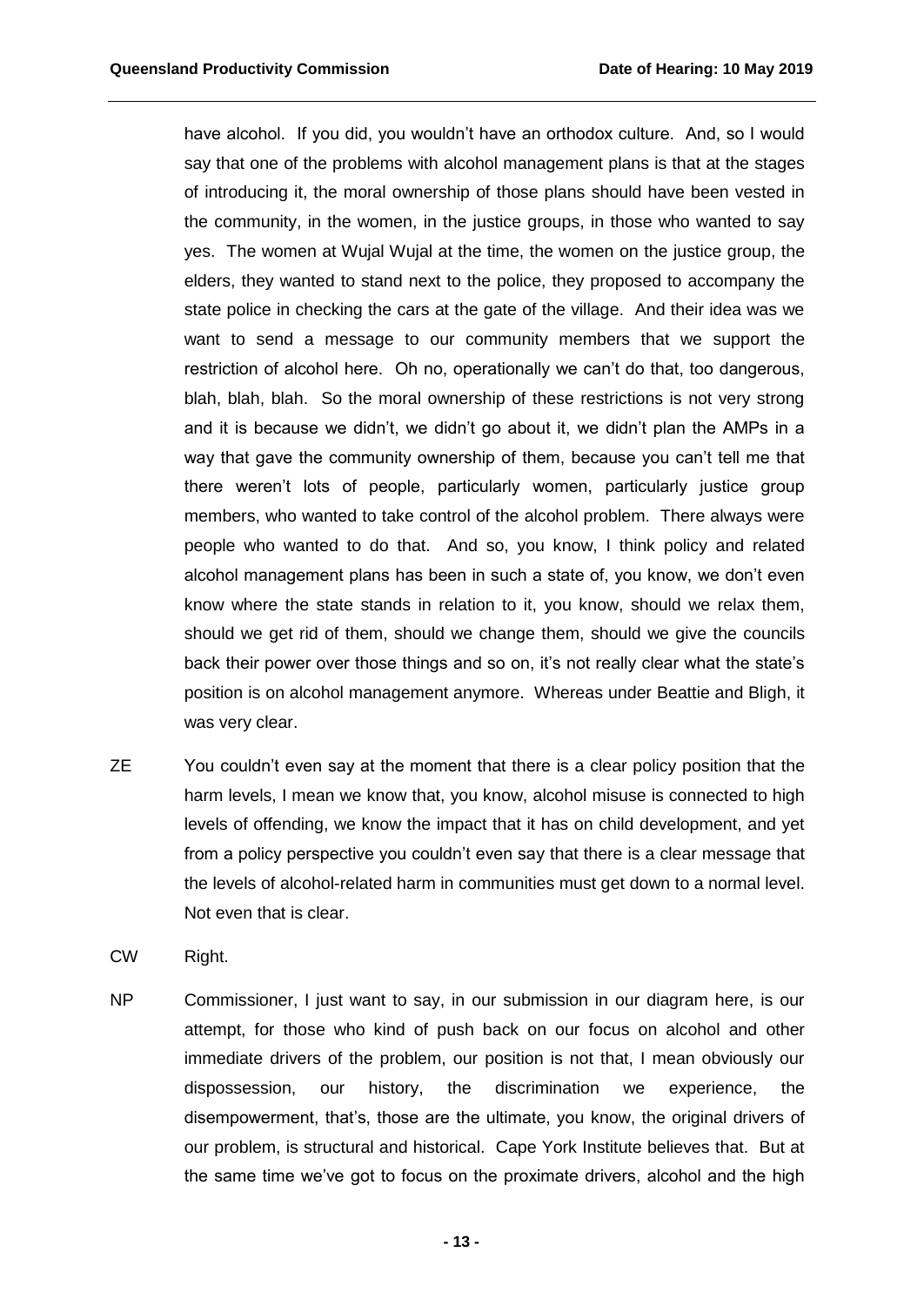have alcohol. If you did, you wouldn't have an orthodox culture. And, so I would say that one of the problems with alcohol management plans is that at the stages of introducing it, the moral ownership of those plans should have been vested in the community, in the women, in the justice groups, in those who wanted to say yes. The women at Wujal Wujal at the time, the women on the justice group, the elders, they wanted to stand next to the police, they proposed to accompany the state police in checking the cars at the gate of the village. And their idea was we want to send a message to our community members that we support the restriction of alcohol here. Oh no, operationally we can't do that, too dangerous, blah, blah, blah. So the moral ownership of these restrictions is not very strong and it is because we didn't, we didn't go about it, we didn't plan the AMPs in a way that gave the community ownership of them, because you can't tell me that there weren't lots of people, particularly women, particularly justice group members, who wanted to take control of the alcohol problem. There always were people who wanted to do that. And so, you know, I think policy and related alcohol management plans has been in such a state of, you know, we don't even know where the state stands in relation to it, you know, should we relax them, should we get rid of them, should we change them, should we give the councils back their power over those things and so on, it's not really clear what the state's position is on alcohol management anymore. Whereas under Beattie and Bligh, it was very clear.

ZE You couldn't even say at the moment that there is a clear policy position that the harm levels, I mean we know that, you know, alcohol misuse is connected to high levels of offending, we know the impact that it has on child development, and yet from a policy perspective you couldn't even say that there is a clear message that the levels of alcohol-related harm in communities must get down to a normal level. Not even that is clear.

CW Right.

NP Commissioner, I just want to say, in our submission in our diagram here, is our attempt, for those who kind of push back on our focus on alcohol and other immediate drivers of the problem, our position is not that, I mean obviously our dispossession, our history, the discrimination we experience, the disempowerment, that's, those are the ultimate, you know, the original drivers of our problem, is structural and historical. Cape York Institute believes that. But at the same time we've got to focus on the proximate drivers, alcohol and the high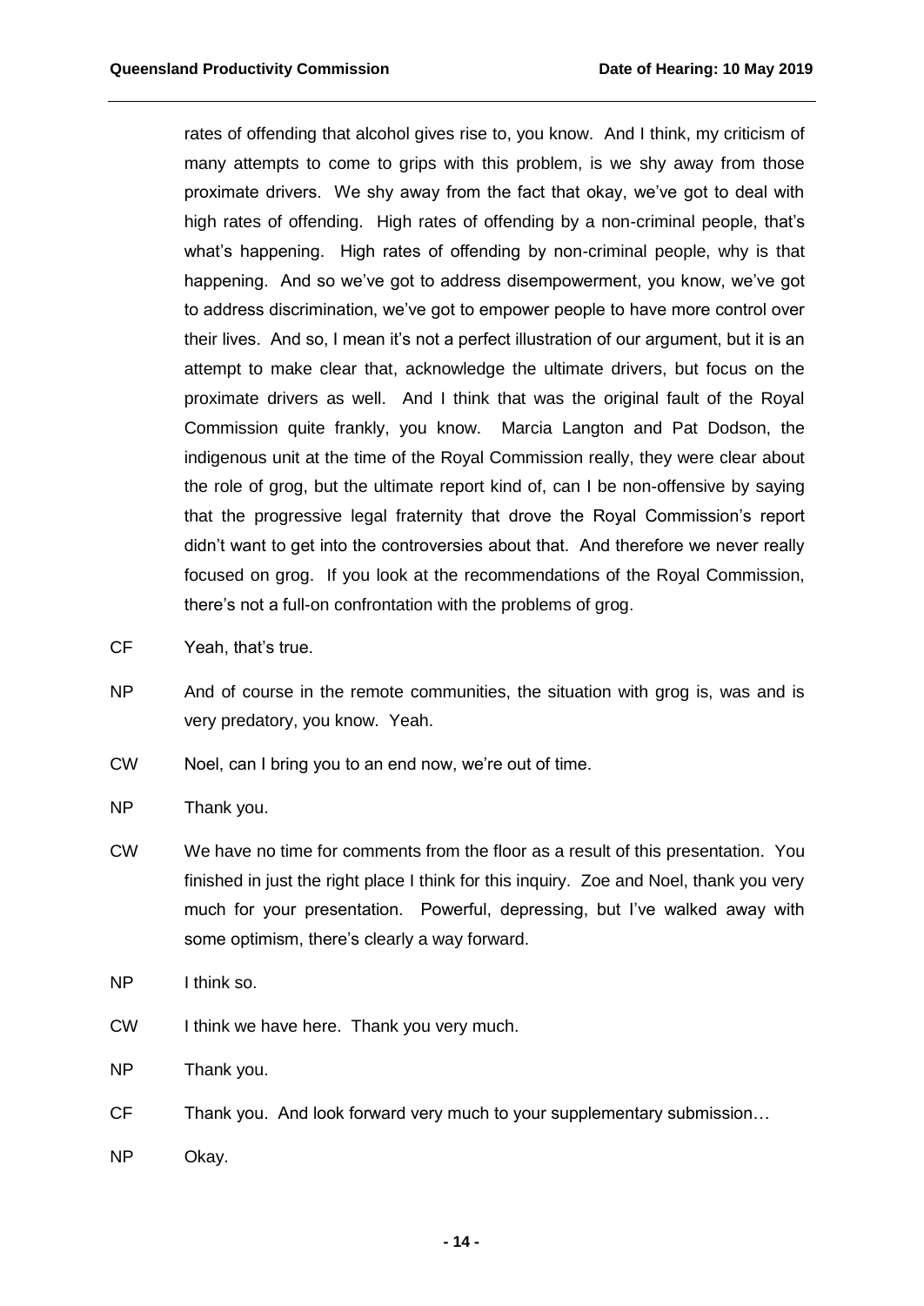rates of offending that alcohol gives rise to, you know. And I think, my criticism of many attempts to come to grips with this problem, is we shy away from those proximate drivers. We shy away from the fact that okay, we've got to deal with high rates of offending. High rates of offending by a non-criminal people, that's what's happening. High rates of offending by non-criminal people, why is that happening. And so we've got to address disempowerment, you know, we've got to address discrimination, we've got to empower people to have more control over their lives. And so, I mean it's not a perfect illustration of our argument, but it is an attempt to make clear that, acknowledge the ultimate drivers, but focus on the proximate drivers as well. And I think that was the original fault of the Royal Commission quite frankly, you know. Marcia Langton and Pat Dodson, the indigenous unit at the time of the Royal Commission really, they were clear about the role of grog, but the ultimate report kind of, can I be non-offensive by saying that the progressive legal fraternity that drove the Royal Commission's report didn't want to get into the controversies about that. And therefore we never really focused on grog. If you look at the recommendations of the Royal Commission, there's not a full-on confrontation with the problems of grog.

CF Yeah, that's true.

NP And of course in the remote communities, the situation with grog is, was and is very predatory, you know. Yeah.

CW Noel, can I bring you to an end now, we're out of time.

NP Thank you.

CW We have no time for comments from the floor as a result of this presentation. You finished in just the right place I think for this inquiry. Zoe and Noel, thank you very much for your presentation. Powerful, depressing, but I've walked away with some optimism, there's clearly a way forward.

NP I think so.

CW I think we have here. Thank you very much.

NP Thank you.

CF Thank you. And look forward very much to your supplementary submission…

NP Okay.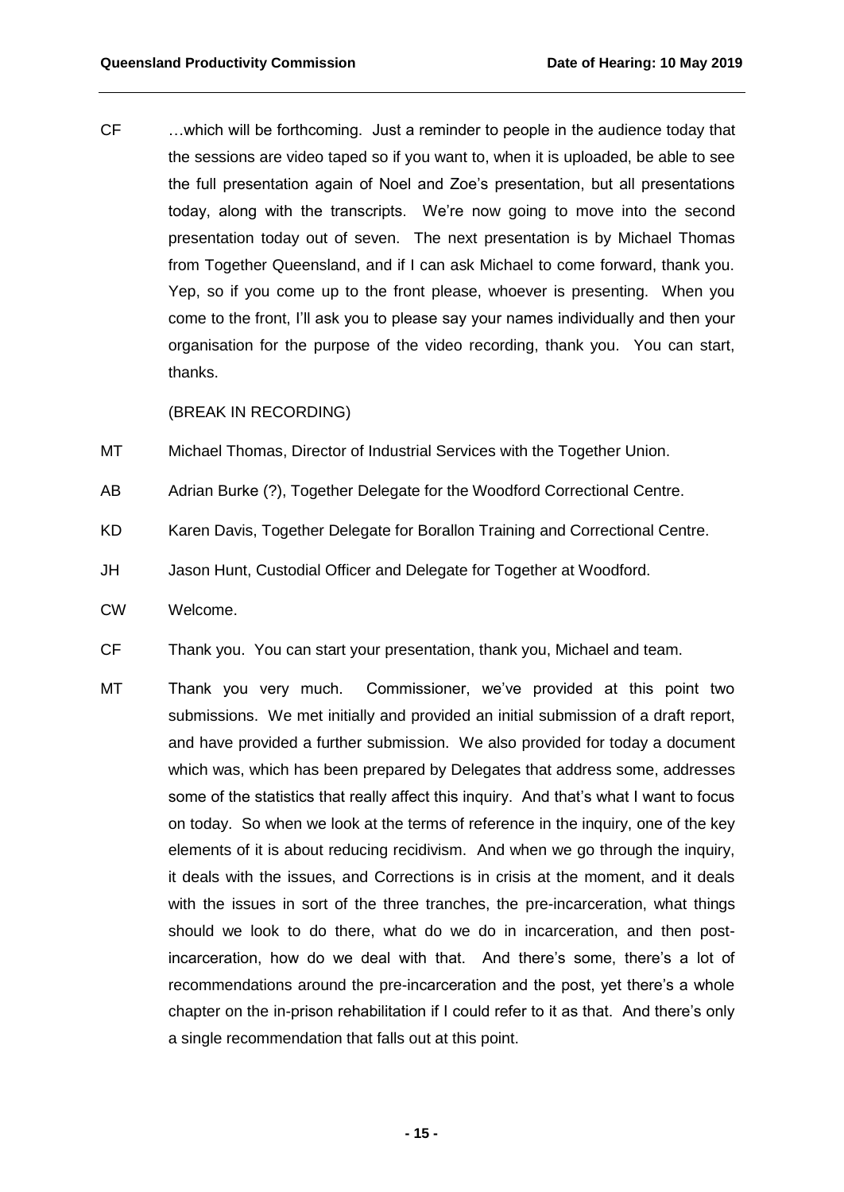CF …which will be forthcoming. Just a reminder to people in the audience today that the sessions are video taped so if you want to, when it is uploaded, be able to see the full presentation again of Noel and Zoe's presentation, but all presentations today, along with the transcripts. We're now going to move into the second presentation today out of seven. The next presentation is by Michael Thomas from Together Queensland, and if I can ask Michael to come forward, thank you. Yep, so if you come up to the front please, whoever is presenting. When you come to the front, I'll ask you to please say your names individually and then your organisation for the purpose of the video recording, thank you. You can start, thanks.

(BREAK IN RECORDING)

MT Michael Thomas, Director of Industrial Services with the Together Union.

AB Adrian Burke (?), Together Delegate for the Woodford Correctional Centre.

KD Karen Davis, Together Delegate for Borallon Training and Correctional Centre.

JH Jason Hunt, Custodial Officer and Delegate for Together at Woodford.

CW Welcome.

CF Thank you. You can start your presentation, thank you, Michael and team.

MT Thank you very much. Commissioner, we've provided at this point two submissions. We met initially and provided an initial submission of a draft report, and have provided a further submission. We also provided for today a document which was, which has been prepared by Delegates that address some, addresses some of the statistics that really affect this inquiry. And that's what I want to focus on today. So when we look at the terms of reference in the inquiry, one of the key elements of it is about reducing recidivism. And when we go through the inquiry, it deals with the issues, and Corrections is in crisis at the moment, and it deals with the issues in sort of the three tranches, the pre-incarceration, what things should we look to do there, what do we do in incarceration, and then post-incarceration, how do we deal with that. And there's some, there's a lot of recommendations around the pre-incarceration and the post, yet there's a whole chapter on the in-prison rehabilitation if I could refer to it as that. And there's only a single recommendation that falls out at this point.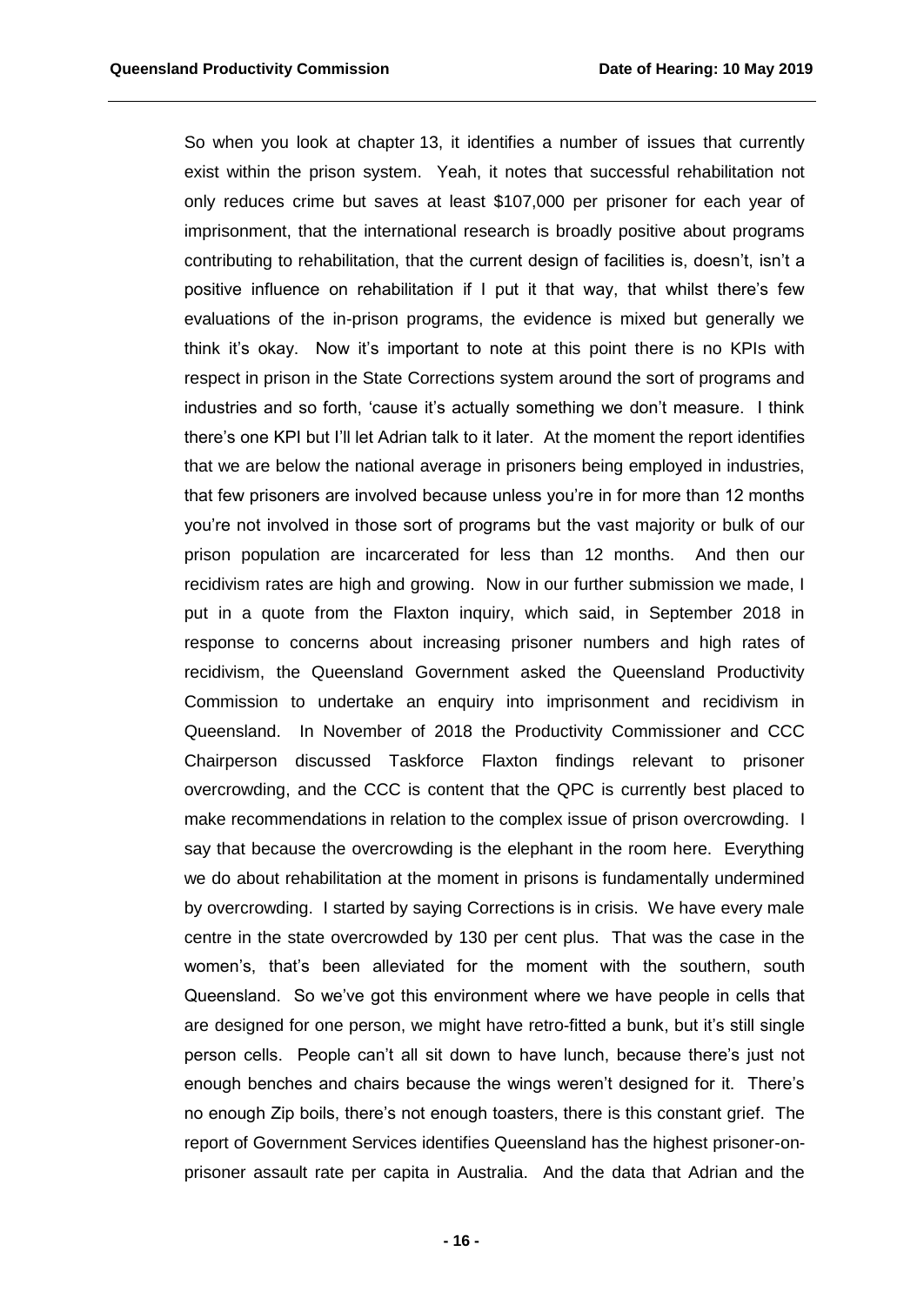So when you look at chapter 13, it identifies a number of issues that currently exist within the prison system. Yeah, it notes that successful rehabilitation not only reduces crime but saves at least $107,000 per prisoner for each year of imprisonment, that the international research is broadly positive about programs contributing to rehabilitation, that the current design of facilities is, doesn't, isn't a positive influence on rehabilitation if I put it that way, that whilst there's few evaluations of the in-prison programs, the evidence is mixed but generally we think it's okay. Now it's important to note at this point there is no KPIs with respect in prison in the State Corrections system around the sort of programs and industries and so forth, 'cause it's actually something we don't measure. I think there's one KPI but I'll let Adrian talk to it later. At the moment the report identifies that we are below the national average in prisoners being employed in industries, that few prisoners are involved because unless you're in for more than 12 months you're not involved in those sort of programs but the vast majority or bulk of our prison population are incarcerated for less than 12 months. And then our recidivism rates are high and growing. Now in our further submission we made, I put in a quote from the Flaxton inquiry, which said, in September 2018 in response to concerns about increasing prisoner numbers and high rates of recidivism, the Queensland Government asked the Queensland Productivity Commission to undertake an enquiry into imprisonment and recidivism in Queensland. In November of 2018 the Productivity Commissioner and CCC Chairperson discussed Taskforce Flaxton findings relevant to prisoner overcrowding, and the CCC is content that the QPC is currently best placed to make recommendations in relation to the complex issue of prison overcrowding. I say that because the overcrowding is the elephant in the room here. Everything we do about rehabilitation at the moment in prisons is fundamentally undermined by overcrowding. I started by saying Corrections is in crisis. We have every male centre in the state overcrowded by 130 per cent plus. That was the case in the women's, that's been alleviated for the moment with the southern, south Queensland. So we've got this environment where we have people in cells that are designed for one person, we might have retro-fitted a bunk, but it's still single person cells. People can't all sit down to have lunch, because there's just not enough benches and chairs because the wings weren't designed for it. There's no enough Zip boils, there's not enough toasters, there is this constant grief. The report of Government Services identifies Queensland has the highest prisoner-on-prisoner assault rate per capita in Australia. And the data that Adrian and the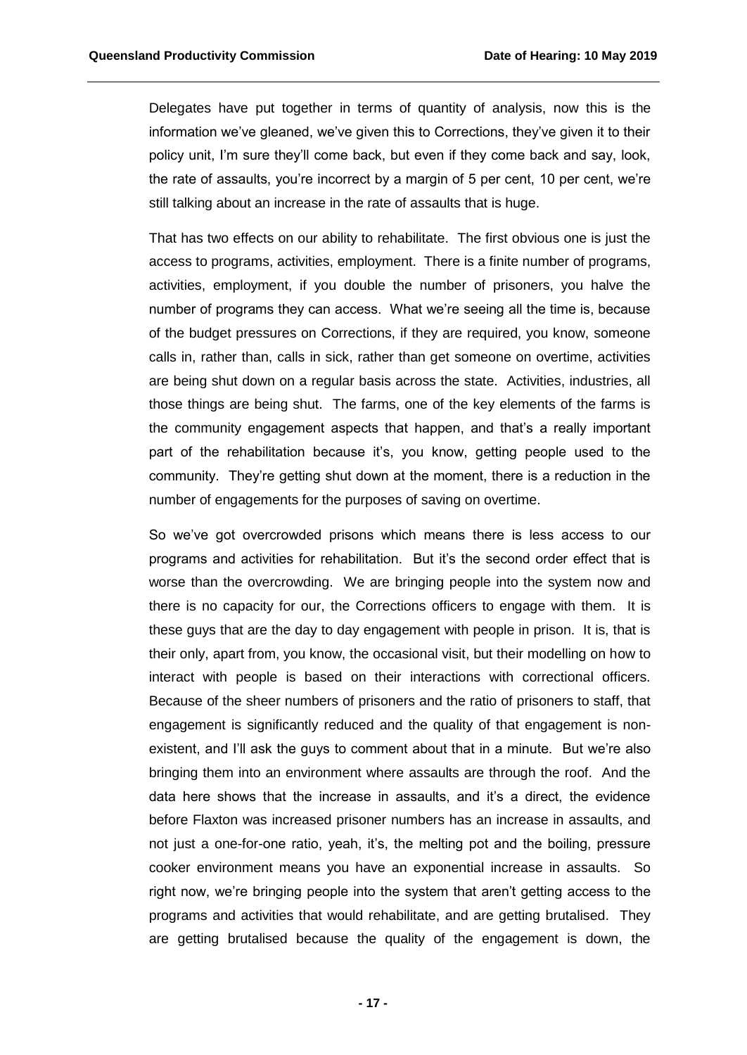Delegates have put together in terms of quantity of analysis, now this is the information we've gleaned, we've given this to Corrections, they've given it to their policy unit, I'm sure they'll come back, but even if they come back and say, look, the rate of assaults, you're incorrect by a margin of 5 per cent, 10 per cent, we're still talking about an increase in the rate of assaults that is huge.

That has two effects on our ability to rehabilitate. The first obvious one is just the access to programs, activities, employment. There is a finite number of programs, activities, employment, if you double the number of prisoners, you halve the number of programs they can access. What we're seeing all the time is, because of the budget pressures on Corrections, if they are required, you know, someone calls in, rather than, calls in sick, rather than get someone on overtime, activities are being shut down on a regular basis across the state. Activities, industries, all those things are being shut. The farms, one of the key elements of the farms is the community engagement aspects that happen, and that's a really important part of the rehabilitation because it's, you know, getting people used to the community. They're getting shut down at the moment, there is a reduction in the number of engagements for the purposes of saving on overtime.

So we've got overcrowded prisons which means there is less access to our programs and activities for rehabilitation. But it's the second order effect that is worse than the overcrowding. We are bringing people into the system now and there is no capacity for our, the Corrections officers to engage with them. It is these guys that are the day to day engagement with people in prison. It is, that is their only, apart from, you know, the occasional visit, but their modelling on how to interact with people is based on their interactions with correctional officers. Because of the sheer numbers of prisoners and the ratio of prisoners to staff, that engagement is significantly reduced and the quality of that engagement is non-existent, and I'll ask the guys to comment about that in a minute. But we're also bringing them into an environment where assaults are through the roof. And the data here shows that the increase in assaults, and it's a direct, the evidence before Flaxton was increased prisoner numbers has an increase in assaults, and not just a one-for-one ratio, yeah, it's, the melting pot and the boiling, pressure cooker environment means you have an exponential increase in assaults. So right now, we're bringing people into the system that aren't getting access to the programs and activities that would rehabilitate, and are getting brutalised. They are getting brutalised because the quality of the engagement is down, the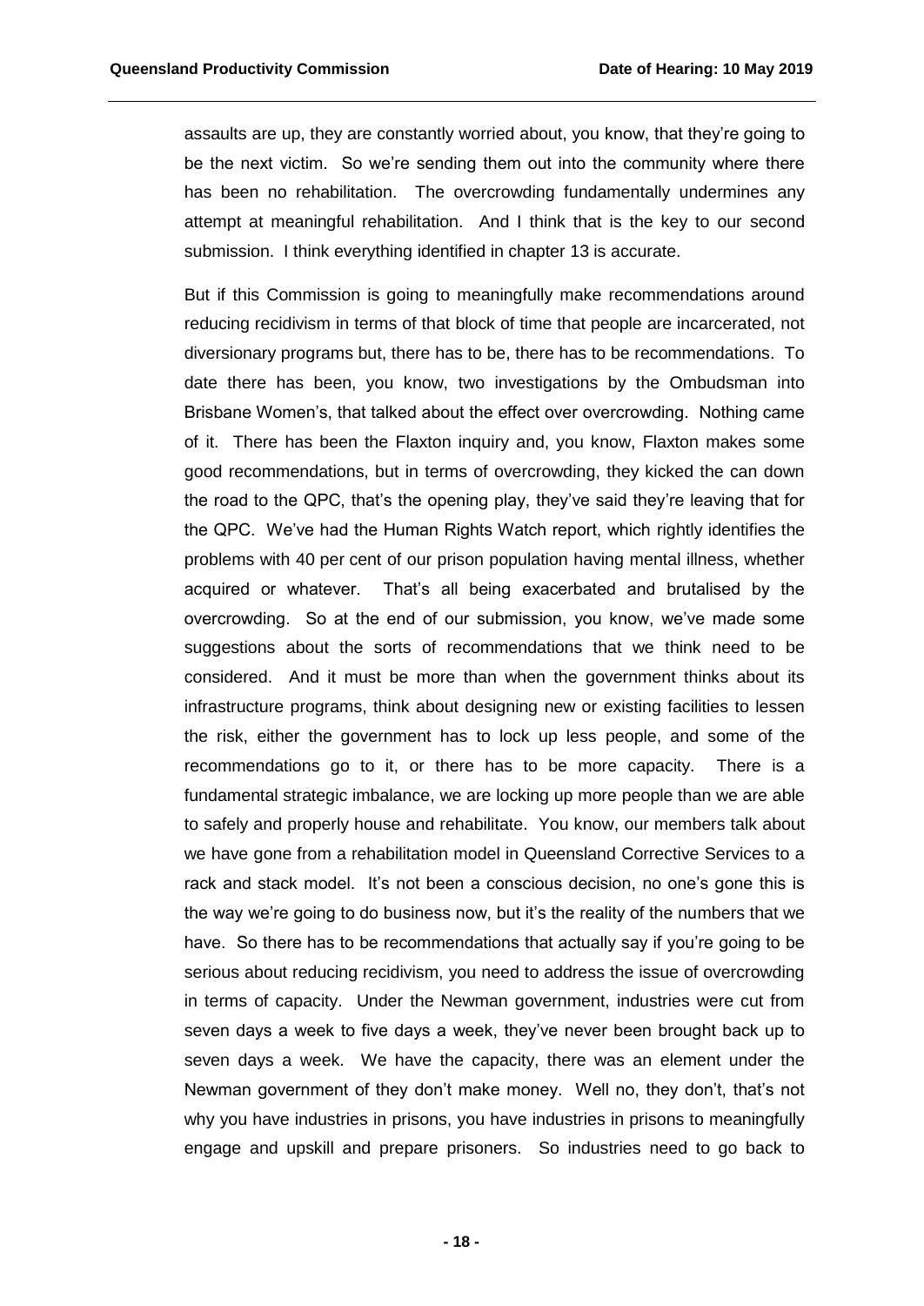assaults are up, they are constantly worried about, you know, that they're going to be the next victim. So we're sending them out into the community where there has been no rehabilitation. The overcrowding fundamentally undermines any attempt at meaningful rehabilitation. And I think that is the key to our second submission. I think everything identified in chapter 13 is accurate.

But if this Commission is going to meaningfully make recommendations around reducing recidivism in terms of that block of time that people are incarcerated, not diversionary programs but, there has to be, there has to be recommendations. To date there has been, you know, two investigations by the Ombudsman into Brisbane Women's, that talked about the effect over overcrowding. Nothing came of it. There has been the Flaxton inquiry and, you know, Flaxton makes some good recommendations, but in terms of overcrowding, they kicked the can down the road to the QPC, that's the opening play, they've said they're leaving that for the QPC. We've had the Human Rights Watch report, which rightly identifies the problems with 40 per cent of our prison population having mental illness, whether acquired or whatever. That's all being exacerbated and brutalised by the overcrowding. So at the end of our submission, you know, we've made some suggestions about the sorts of recommendations that we think need to be considered. And it must be more than when the government thinks about its infrastructure programs, think about designing new or existing facilities to lessen the risk, either the government has to lock up less people, and some of the recommendations go to it, or there has to be more capacity. There is a fundamental strategic imbalance, we are locking up more people than we are able to safely and properly house and rehabilitate. You know, our members talk about we have gone from a rehabilitation model in Queensland Corrective Services to a rack and stack model. It's not been a conscious decision, no one's gone this is the way we're going to do business now, but it's the reality of the numbers that we have. So there has to be recommendations that actually say if you're going to be serious about reducing recidivism, you need to address the issue of overcrowding in terms of capacity. Under the Newman government, industries were cut from seven days a week to five days a week, they've never been brought back up to seven days a week. We have the capacity, there was an element under the Newman government of they don't make money. Well no, they don't, that's not why you have industries in prisons, you have industries in prisons to meaningfully engage and upskill and prepare prisoners. So industries need to go back to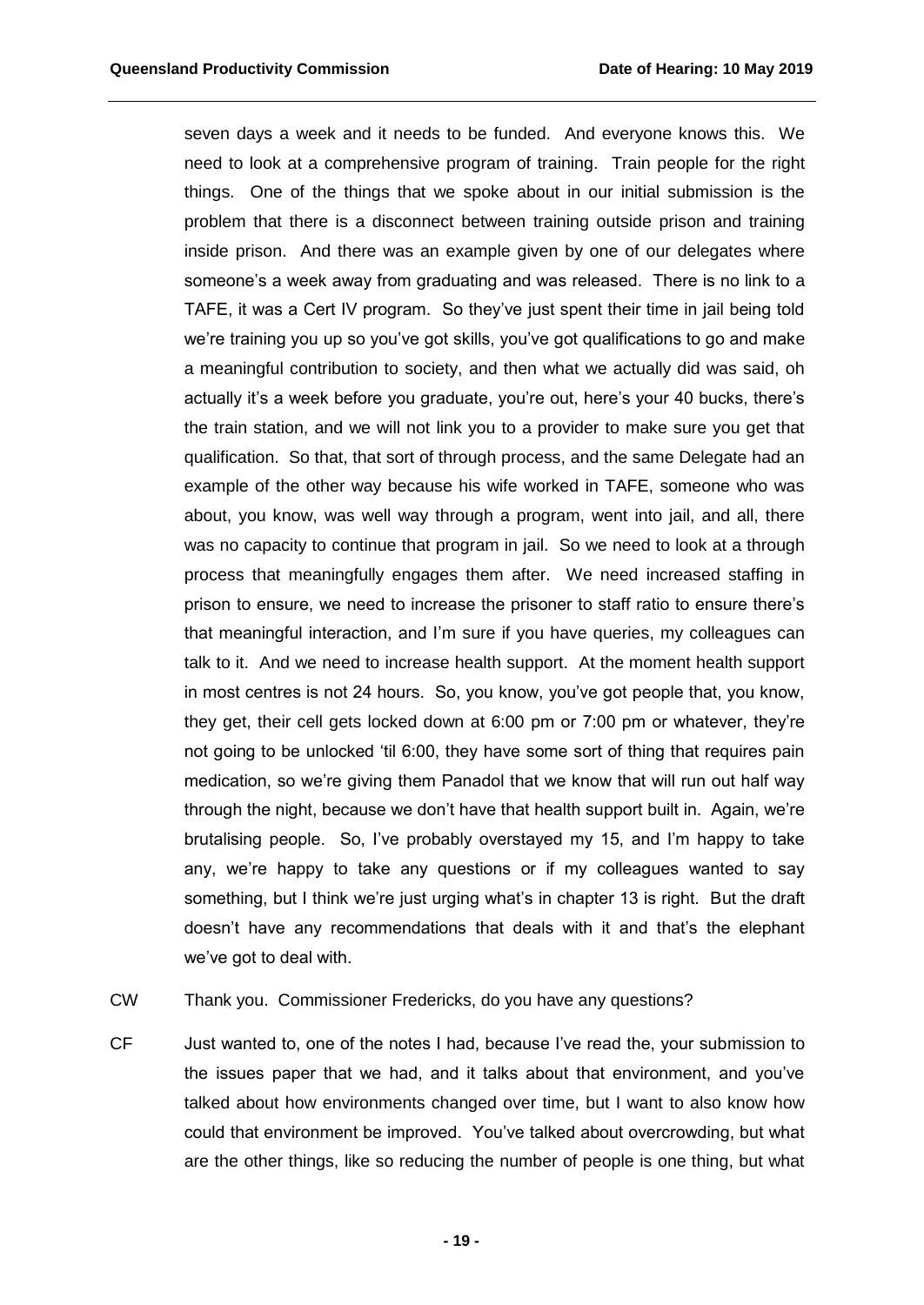seven days a week and it needs to be funded. And everyone knows this. We need to look at a comprehensive program of training. Train people for the right things. One of the things that we spoke about in our initial submission is the problem that there is a disconnect between training outside prison and training inside prison. And there was an example given by one of our delegates where someone's a week away from graduating and was released. There is no link to a TAFE, it was a Cert IV program. So they've just spent their time in jail being told we're training you up so you've got skills, you've got qualifications to go and make a meaningful contribution to society, and then what we actually did was said, oh actually it's a week before you graduate, you're out, here's your 40 bucks, there's the train station, and we will not link you to a provider to make sure you get that qualification. So that, that sort of through process, and the same Delegate had an example of the other way because his wife worked in TAFE, someone who was about, you know, was well way through a program, went into jail, and all, there was no capacity to continue that program in jail. So we need to look at a through process that meaningfully engages them after. We need increased staffing in prison to ensure, we need to increase the prisoner to staff ratio to ensure there's that meaningful interaction, and I'm sure if you have queries, my colleagues can talk to it. And we need to increase health support. At the moment health support in most centres is not 24 hours. So, you know, you've got people that, you know, they get, their cell gets locked down at 6:00 pm or 7:00 pm or whatever, they're not going to be unlocked 'til 6:00, they have some sort of thing that requires pain medication, so we're giving them Panadol that we know that will run out half way through the night, because we don't have that health support built in. Again, we're brutalising people. So, I've probably overstayed my 15, and I'm happy to take any, we're happy to take any questions or if my colleagues wanted to say something, but I think we're just urging what's in chapter 13 is right. But the draft doesn't have any recommendations that deals with it and that's the elephant we've got to deal with.

CW Thank you. Commissioner Fredericks, do you have any questions?

CF Just wanted to, one of the notes I had, because I've read the, your submission to the issues paper that we had, and it talks about that environment, and you've talked about how environments changed over time, but I want to also know how could that environment be improved. You've talked about overcrowding, but what are the other things, like so reducing the number of people is one thing, but what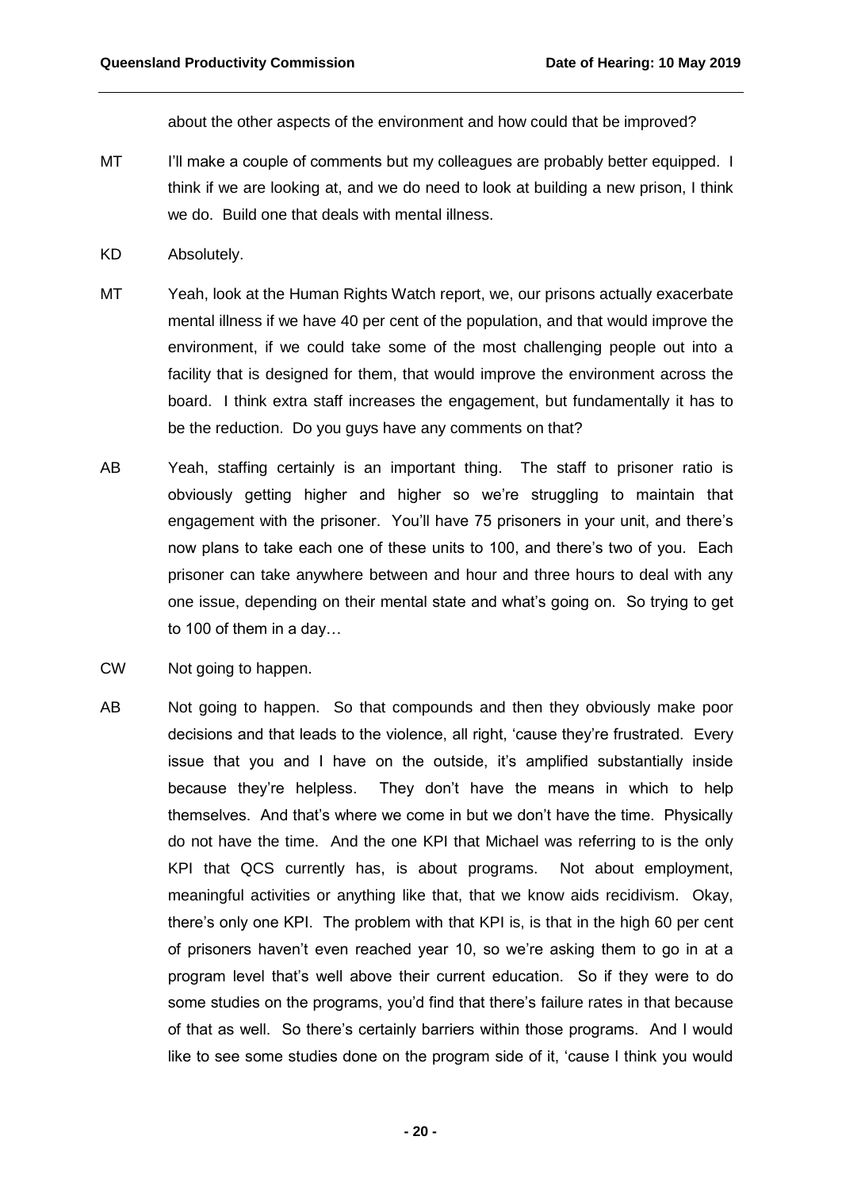about the other aspects of the environment and how could that be improved?

MT I'll make a couple of comments but my colleagues are probably better equipped. I think if we are looking at, and we do need to look at building a new prison, I think we do. Build one that deals with mental illness.

KD Absolutely.

MT Yeah, look at the Human Rights Watch report, we, our prisons actually exacerbate mental illness if we have 40 per cent of the population, and that would improve the environment, if we could take some of the most challenging people out into a facility that is designed for them, that would improve the environment across the board. I think extra staff increases the engagement, but fundamentally it has to be the reduction. Do you guys have any comments on that?

AB Yeah, staffing certainly is an important thing. The staff to prisoner ratio is obviously getting higher and higher so we're struggling to maintain that engagement with the prisoner. You'll have 75 prisoners in your unit, and there's now plans to take each one of these units to 100, and there's two of you. Each prisoner can take anywhere between and hour and three hours to deal with any one issue, depending on their mental state and what's going on. So trying to get to 100 of them in a day…

CW Not going to happen.

AB Not going to happen. So that compounds and then they obviously make poor decisions and that leads to the violence, all right, 'cause they're frustrated. Every issue that you and I have on the outside, it's amplified substantially inside because they're helpless. They don't have the means in which to help themselves. And that's where we come in but we don't have the time. Physically do not have the time. And the one KPI that Michael was referring to is the only KPI that QCS currently has, is about programs. Not about employment, meaningful activities or anything like that, that we know aids recidivism. Okay, there's only one KPI. The problem with that KPI is, is that in the high 60 per cent of prisoners haven't even reached year 10, so we're asking them to go in at a program level that's well above their current education. So if they were to do some studies on the programs, you'd find that there's failure rates in that because of that as well. So there's certainly barriers within those programs. And I would like to see some studies done on the program side of it, 'cause I think you would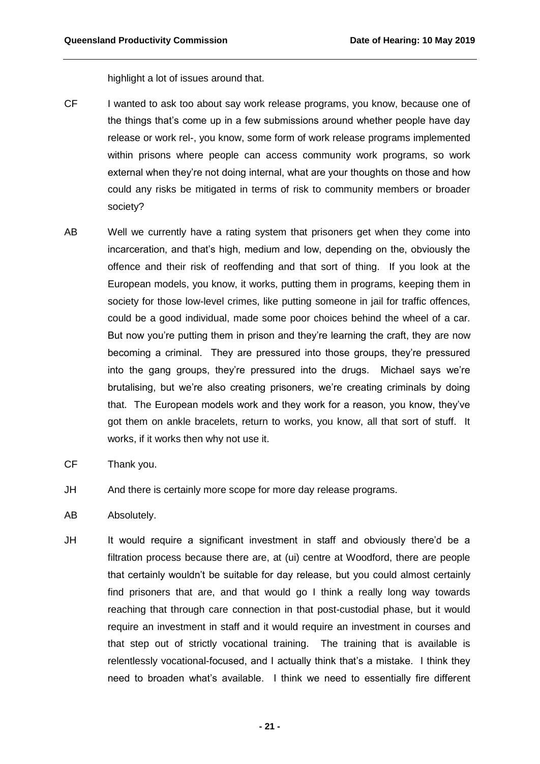highlight a lot of issues around that.

CF I wanted to ask too about say work release programs, you know, because one of the things that's come up in a few submissions around whether people have day release or work rel-, you know, some form of work release programs implemented within prisons where people can access community work programs, so work external when they're not doing internal, what are your thoughts on those and how could any risks be mitigated in terms of risk to community members or broader society?

AB Well we currently have a rating system that prisoners get when they come into incarceration, and that's high, medium and low, depending on the, obviously the offence and their risk of reoffending and that sort of thing. If you look at the European models, you know, it works, putting them in programs, keeping them in society for those low-level crimes, like putting someone in jail for traffic offences, could be a good individual, made some poor choices behind the wheel of a car. But now you're putting them in prison and they're learning the craft, they are now becoming a criminal. They are pressured into those groups, they're pressured into the gang groups, they're pressured into the drugs. Michael says we're brutalising, but we're also creating prisoners, we're creating criminals by doing that. The European models work and they work for a reason, you know, they've got them on ankle bracelets, return to works, you know, all that sort of stuff. It works, if it works then why not use it.

CF Thank you.

JH And there is certainly more scope for more day release programs.

AB Absolutely.

JH It would require a significant investment in staff and obviously there'd be a filtration process because there are, at (ui) centre at Woodford, there are people that certainly wouldn't be suitable for day release, but you could almost certainly find prisoners that are, and that would go I think a really long way towards reaching that through care connection in that post-custodial phase, but it would require an investment in staff and it would require an investment in courses and that step out of strictly vocational training. The training that is available is relentlessly vocational-focused, and I actually think that's a mistake. I think they need to broaden what's available. I think we need to essentially fire different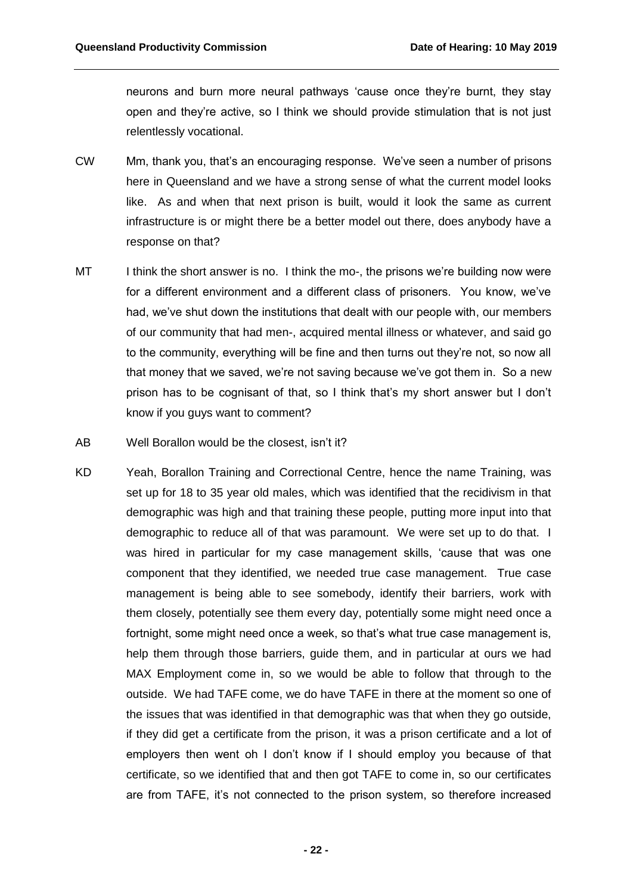neurons and burn more neural pathways 'cause once they're burnt, they stay open and they're active, so I think we should provide stimulation that is not just relentlessly vocational.

CW Mm, thank you, that's an encouraging response. We've seen a number of prisons here in Queensland and we have a strong sense of what the current model looks like. As and when that next prison is built, would it look the same as current infrastructure is or might there be a better model out there, does anybody have a response on that?

MT I think the short answer is no. I think the mo-, the prisons we're building now were for a different environment and a different class of prisoners. You know, we've had, we've shut down the institutions that dealt with our people with, our members of our community that had men-, acquired mental illness or whatever, and said go to the community, everything will be fine and then turns out they're not, so now all that money that we saved, we're not saving because we've got them in. So a new prison has to be cognisant of that, so I think that's my short answer but I don't know if you guys want to comment?

AB Well Borallon would be the closest, isn't it?

KD Yeah, Borallon Training and Correctional Centre, hence the name Training, was set up for 18 to 35 year old males, which was identified that the recidivism in that demographic was high and that training these people, putting more input into that demographic to reduce all of that was paramount. We were set up to do that. I was hired in particular for my case management skills, 'cause that was one component that they identified, we needed true case management. True case management is being able to see somebody, identify their barriers, work with them closely, potentially see them every day, potentially some might need once a fortnight, some might need once a week, so that's what true case management is, help them through those barriers, guide them, and in particular at ours we had MAX Employment come in, so we would be able to follow that through to the outside. We had TAFE come, we do have TAFE in there at the moment so one of the issues that was identified in that demographic was that when they go outside, if they did get a certificate from the prison, it was a prison certificate and a lot of employers then went oh I don't know if I should employ you because of that certificate, so we identified that and then got TAFE to come in, so our certificates are from TAFE, it's not connected to the prison system, so therefore increased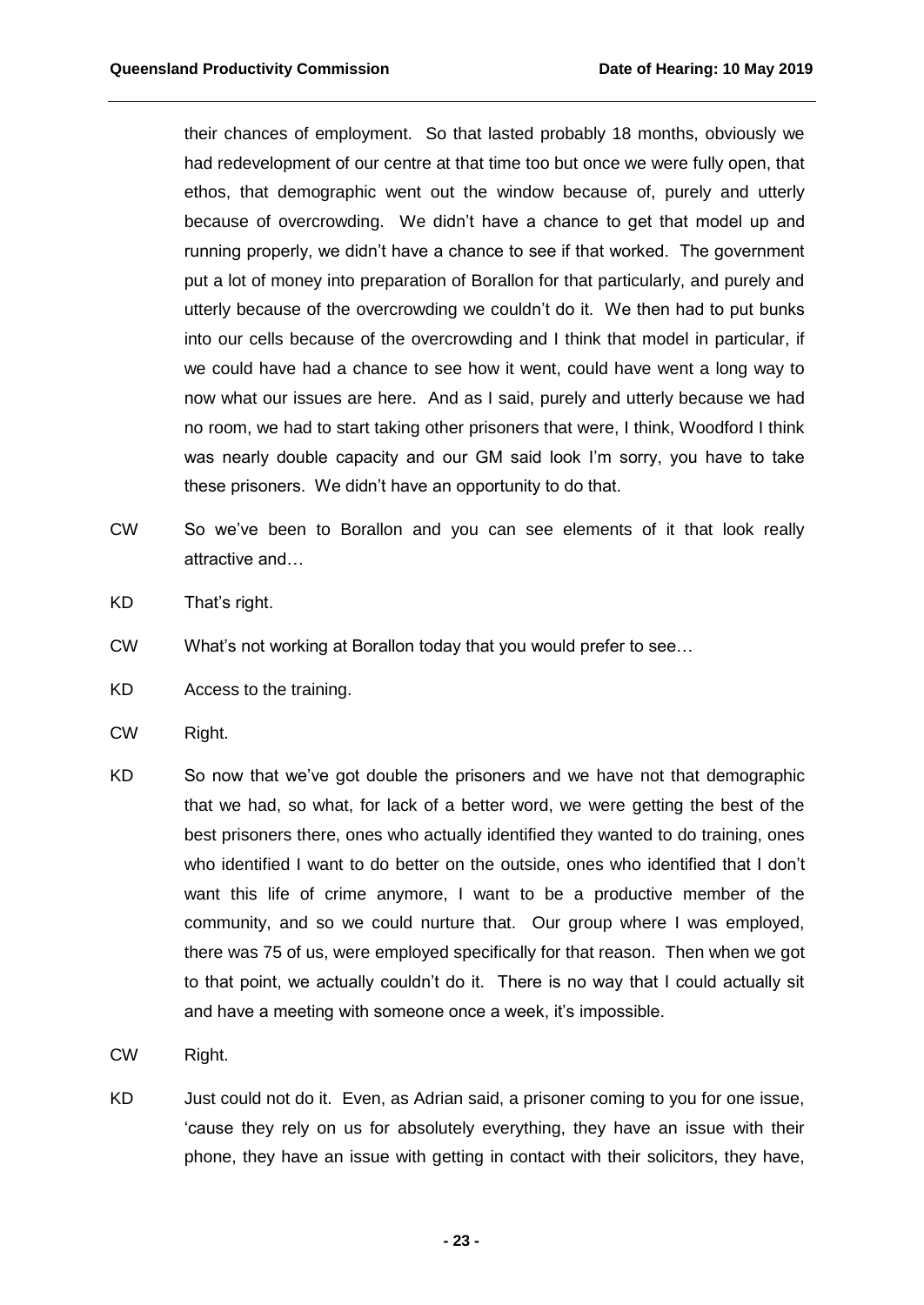their chances of employment. So that lasted probably 18 months, obviously we had redevelopment of our centre at that time too but once we were fully open, that ethos, that demographic went out the window because of, purely and utterly because of overcrowding. We didn't have a chance to get that model up and running properly, we didn't have a chance to see if that worked. The government put a lot of money into preparation of Borallon for that particularly, and purely and utterly because of the overcrowding we couldn't do it. We then had to put bunks into our cells because of the overcrowding and I think that model in particular, if we could have had a chance to see how it went, could have went a long way to now what our issues are here. And as I said, purely and utterly because we had no room, we had to start taking other prisoners that were, I think, Woodford I think was nearly double capacity and our GM said look I'm sorry, you have to take these prisoners. We didn't have an opportunity to do that.

CW So we've been to Borallon and you can see elements of it that look really attractive and…

KD That's right.

CW What's not working at Borallon today that you would prefer to see…

KD Access to the training.

CW Right.

KD So now that we've got double the prisoners and we have not that demographic that we had, so what, for lack of a better word, we were getting the best of the best prisoners there, ones who actually identified they wanted to do training, ones who identified I want to do better on the outside, ones who identified that I don't want this life of crime anymore, I want to be a productive member of the community, and so we could nurture that. Our group where I was employed, there was 75 of us, were employed specifically for that reason. Then when we got to that point, we actually couldn't do it. There is no way that I could actually sit and have a meeting with someone once a week, it's impossible.

CW Right.

KD Just could not do it. Even, as Adrian said, a prisoner coming to you for one issue, 'cause they rely on us for absolutely everything, they have an issue with their phone, they have an issue with getting in contact with their solicitors, they have,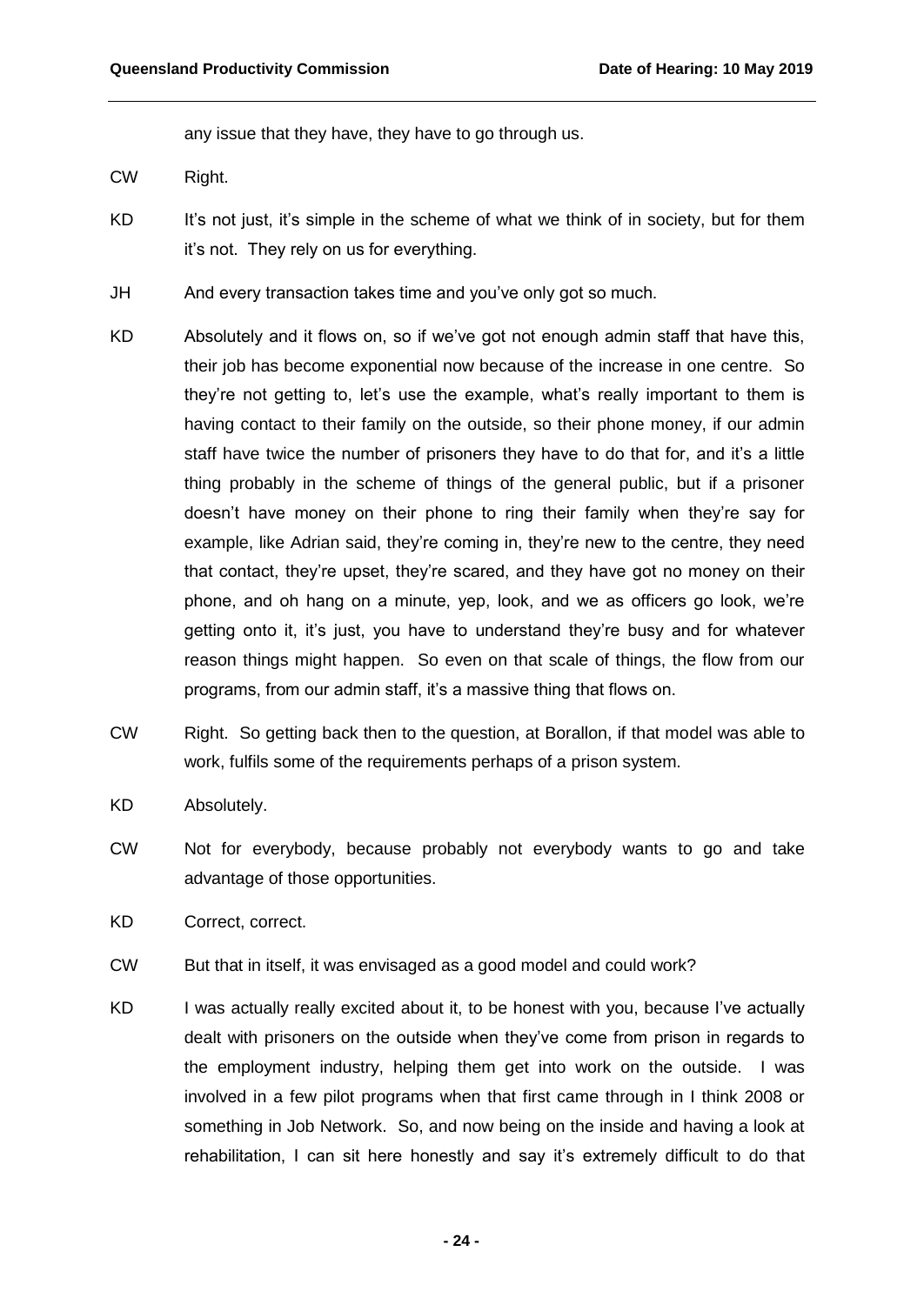any issue that they have, they have to go through us.

CW Right.

KD It's not just, it's simple in the scheme of what we think of in society, but for them it's not. They rely on us for everything.

JH And every transaction takes time and you've only got so much.

KD Absolutely and it flows on, so if we've got not enough admin staff that have this, their job has become exponential now because of the increase in one centre. So they're not getting to, let's use the example, what's really important to them is having contact to their family on the outside, so their phone money, if our admin staff have twice the number of prisoners they have to do that for, and it's a little thing probably in the scheme of things of the general public, but if a prisoner doesn't have money on their phone to ring their family when they're say for example, like Adrian said, they're coming in, they're new to the centre, they need that contact, they're upset, they're scared, and they have got no money on their phone, and oh hang on a minute, yep, look, and we as officers go look, we're getting onto it, it's just, you have to understand they're busy and for whatever reason things might happen. So even on that scale of things, the flow from our programs, from our admin staff, it's a massive thing that flows on.

CW Right. So getting back then to the question, at Borallon, if that model was able to work, fulfils some of the requirements perhaps of a prison system.

KD Absolutely.

CW Not for everybody, because probably not everybody wants to go and take advantage of those opportunities.

KD Correct, correct.

CW But that in itself, it was envisaged as a good model and could work?

KD I was actually really excited about it, to be honest with you, because I've actually dealt with prisoners on the outside when they've come from prison in regards to the employment industry, helping them get into work on the outside. I was involved in a few pilot programs when that first came through in I think 2008 or something in Job Network. So, and now being on the inside and having a look at rehabilitation, I can sit here honestly and say it's extremely difficult to do that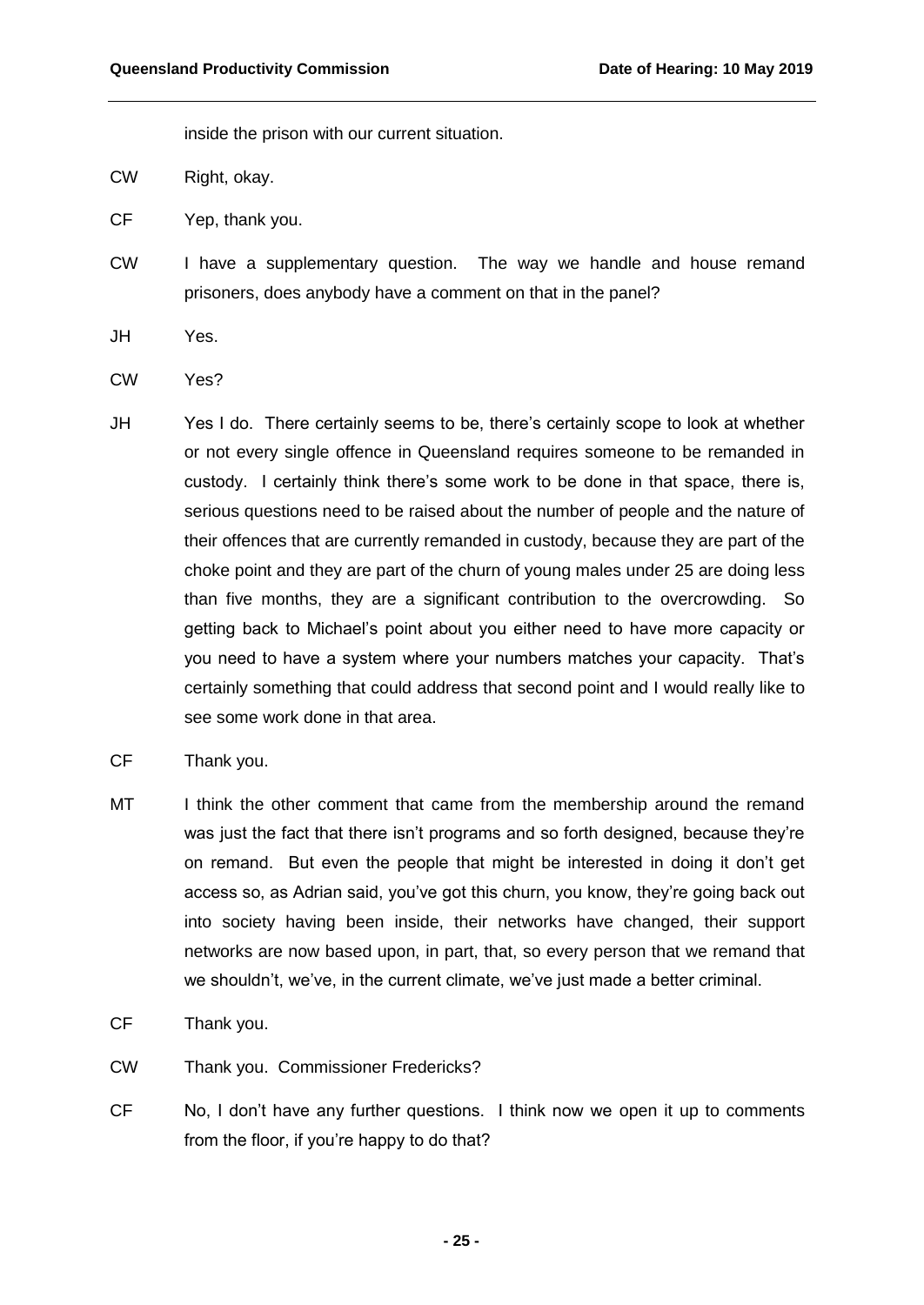inside the prison with our current situation.

CW Right, okay.

CF Yep, thank you.

CW I have a supplementary question. The way we handle and house remand prisoners, does anybody have a comment on that in the panel?

JH Yes.

CW Yes?

JH Yes I do. There certainly seems to be, there's certainly scope to look at whether or not every single offence in Queensland requires someone to be remanded in custody. I certainly think there's some work to be done in that space, there is, serious questions need to be raised about the number of people and the nature of their offences that are currently remanded in custody, because they are part of the choke point and they are part of the churn of young males under 25 are doing less than five months, they are a significant contribution to the overcrowding. So getting back to Michael's point about you either need to have more capacity or you need to have a system where your numbers matches your capacity. That's certainly something that could address that second point and I would really like to see some work done in that area.

CF Thank you.

MT I think the other comment that came from the membership around the remand was just the fact that there isn't programs and so forth designed, because they're on remand. But even the people that might be interested in doing it don't get access so, as Adrian said, you've got this churn, you know, they're going back out into society having been inside, their networks have changed, their support networks are now based upon, in part, that, so every person that we remand that we shouldn't, we've, in the current climate, we've just made a better criminal.

CF Thank you.

CW Thank you. Commissioner Fredericks?

CF No, I don't have any further questions. I think now we open it up to comments from the floor, if you're happy to do that?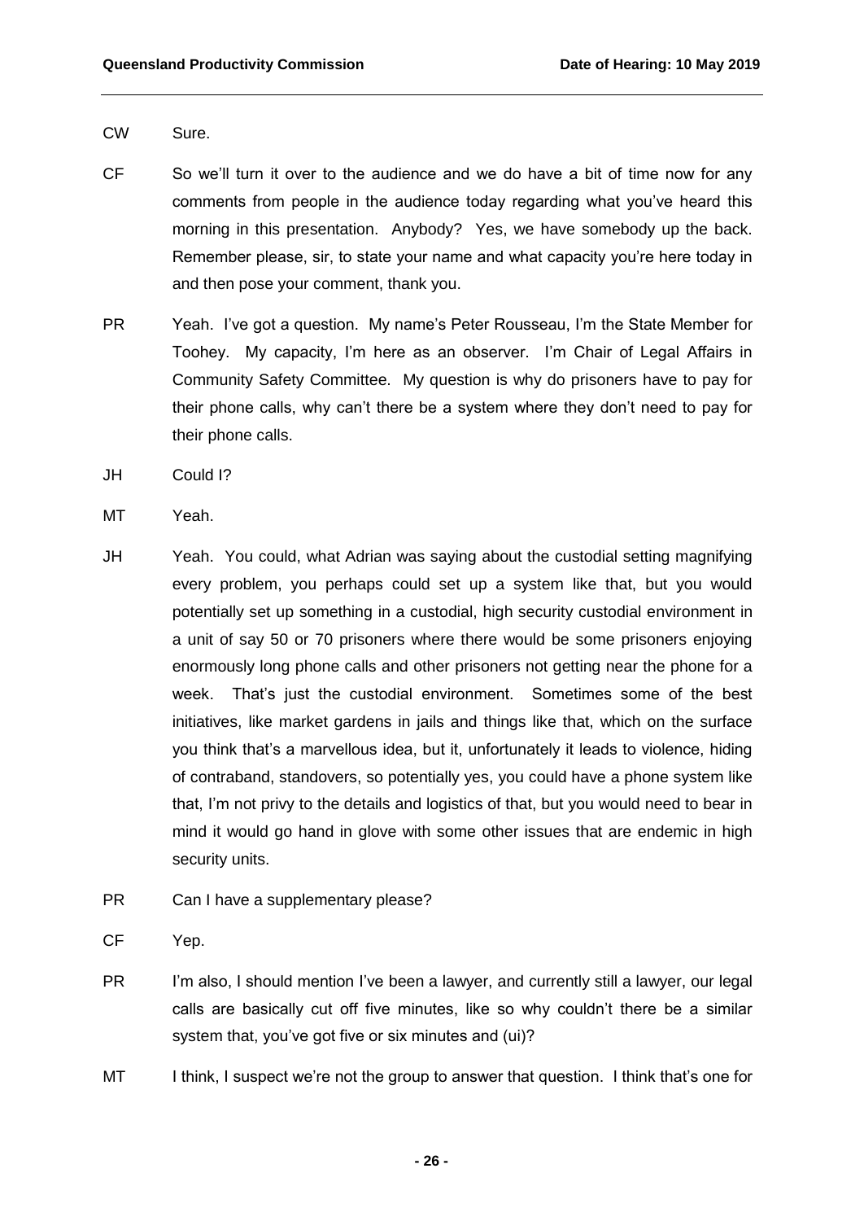CW Sure.

CF So we'll turn it over to the audience and we do have a bit of time now for any comments from people in the audience today regarding what you've heard this morning in this presentation. Anybody? Yes, we have somebody up the back. Remember please, sir, to state your name and what capacity you're here today in and then pose your comment, thank you.

PR Yeah. I've got a question. My name's Peter Rousseau, I'm the State Member for Toohey. My capacity, I'm here as an observer. I'm Chair of Legal Affairs in Community Safety Committee. My question is why do prisoners have to pay for their phone calls, why can't there be a system where they don't need to pay for their phone calls.

JH Could I?

MT Yeah.

JH Yeah. You could, what Adrian was saying about the custodial setting magnifying every problem, you perhaps could set up a system like that, but you would potentially set up something in a custodial, high security custodial environment in a unit of say 50 or 70 prisoners where there would be some prisoners enjoying enormously long phone calls and other prisoners not getting near the phone for a week. That's just the custodial environment. Sometimes some of the best initiatives, like market gardens in jails and things like that, which on the surface you think that's a marvellous idea, but it, unfortunately it leads to violence, hiding of contraband, standovers, so potentially yes, you could have a phone system like that, I'm not privy to the details and logistics of that, but you would need to bear in mind it would go hand in glove with some other issues that are endemic in high security units.

PR Can I have a supplementary please?

CF Yep.

PR I'm also, I should mention I've been a lawyer, and currently still a lawyer, our legal calls are basically cut off five minutes, like so why couldn't there be a similar system that, you've got five or six minutes and (ui)?

MT I think, I suspect we're not the group to answer that question. I think that's one for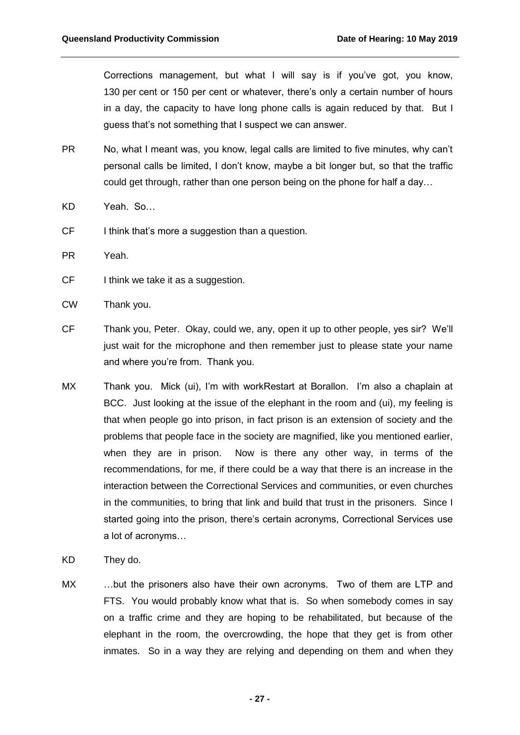Corrections management, but what I will say is if you've got, you know, 130 per cent or 150 per cent or whatever, there's only a certain number of hours in a day, the capacity to have long phone calls is again reduced by that. But I guess that's not something that I suspect we can answer.

PR No, what I meant was, you know, legal calls are limited to five minutes, why can't personal calls be limited, I don't know, maybe a bit longer but, so that the traffic could get through, rather than one person being on the phone for half a day…

KD Yeah. So…

CF I think that's more a suggestion than a question.

PR Yeah.

CF I think we take it as a suggestion.

CW Thank you.

CF Thank you, Peter. Okay, could we, any, open it up to other people, yes sir? We'll just wait for the microphone and then remember just to please state your name and where you're from. Thank you.

MX Thank you. Mick (ui), I'm with workRestart at Borallon. I'm also a chaplain at BCC. Just looking at the issue of the elephant in the room and (ui), my feeling is that when people go into prison, in fact prison is an extension of society and the problems that people face in the society are magnified, like you mentioned earlier, when they are in prison. Now is there any other way, in terms of the recommendations, for me, if there could be a way that there is an increase in the interaction between the Correctional Services and communities, or even churches in the communities, to bring that link and build that trust in the prisoners. Since I started going into the prison, there's certain acronyms, Correctional Services use a lot of acronyms…

KD They do.

MX …but the prisoners also have their own acronyms. Two of them are LTP and FTS. You would probably know what that is. So when somebody comes in say on a traffic crime and they are hoping to be rehabilitated, but because of the elephant in the room, the overcrowding, the hope that they get is from other inmates. So in a way they are relying and depending on them and when they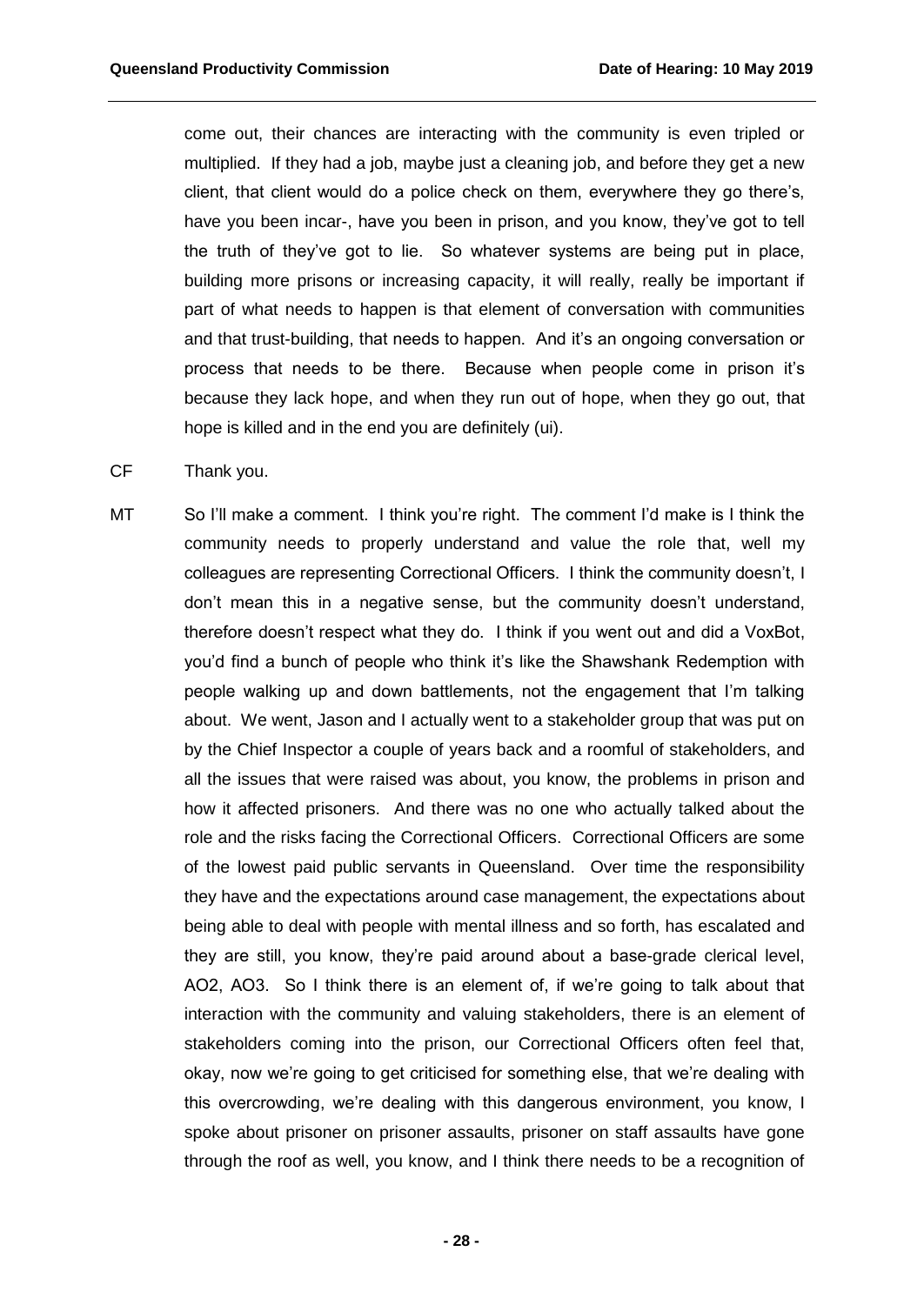come out, their chances are interacting with the community is even tripled or multiplied. If they had a job, maybe just a cleaning job, and before they get a new client, that client would do a police check on them, everywhere they go there's, have you been incar-, have you been in prison, and you know, they've got to tell the truth of they've got to lie. So whatever systems are being put in place, building more prisons or increasing capacity, it will really, really be important if part of what needs to happen is that element of conversation with communities and that trust-building, that needs to happen. And it's an ongoing conversation or process that needs to be there. Because when people come in prison it's because they lack hope, and when they run out of hope, when they go out, that hope is killed and in the end you are definitely (ui).

CF Thank you.

MT So I'll make a comment. I think you're right. The comment I'd make is I think the community needs to properly understand and value the role that, well my colleagues are representing Correctional Officers. I think the community doesn't, I don't mean this in a negative sense, but the community doesn't understand, therefore doesn't respect what they do. I think if you went out and did a VoxBot, you'd find a bunch of people who think it's like the Shawshank Redemption with people walking up and down battlements, not the engagement that I'm talking about. We went, Jason and I actually went to a stakeholder group that was put on by the Chief Inspector a couple of years back and a roomful of stakeholders, and all the issues that were raised was about, you know, the problems in prison and how it affected prisoners. And there was no one who actually talked about the role and the risks facing the Correctional Officers. Correctional Officers are some of the lowest paid public servants in Queensland. Over time the responsibility they have and the expectations around case management, the expectations about being able to deal with people with mental illness and so forth, has escalated and they are still, you know, they're paid around about a base-grade clerical level, AO2, AO3. So I think there is an element of, if we're going to talk about that interaction with the community and valuing stakeholders, there is an element of stakeholders coming into the prison, our Correctional Officers often feel that, okay, now we're going to get criticised for something else, that we're dealing with this overcrowding, we're dealing with this dangerous environment, you know, I spoke about prisoner on prisoner assaults, prisoner on staff assaults have gone through the roof as well, you know, and I think there needs to be a recognition of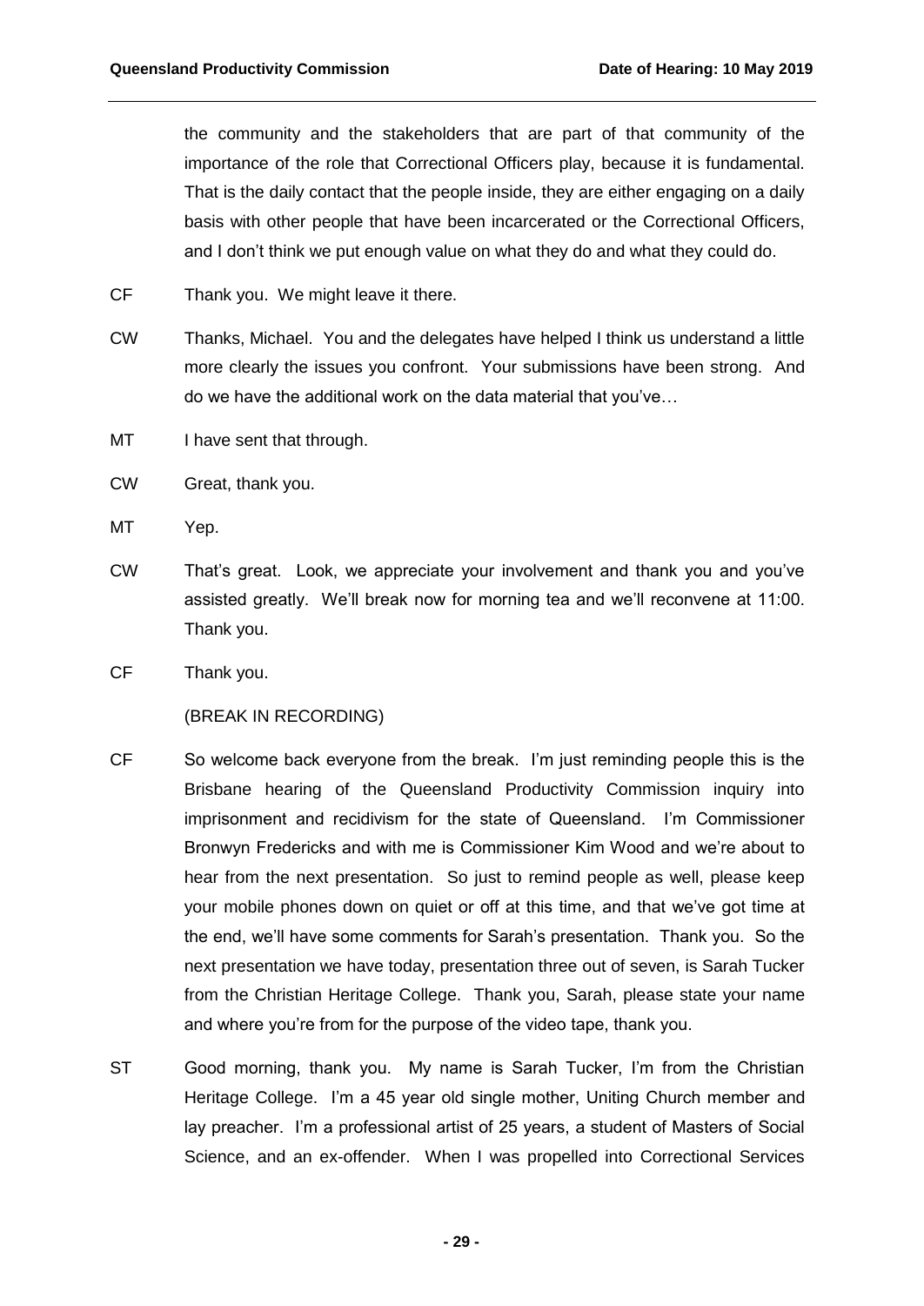the community and the stakeholders that are part of that community of the importance of the role that Correctional Officers play, because it is fundamental. That is the daily contact that the people inside, they are either engaging on a daily basis with other people that have been incarcerated or the Correctional Officers, and I don't think we put enough value on what they do and what they could do.

CF Thank you. We might leave it there.

CW Thanks, Michael. You and the delegates have helped I think us understand a little more clearly the issues you confront. Your submissions have been strong. And do we have the additional work on the data material that you've…

MT I have sent that through.

CW Great, thank you.

MT Yep.

CW That's great. Look, we appreciate your involvement and thank you and you've assisted greatly. We'll break now for morning tea and we'll reconvene at 11:00. Thank you.

CF Thank you.

(BREAK IN RECORDING)

CF So welcome back everyone from the break. I'm just reminding people this is the Brisbane hearing of the Queensland Productivity Commission inquiry into imprisonment and recidivism for the state of Queensland. I'm Commissioner Bronwyn Fredericks and with me is Commissioner Kim Wood and we're about to hear from the next presentation. So just to remind people as well, please keep your mobile phones down on quiet or off at this time, and that we've got time at the end, we'll have some comments for Sarah's presentation. Thank you. So the next presentation we have today, presentation three out of seven, is Sarah Tucker from the Christian Heritage College. Thank you, Sarah, please state your name and where you're from for the purpose of the video tape, thank you.

ST Good morning, thank you. My name is Sarah Tucker, I'm from the Christian Heritage College. I'm a 45 year old single mother, Uniting Church member and lay preacher. I'm a professional artist of 25 years, a student of Masters of Social Science, and an ex-offender. When I was propelled into Correctional Services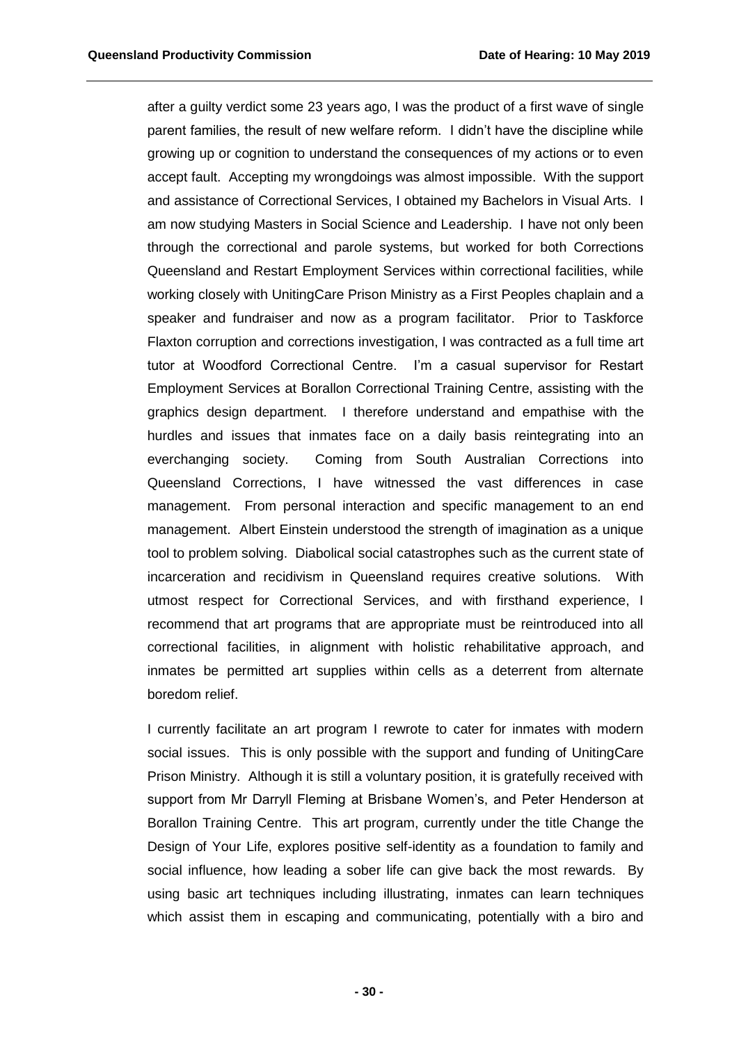after a guilty verdict some 23 years ago, I was the product of a first wave of single parent families, the result of new welfare reform. I didn't have the discipline while growing up or cognition to understand the consequences of my actions or to even accept fault. Accepting my wrongdoings was almost impossible. With the support and assistance of Correctional Services, I obtained my Bachelors in Visual Arts. I am now studying Masters in Social Science and Leadership. I have not only been through the correctional and parole systems, but worked for both Corrections Queensland and Restart Employment Services within correctional facilities, while working closely with UnitingCare Prison Ministry as a First Peoples chaplain and a speaker and fundraiser and now as a program facilitator. Prior to Taskforce Flaxton corruption and corrections investigation, I was contracted as a full time art tutor at Woodford Correctional Centre. I'm a casual supervisor for Restart Employment Services at Borallon Correctional Training Centre, assisting with the graphics design department. I therefore understand and empathise with the hurdles and issues that inmates face on a daily basis reintegrating into an everchanging society. Coming from South Australian Corrections into Queensland Corrections, I have witnessed the vast differences in case management. From personal interaction and specific management to an end management. Albert Einstein understood the strength of imagination as a unique tool to problem solving. Diabolical social catastrophes such as the current state of incarceration and recidivism in Queensland requires creative solutions. With utmost respect for Correctional Services, and with firsthand experience, I recommend that art programs that are appropriate must be reintroduced into all correctional facilities, in alignment with holistic rehabilitative approach, and inmates be permitted art supplies within cells as a deterrent from alternate boredom relief.

I currently facilitate an art program I rewrote to cater for inmates with modern social issues. This is only possible with the support and funding of UnitingCare Prison Ministry. Although it is still a voluntary position, it is gratefully received with support from Mr Darryll Fleming at Brisbane Women's, and Peter Henderson at Borallon Training Centre. This art program, currently under the title Change the Design of Your Life, explores positive self-identity as a foundation to family and social influence, how leading a sober life can give back the most rewards. By using basic art techniques including illustrating, inmates can learn techniques which assist them in escaping and communicating, potentially with a biro and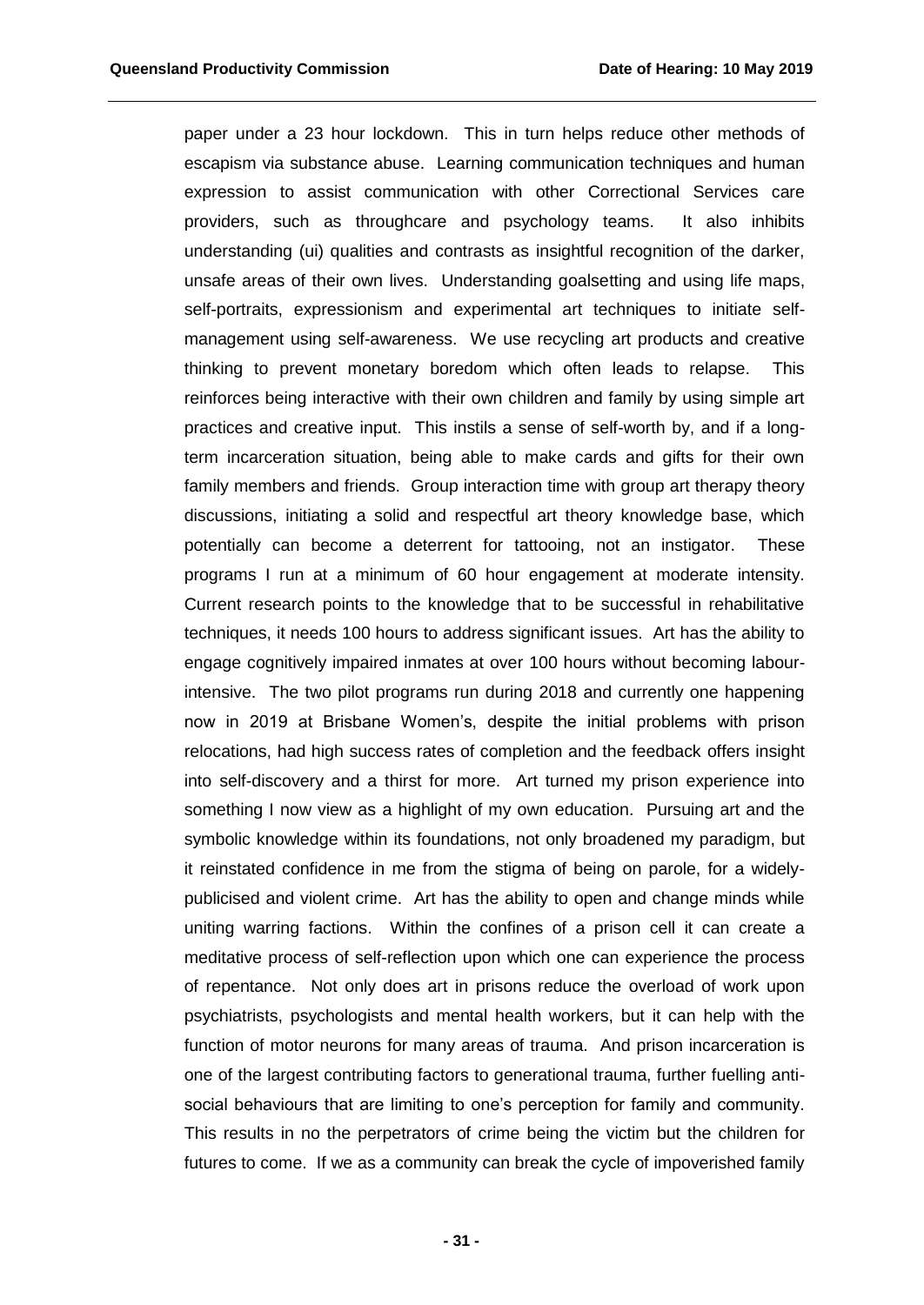paper under a 23 hour lockdown. This in turn helps reduce other methods of escapism via substance abuse. Learning communication techniques and human expression to assist communication with other Correctional Services care providers, such as throughcare and psychology teams. It also inhibits understanding (ui) qualities and contrasts as insightful recognition of the darker, unsafe areas of their own lives. Understanding goalsetting and using life maps, self-portraits, expressionism and experimental art techniques to initiate self-management using self-awareness. We use recycling art products and creative thinking to prevent monetary boredom which often leads to relapse. This reinforces being interactive with their own children and family by using simple art practices and creative input. This instils a sense of self-worth by, and if a long-term incarceration situation, being able to make cards and gifts for their own family members and friends. Group interaction time with group art therapy theory discussions, initiating a solid and respectful art theory knowledge base, which potentially can become a deterrent for tattooing, not an instigator. These programs I run at a minimum of 60 hour engagement at moderate intensity. Current research points to the knowledge that to be successful in rehabilitative techniques, it needs 100 hours to address significant issues. Art has the ability to engage cognitively impaired inmates at over 100 hours without becoming labour-intensive. The two pilot programs run during 2018 and currently one happening now in 2019 at Brisbane Women's, despite the initial problems with prison relocations, had high success rates of completion and the feedback offers insight into self-discovery and a thirst for more. Art turned my prison experience into something I now view as a highlight of my own education. Pursuing art and the symbolic knowledge within its foundations, not only broadened my paradigm, but it reinstated confidence in me from the stigma of being on parole, for a widely-publicised and violent crime. Art has the ability to open and change minds while uniting warring factions. Within the confines of a prison cell it can create a meditative process of self-reflection upon which one can experience the process of repentance. Not only does art in prisons reduce the overload of work upon psychiatrists, psychologists and mental health workers, but it can help with the function of motor neurons for many areas of trauma. And prison incarceration is one of the largest contributing factors to generational trauma, further fuelling anti-social behaviours that are limiting to one's perception for family and community. This results in no the perpetrators of crime being the victim but the children for futures to come. If we as a community can break the cycle of impoverished family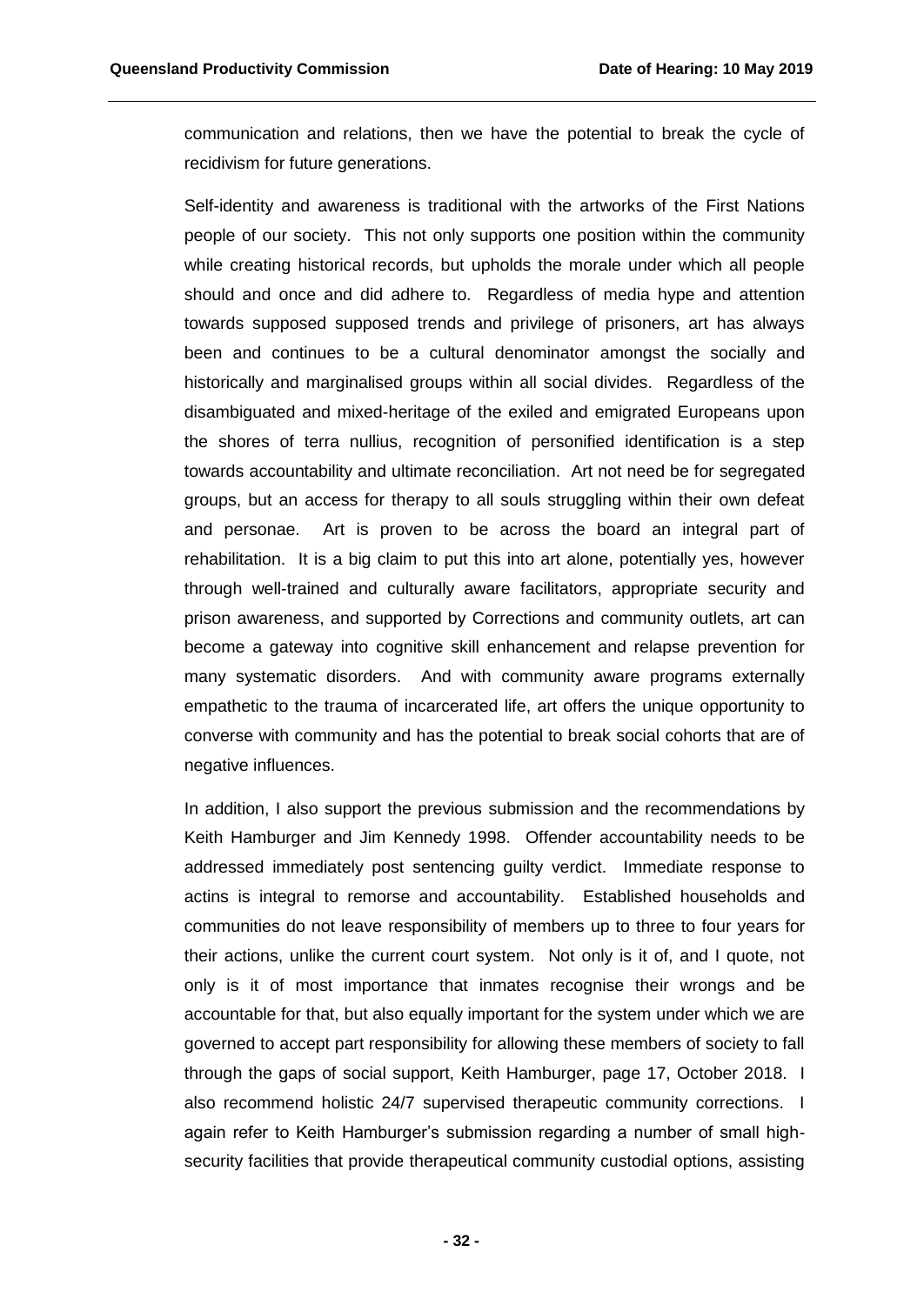communication and relations, then we have the potential to break the cycle of recidivism for future generations.

Self-identity and awareness is traditional with the artworks of the First Nations people of our society. This not only supports one position within the community while creating historical records, but upholds the morale under which all people should and once and did adhere to. Regardless of media hype and attention towards supposed supposed trends and privilege of prisoners, art has always been and continues to be a cultural denominator amongst the socially and historically and marginalised groups within all social divides. Regardless of the disambiguated and mixed-heritage of the exiled and emigrated Europeans upon the shores of terra nullius, recognition of personified identification is a step towards accountability and ultimate reconciliation. Art not need be for segregated groups, but an access for therapy to all souls struggling within their own defeat and personae. Art is proven to be across the board an integral part of rehabilitation. It is a big claim to put this into art alone, potentially yes, however through well-trained and culturally aware facilitators, appropriate security and prison awareness, and supported by Corrections and community outlets, art can become a gateway into cognitive skill enhancement and relapse prevention for many systematic disorders. And with community aware programs externally empathetic to the trauma of incarcerated life, art offers the unique opportunity to converse with community and has the potential to break social cohorts that are of negative influences.

In addition, I also support the previous submission and the recommendations by Keith Hamburger and Jim Kennedy 1998. Offender accountability needs to be addressed immediately post sentencing guilty verdict. Immediate response to actins is integral to remorse and accountability. Established households and communities do not leave responsibility of members up to three to four years for their actions, unlike the current court system. Not only is it of, and I quote, not only is it of most importance that inmates recognise their wrongs and be accountable for that, but also equally important for the system under which we are governed to accept part responsibility for allowing these members of society to fall through the gaps of social support, Keith Hamburger, page 17, October 2018. I also recommend holistic 24/7 supervised therapeutic community corrections. I again refer to Keith Hamburger's submission regarding a number of small high-security facilities that provide therapeutical community custodial options, assisting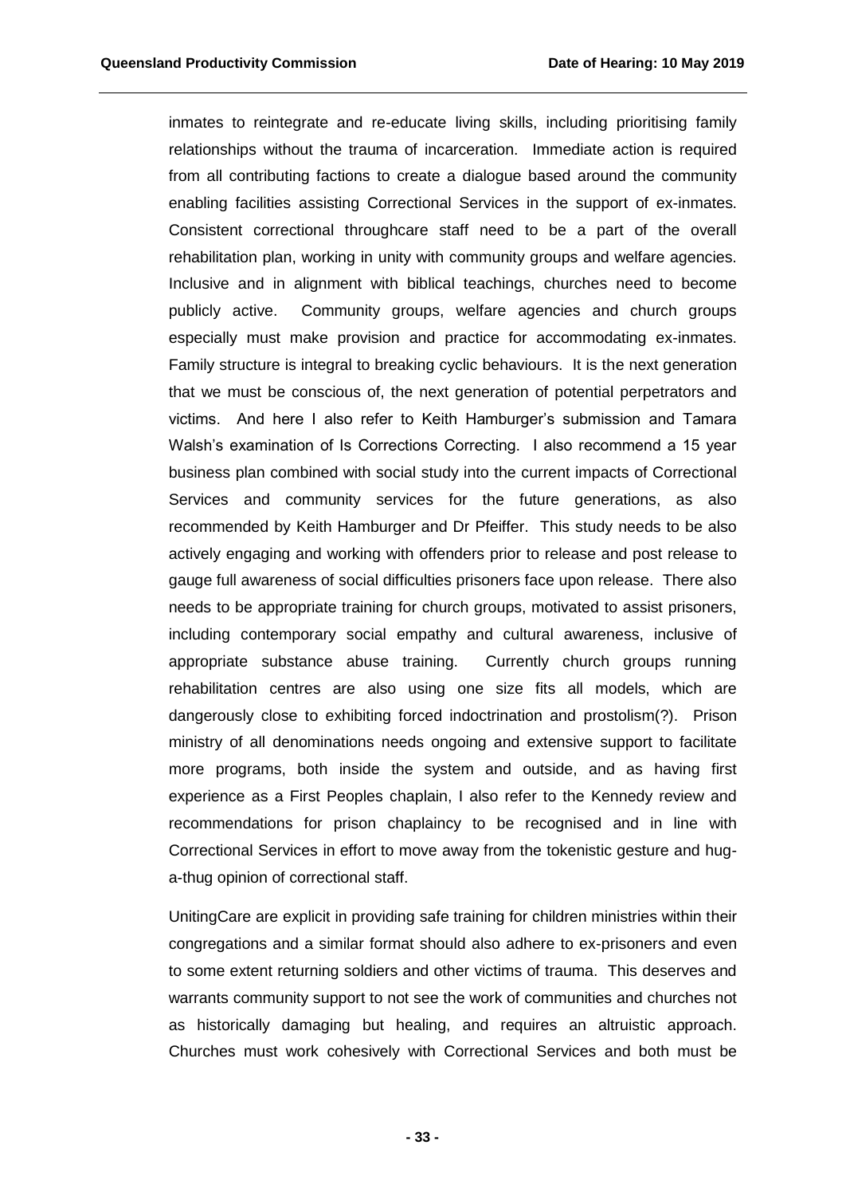inmates to reintegrate and re-educate living skills, including prioritising family relationships without the trauma of incarceration. Immediate action is required from all contributing factions to create a dialogue based around the community enabling facilities assisting Correctional Services in the support of ex-inmates. Consistent correctional throughcare staff need to be a part of the overall rehabilitation plan, working in unity with community groups and welfare agencies. Inclusive and in alignment with biblical teachings, churches need to become publicly active. Community groups, welfare agencies and church groups especially must make provision and practice for accommodating ex-inmates. Family structure is integral to breaking cyclic behaviours. It is the next generation that we must be conscious of, the next generation of potential perpetrators and victims. And here I also refer to Keith Hamburger's submission and Tamara Walsh's examination of Is Corrections Correcting. I also recommend a 15 year business plan combined with social study into the current impacts of Correctional Services and community services for the future generations, as also recommended by Keith Hamburger and Dr Pfeiffer. This study needs to be also actively engaging and working with offenders prior to release and post release to gauge full awareness of social difficulties prisoners face upon release. There also needs to be appropriate training for church groups, motivated to assist prisoners, including contemporary social empathy and cultural awareness, inclusive of appropriate substance abuse training. Currently church groups running rehabilitation centres are also using one size fits all models, which are dangerously close to exhibiting forced indoctrination and prostolism(?). Prison ministry of all denominations needs ongoing and extensive support to facilitate more programs, both inside the system and outside, and as having first experience as a First Peoples chaplain, I also refer to the Kennedy review and recommendations for prison chaplaincy to be recognised and in line with Correctional Services in effort to move away from the tokenistic gesture and hug-a-thug opinion of correctional staff.

UnitingCare are explicit in providing safe training for children ministries within their congregations and a similar format should also adhere to ex-prisoners and even to some extent returning soldiers and other victims of trauma. This deserves and warrants community support to not see the work of communities and churches not as historically damaging but healing, and requires an altruistic approach. Churches must work cohesively with Correctional Services and both must be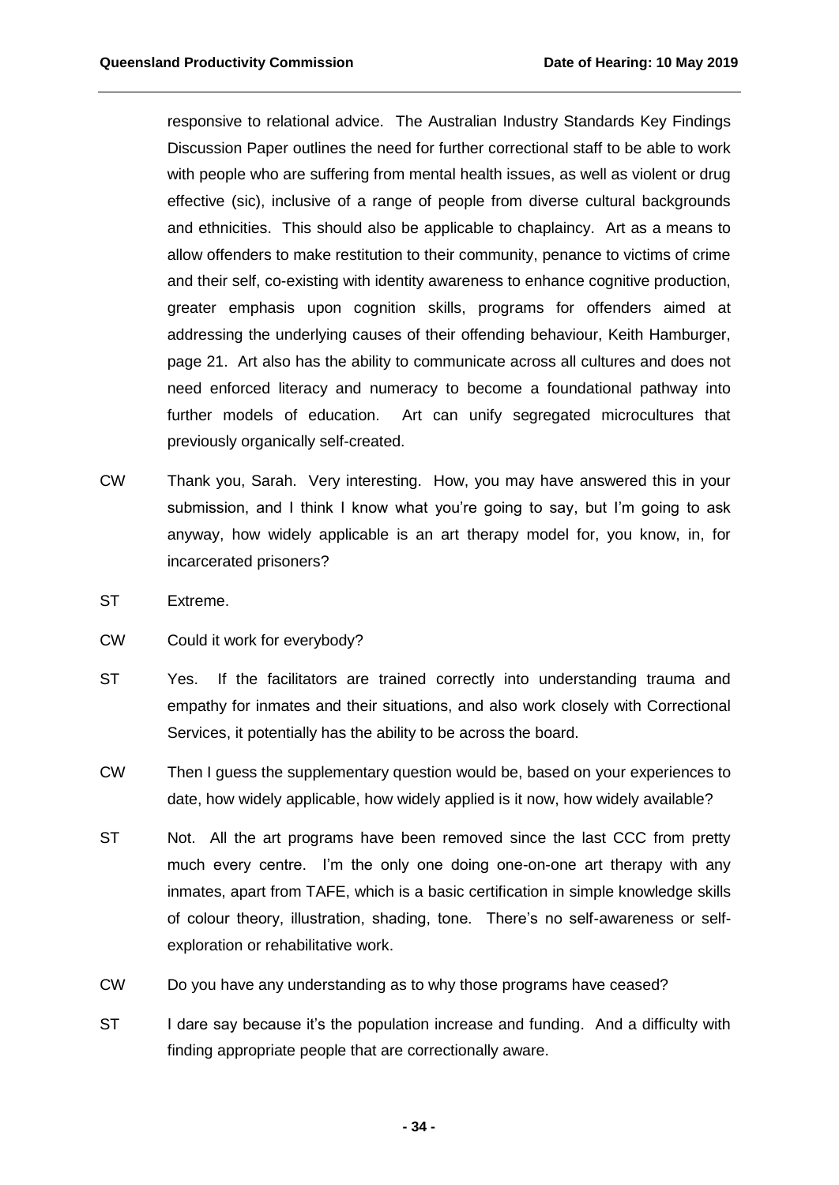responsive to relational advice. The Australian Industry Standards Key Findings Discussion Paper outlines the need for further correctional staff to be able to work with people who are suffering from mental health issues, as well as violent or drug effective (sic), inclusive of a range of people from diverse cultural backgrounds and ethnicities. This should also be applicable to chaplaincy. Art as a means to allow offenders to make restitution to their community, penance to victims of crime and their self, co-existing with identity awareness to enhance cognitive production, greater emphasis upon cognition skills, programs for offenders aimed at addressing the underlying causes of their offending behaviour, Keith Hamburger, page 21. Art also has the ability to communicate across all cultures and does not need enforced literacy and numeracy to become a foundational pathway into further models of education. Art can unify segregated microcultures that previously organically self-created.

CW Thank you, Sarah. Very interesting. How, you may have answered this in your submission, and I think I know what you're going to say, but I'm going to ask anyway, how widely applicable is an art therapy model for, you know, in, for incarcerated prisoners?

ST Extreme.

CW Could it work for everybody?

ST Yes. If the facilitators are trained correctly into understanding trauma and empathy for inmates and their situations, and also work closely with Correctional Services, it potentially has the ability to be across the board.

CW Then I guess the supplementary question would be, based on your experiences to date, how widely applicable, how widely applied is it now, how widely available?

ST Not. All the art programs have been removed since the last CCC from pretty much every centre. I'm the only one doing one-on-one art therapy with any inmates, apart from TAFE, which is a basic certification in simple knowledge skills of colour theory, illustration, shading, tone. There's no self-awareness or self-exploration or rehabilitative work.

CW Do you have any understanding as to why those programs have ceased?

ST I dare say because it's the population increase and funding. And a difficulty with finding appropriate people that are correctionally aware.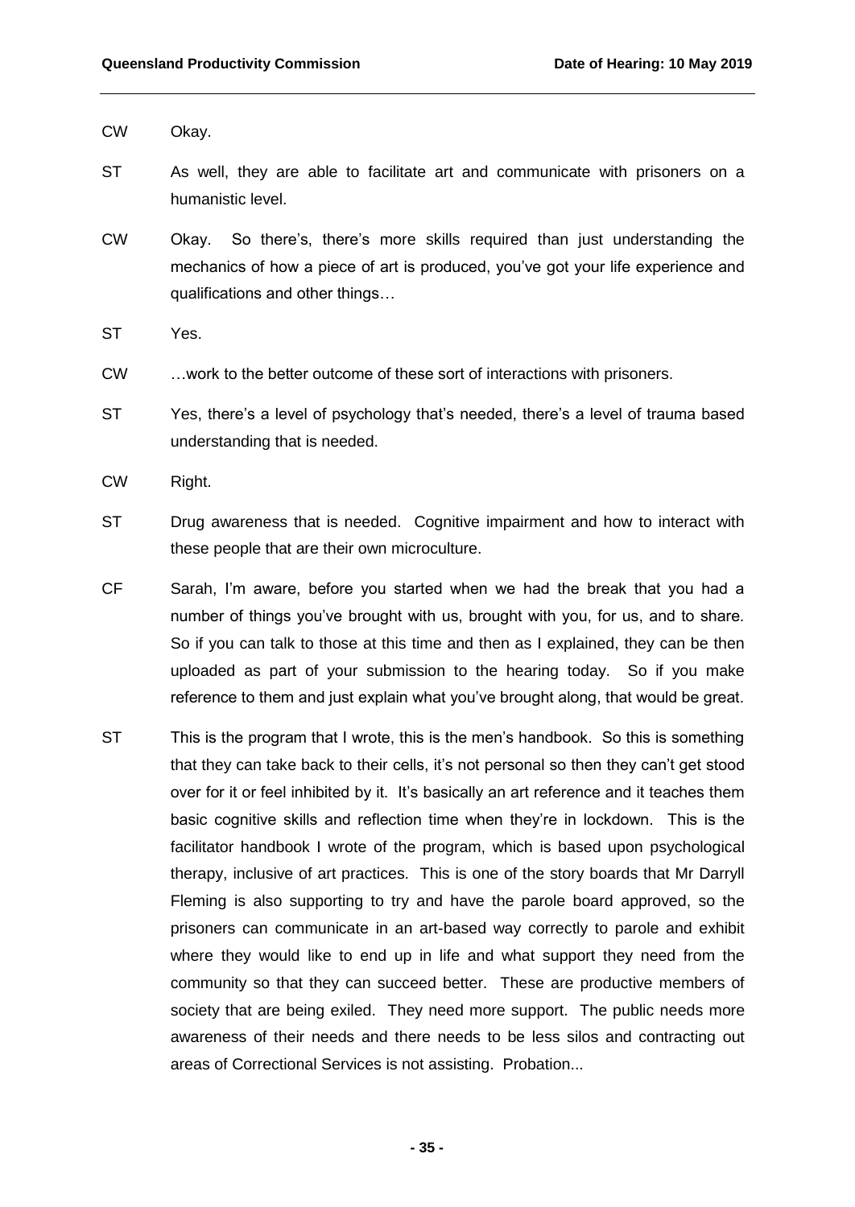CW Okay.

ST As well, they are able to facilitate art and communicate with prisoners on a humanistic level.

CW Okay. So there's, there's more skills required than just understanding the mechanics of how a piece of art is produced, you've got your life experience and qualifications and other things…

ST Yes.

CW …work to the better outcome of these sort of interactions with prisoners.

ST Yes, there's a level of psychology that's needed, there's a level of trauma based understanding that is needed.

CW Right.

ST Drug awareness that is needed. Cognitive impairment and how to interact with these people that are their own microculture.

CF Sarah, I'm aware, before you started when we had the break that you had a number of things you've brought with us, brought with you, for us, and to share. So if you can talk to those at this time and then as I explained, they can be then uploaded as part of your submission to the hearing today. So if you make reference to them and just explain what you've brought along, that would be great.

ST This is the program that I wrote, this is the men's handbook. So this is something that they can take back to their cells, it's not personal so then they can't get stood over for it or feel inhibited by it. It's basically an art reference and it teaches them basic cognitive skills and reflection time when they're in lockdown. This is the facilitator handbook I wrote of the program, which is based upon psychological therapy, inclusive of art practices. This is one of the story boards that Mr Darryll Fleming is also supporting to try and have the parole board approved, so the prisoners can communicate in an art-based way correctly to parole and exhibit where they would like to end up in life and what support they need from the community so that they can succeed better. These are productive members of society that are being exiled. They need more support. The public needs more awareness of their needs and there needs to be less silos and contracting out areas of Correctional Services is not assisting. Probation...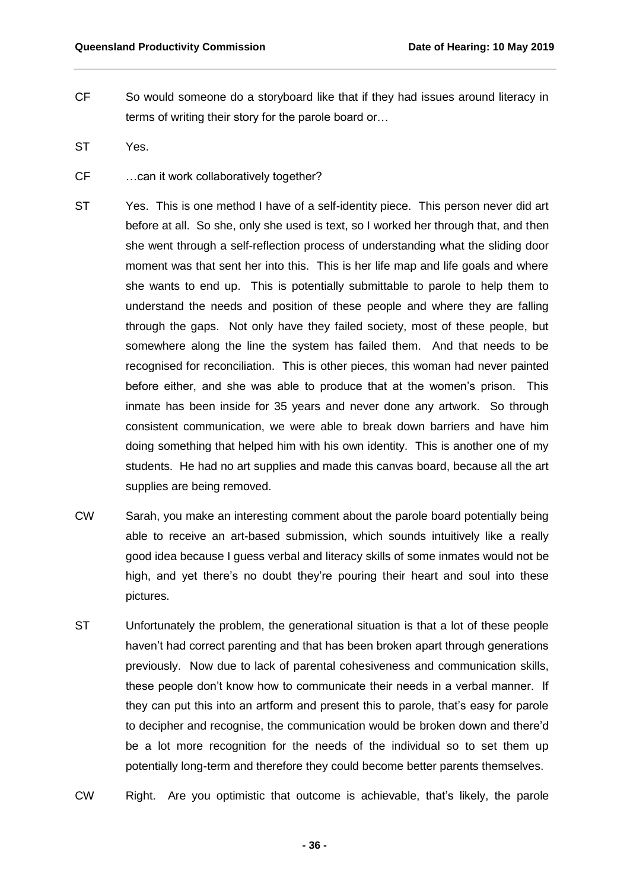CF So would someone do a storyboard like that if they had issues around literacy in terms of writing their story for the parole board or…

ST Yes.

CF …can it work collaboratively together?

ST Yes. This is one method I have of a self-identity piece. This person never did art before at all. So she, only she used is text, so I worked her through that, and then she went through a self-reflection process of understanding what the sliding door moment was that sent her into this. This is her life map and life goals and where she wants to end up. This is potentially submittable to parole to help them to understand the needs and position of these people and where they are falling through the gaps. Not only have they failed society, most of these people, but somewhere along the line the system has failed them. And that needs to be recognised for reconciliation. This is other pieces, this woman had never painted before either, and she was able to produce that at the women's prison. This inmate has been inside for 35 years and never done any artwork. So through consistent communication, we were able to break down barriers and have him doing something that helped him with his own identity. This is another one of my students. He had no art supplies and made this canvas board, because all the art supplies are being removed.

CW Sarah, you make an interesting comment about the parole board potentially being able to receive an art-based submission, which sounds intuitively like a really good idea because I guess verbal and literacy skills of some inmates would not be high, and yet there's no doubt they're pouring their heart and soul into these pictures.

ST Unfortunately the problem, the generational situation is that a lot of these people haven't had correct parenting and that has been broken apart through generations previously. Now due to lack of parental cohesiveness and communication skills, these people don't know how to communicate their needs in a verbal manner. If they can put this into an artform and present this to parole, that's easy for parole to decipher and recognise, the communication would be broken down and there'd be a lot more recognition for the needs of the individual so to set them up potentially long-term and therefore they could become better parents themselves.

CW Right. Are you optimistic that outcome is achievable, that's likely, the parole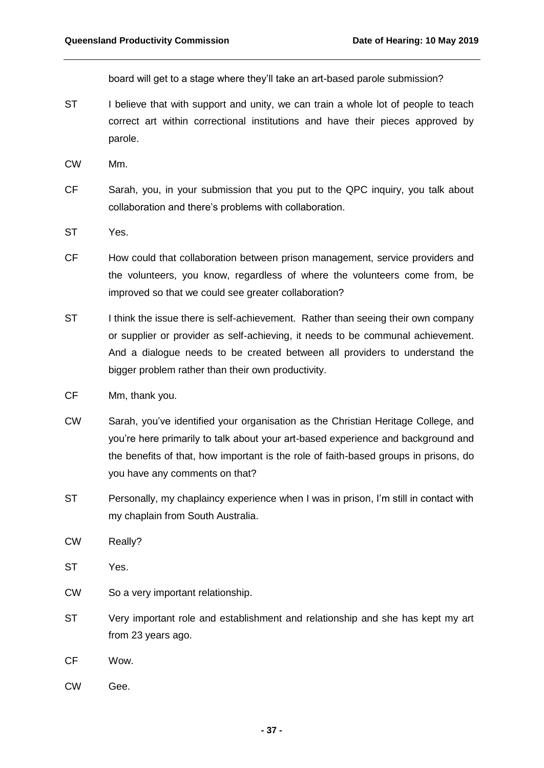board will get to a stage where they'll take an art-based parole submission?

ST I believe that with support and unity, we can train a whole lot of people to teach correct art within correctional institutions and have their pieces approved by parole.

CW Mm.

CF Sarah, you, in your submission that you put to the QPC inquiry, you talk about collaboration and there's problems with collaboration.

ST Yes.

CF How could that collaboration between prison management, service providers and the volunteers, you know, regardless of where the volunteers come from, be improved so that we could see greater collaboration?

ST I think the issue there is self-achievement. Rather than seeing their own company or supplier or provider as self-achieving, it needs to be communal achievement. And a dialogue needs to be created between all providers to understand the bigger problem rather than their own productivity.

CF Mm, thank you.

CW Sarah, you've identified your organisation as the Christian Heritage College, and you're here primarily to talk about your art-based experience and background and the benefits of that, how important is the role of faith-based groups in prisons, do you have any comments on that?

ST Personally, my chaplaincy experience when I was in prison, I'm still in contact with my chaplain from South Australia.

CW Really?

ST Yes.

CW So a very important relationship.

ST Very important role and establishment and relationship and she has kept my art from 23 years ago.

CF Wow.

CW Gee.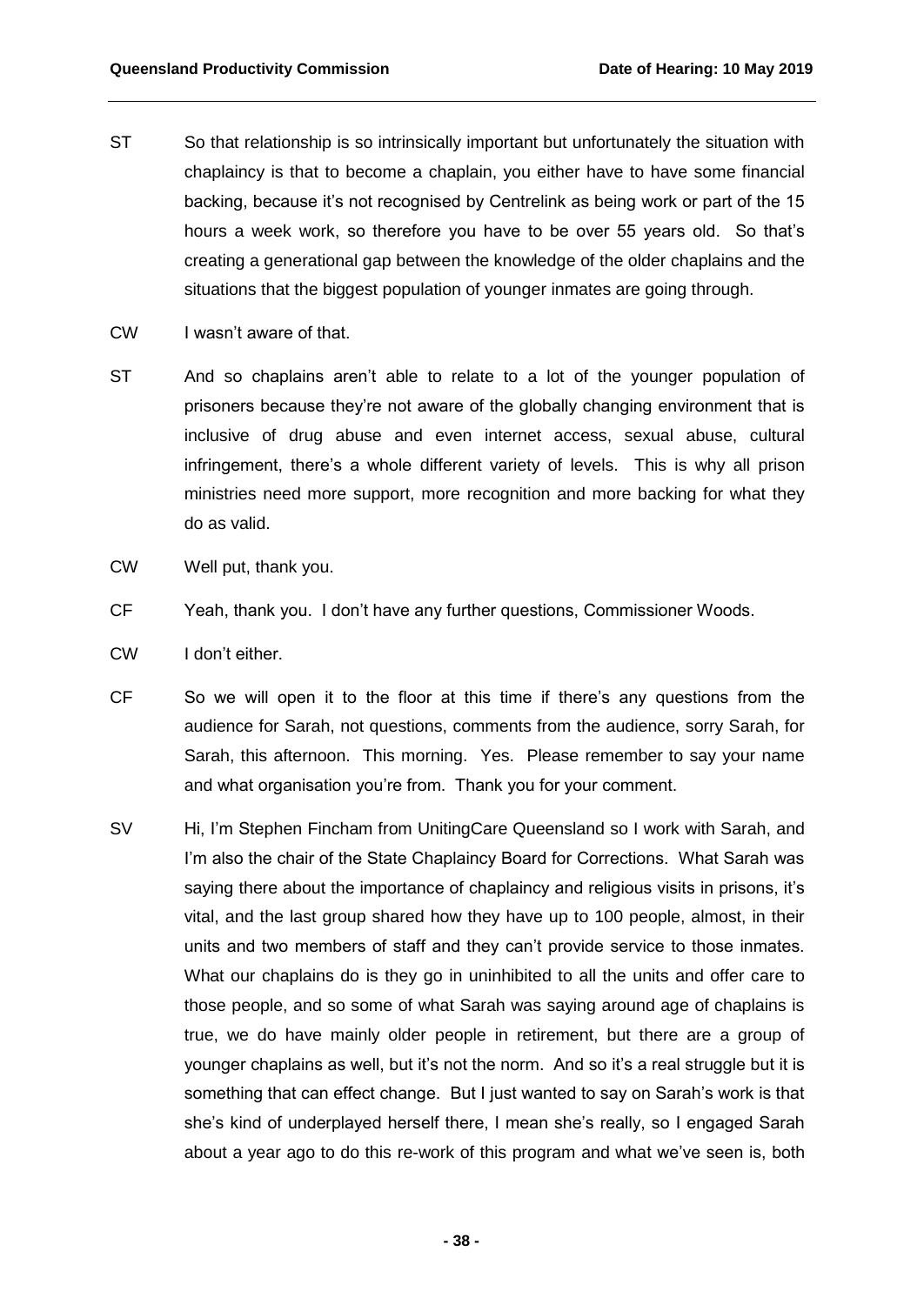ST So that relationship is so intrinsically important but unfortunately the situation with chaplaincy is that to become a chaplain, you either have to have some financial backing, because it's not recognised by Centrelink as being work or part of the 15 hours a week work, so therefore you have to be over 55 years old. So that's creating a generational gap between the knowledge of the older chaplains and the situations that the biggest population of younger inmates are going through.

CW I wasn't aware of that.

ST And so chaplains aren't able to relate to a lot of the younger population of prisoners because they're not aware of the globally changing environment that is inclusive of drug abuse and even internet access, sexual abuse, cultural infringement, there's a whole different variety of levels. This is why all prison ministries need more support, more recognition and more backing for what they do as valid.

CW Well put, thank you.

CF Yeah, thank you. I don't have any further questions, Commissioner Woods.

CW I don't either.

CF So we will open it to the floor at this time if there's any questions from the audience for Sarah, not questions, comments from the audience, sorry Sarah, for Sarah, this afternoon. This morning. Yes. Please remember to say your name and what organisation you're from. Thank you for your comment.

SV Hi, I'm Stephen Fincham from UnitingCare Queensland so I work with Sarah, and I'm also the chair of the State Chaplaincy Board for Corrections. What Sarah was saying there about the importance of chaplaincy and religious visits in prisons, it's vital, and the last group shared how they have up to 100 people, almost, in their units and two members of staff and they can't provide service to those inmates. What our chaplains do is they go in uninhibited to all the units and offer care to those people, and so some of what Sarah was saying around age of chaplains is true, we do have mainly older people in retirement, but there are a group of younger chaplains as well, but it's not the norm. And so it's a real struggle but it is something that can effect change. But I just wanted to say on Sarah's work is that she's kind of underplayed herself there, I mean she's really, so I engaged Sarah about a year ago to do this re-work of this program and what we've seen is, both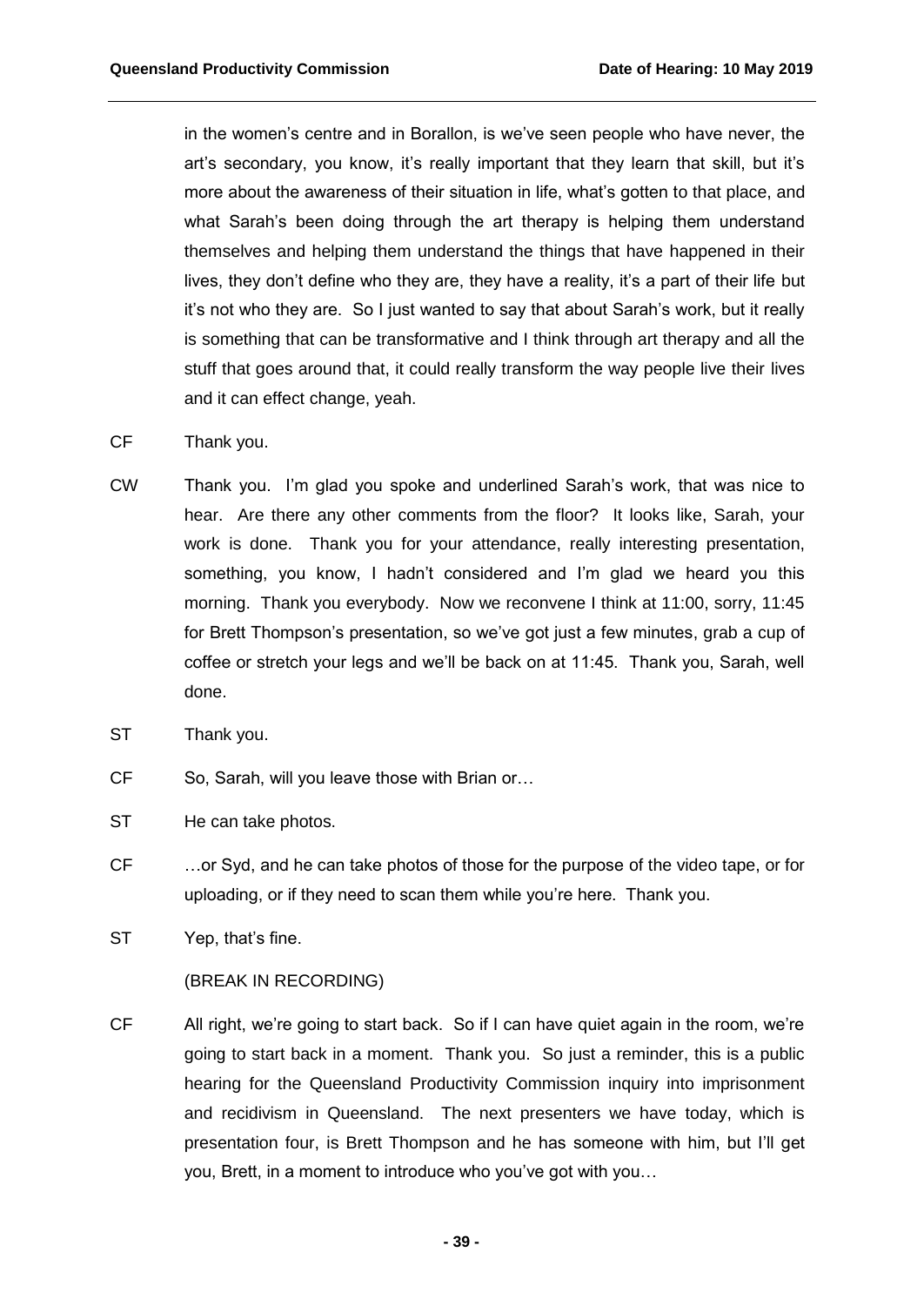in the women's centre and in Borallon, is we've seen people who have never, the art's secondary, you know, it's really important that they learn that skill, but it's more about the awareness of their situation in life, what's gotten to that place, and what Sarah's been doing through the art therapy is helping them understand themselves and helping them understand the things that have happened in their lives, they don't define who they are, they have a reality, it's a part of their life but it's not who they are. So I just wanted to say that about Sarah's work, but it really is something that can be transformative and I think through art therapy and all the stuff that goes around that, it could really transform the way people live their lives and it can effect change, yeah.

CF Thank you.

CW Thank you. I'm glad you spoke and underlined Sarah's work, that was nice to hear. Are there any other comments from the floor? It looks like, Sarah, your work is done. Thank you for your attendance, really interesting presentation, something, you know, I hadn't considered and I'm glad we heard you this morning. Thank you everybody. Now we reconvene I think at 11:00, sorry, 11:45 for Brett Thompson's presentation, so we've got just a few minutes, grab a cup of coffee or stretch your legs and we'll be back on at 11:45. Thank you, Sarah, well done.

ST Thank you.

CF So, Sarah, will you leave those with Brian or…

ST He can take photos.

CF …or Syd, and he can take photos of those for the purpose of the video tape, or for uploading, or if they need to scan them while you're here. Thank you.

ST Yep, that's fine.

(BREAK IN RECORDING)

CF All right, we're going to start back. So if I can have quiet again in the room, we're going to start back in a moment. Thank you. So just a reminder, this is a public hearing for the Queensland Productivity Commission inquiry into imprisonment and recidivism in Queensland. The next presenters we have today, which is presentation four, is Brett Thompson and he has someone with him, but I'll get you, Brett, in a moment to introduce who you've got with you…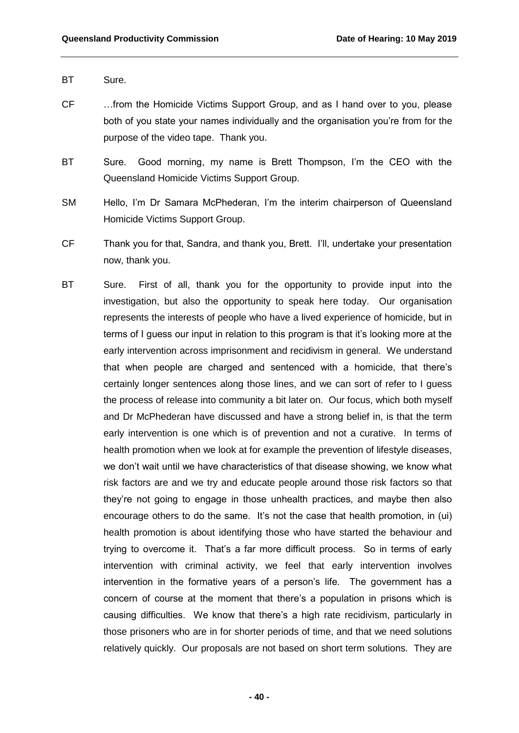BT Sure.

CF …from the Homicide Victims Support Group, and as I hand over to you, please both of you state your names individually and the organisation you're from for the purpose of the video tape. Thank you.

BT Sure. Good morning, my name is Brett Thompson, I'm the CEO with the Queensland Homicide Victims Support Group.

SM Hello, I'm Dr Samara McPhederan, I'm the interim chairperson of Queensland Homicide Victims Support Group.

CF Thank you for that, Sandra, and thank you, Brett. I'll, undertake your presentation now, thank you.

BT Sure. First of all, thank you for the opportunity to provide input into the investigation, but also the opportunity to speak here today. Our organisation represents the interests of people who have a lived experience of homicide, but in terms of I guess our input in relation to this program is that it's looking more at the early intervention across imprisonment and recidivism in general. We understand that when people are charged and sentenced with a homicide, that there's certainly longer sentences along those lines, and we can sort of refer to I guess the process of release into community a bit later on. Our focus, which both myself and Dr McPhederan have discussed and have a strong belief in, is that the term early intervention is one which is of prevention and not a curative. In terms of health promotion when we look at for example the prevention of lifestyle diseases, we don't wait until we have characteristics of that disease showing, we know what risk factors are and we try and educate people around those risk factors so that they're not going to engage in those unhealth practices, and maybe then also encourage others to do the same. It's not the case that health promotion, in (ui) health promotion is about identifying those who have started the behaviour and trying to overcome it. That's a far more difficult process. So in terms of early intervention with criminal activity, we feel that early intervention involves intervention in the formative years of a person's life. The government has a concern of course at the moment that there's a population in prisons which is causing difficulties. We know that there's a high rate recidivism, particularly in those prisoners who are in for shorter periods of time, and that we need solutions relatively quickly. Our proposals are not based on short term solutions. They are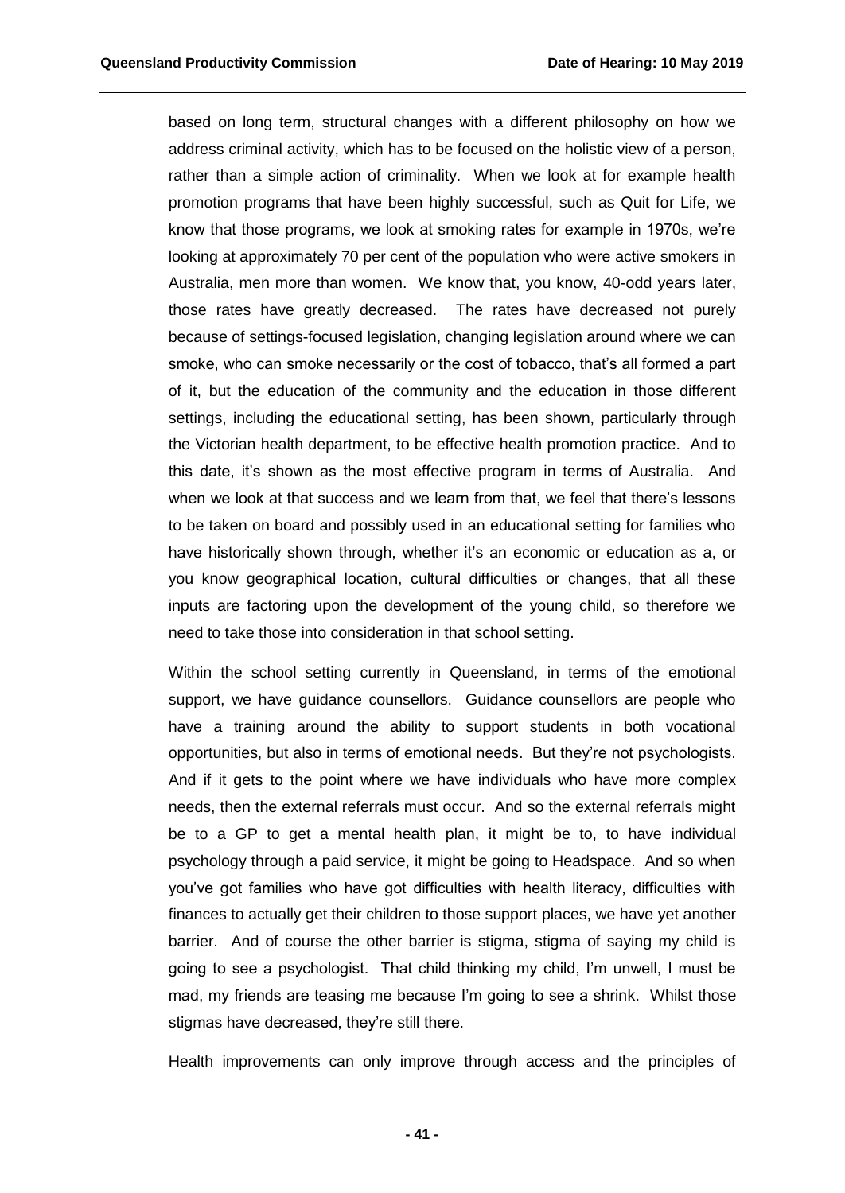based on long term, structural changes with a different philosophy on how we address criminal activity, which has to be focused on the holistic view of a person, rather than a simple action of criminality. When we look at for example health promotion programs that have been highly successful, such as Quit for Life, we know that those programs, we look at smoking rates for example in 1970s, we're looking at approximately 70 per cent of the population who were active smokers in Australia, men more than women. We know that, you know, 40-odd years later, those rates have greatly decreased. The rates have decreased not purely because of settings-focused legislation, changing legislation around where we can smoke, who can smoke necessarily or the cost of tobacco, that's all formed a part of it, but the education of the community and the education in those different settings, including the educational setting, has been shown, particularly through the Victorian health department, to be effective health promotion practice. And to this date, it's shown as the most effective program in terms of Australia. And when we look at that success and we learn from that, we feel that there's lessons to be taken on board and possibly used in an educational setting for families who have historically shown through, whether it's an economic or education as a, or you know geographical location, cultural difficulties or changes, that all these inputs are factoring upon the development of the young child, so therefore we need to take those into consideration in that school setting.

Within the school setting currently in Queensland, in terms of the emotional support, we have guidance counsellors. Guidance counsellors are people who have a training around the ability to support students in both vocational opportunities, but also in terms of emotional needs. But they're not psychologists. And if it gets to the point where we have individuals who have more complex needs, then the external referrals must occur. And so the external referrals might be to a GP to get a mental health plan, it might be to, to have individual psychology through a paid service, it might be going to Headspace. And so when you've got families who have got difficulties with health literacy, difficulties with finances to actually get their children to those support places, we have yet another barrier. And of course the other barrier is stigma, stigma of saying my child is going to see a psychologist. That child thinking my child, I'm unwell, I must be mad, my friends are teasing me because I'm going to see a shrink. Whilst those stigmas have decreased, they're still there.

Health improvements can only improve through access and the principles of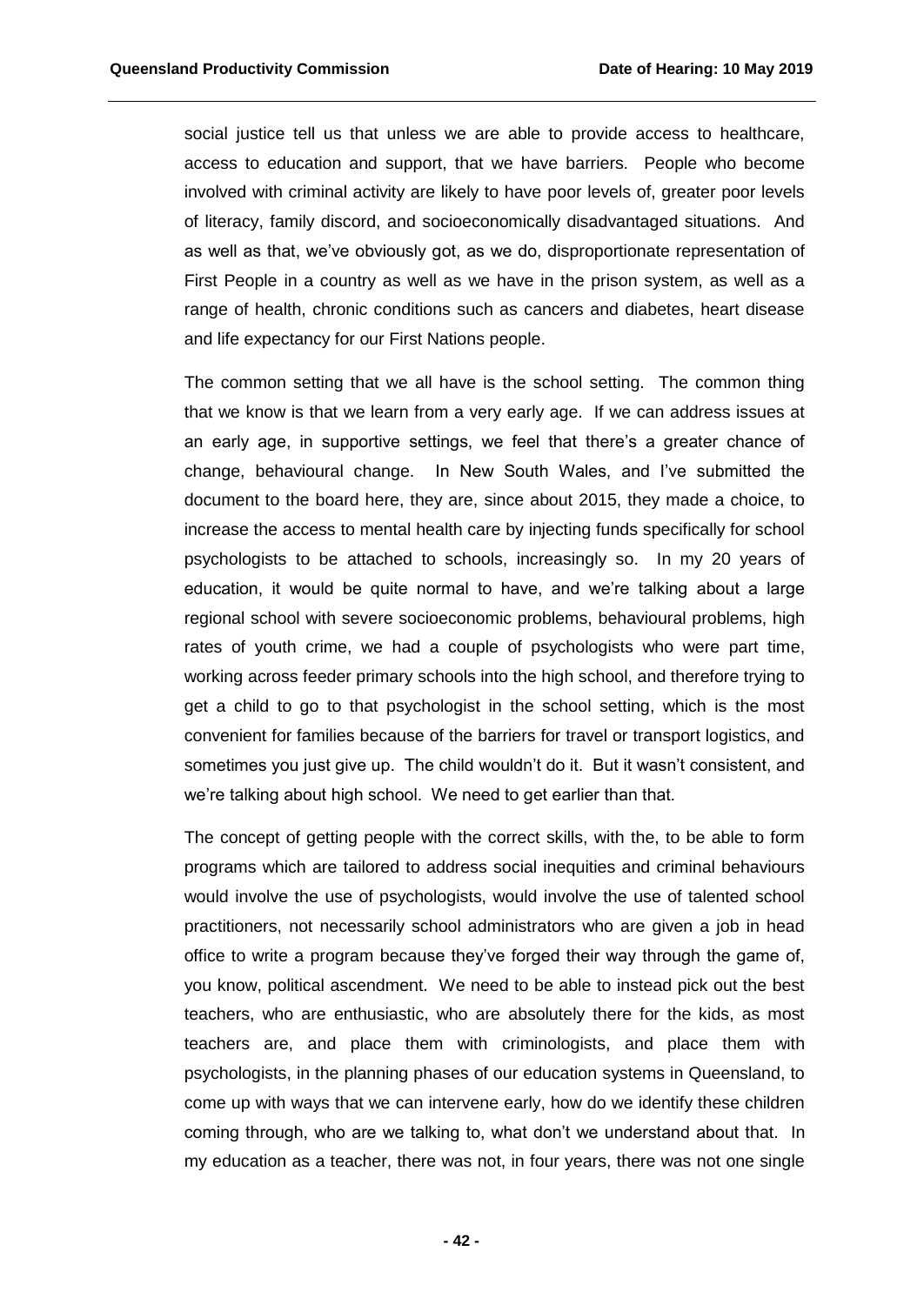social justice tell us that unless we are able to provide access to healthcare, access to education and support, that we have barriers. People who become involved with criminal activity are likely to have poor levels of, greater poor levels of literacy, family discord, and socioeconomically disadvantaged situations. And as well as that, we've obviously got, as we do, disproportionate representation of First People in a country as well as we have in the prison system, as well as a range of health, chronic conditions such as cancers and diabetes, heart disease and life expectancy for our First Nations people.

The common setting that we all have is the school setting. The common thing that we know is that we learn from a very early age. If we can address issues at an early age, in supportive settings, we feel that there's a greater chance of change, behavioural change. In New South Wales, and I've submitted the document to the board here, they are, since about 2015, they made a choice, to increase the access to mental health care by injecting funds specifically for school psychologists to be attached to schools, increasingly so. In my 20 years of education, it would be quite normal to have, and we're talking about a large regional school with severe socioeconomic problems, behavioural problems, high rates of youth crime, we had a couple of psychologists who were part time, working across feeder primary schools into the high school, and therefore trying to get a child to go to that psychologist in the school setting, which is the most convenient for families because of the barriers for travel or transport logistics, and sometimes you just give up. The child wouldn't do it. But it wasn't consistent, and we're talking about high school. We need to get earlier than that.

The concept of getting people with the correct skills, with the, to be able to form programs which are tailored to address social inequities and criminal behaviours would involve the use of psychologists, would involve the use of talented school practitioners, not necessarily school administrators who are given a job in head office to write a program because they've forged their way through the game of, you know, political ascendment. We need to be able to instead pick out the best teachers, who are enthusiastic, who are absolutely there for the kids, as most teachers are, and place them with criminologists, and place them with psychologists, in the planning phases of our education systems in Queensland, to come up with ways that we can intervene early, how do we identify these children coming through, who are we talking to, what don't we understand about that. In my education as a teacher, there was not, in four years, there was not one single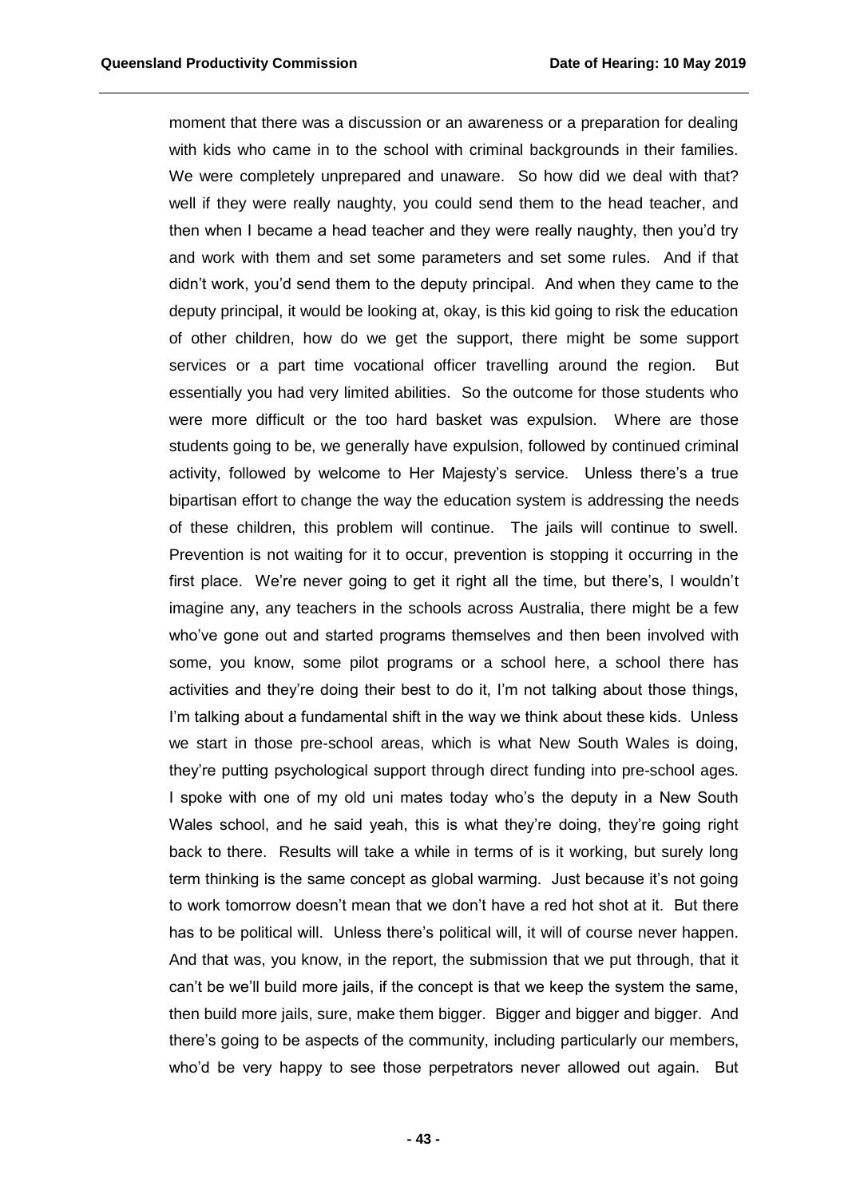moment that there was a discussion or an awareness or a preparation for dealing with kids who came in to the school with criminal backgrounds in their families. We were completely unprepared and unaware. So how did we deal with that? well if they were really naughty, you could send them to the head teacher, and then when I became a head teacher and they were really naughty, then you'd try and work with them and set some parameters and set some rules. And if that didn't work, you'd send them to the deputy principal. And when they came to the deputy principal, it would be looking at, okay, is this kid going to risk the education of other children, how do we get the support, there might be some support services or a part time vocational officer travelling around the region. But essentially you had very limited abilities. So the outcome for those students who were more difficult or the too hard basket was expulsion. Where are those students going to be, we generally have expulsion, followed by continued criminal activity, followed by welcome to Her Majesty's service. Unless there's a true bipartisan effort to change the way the education system is addressing the needs of these children, this problem will continue. The jails will continue to swell. Prevention is not waiting for it to occur, prevention is stopping it occurring in the first place. We're never going to get it right all the time, but there's, I wouldn't imagine any, any teachers in the schools across Australia, there might be a few who've gone out and started programs themselves and then been involved with some, you know, some pilot programs or a school here, a school there has activities and they're doing their best to do it, I'm not talking about those things, I'm talking about a fundamental shift in the way we think about these kids. Unless we start in those pre-school areas, which is what New South Wales is doing, they're putting psychological support through direct funding into pre-school ages. I spoke with one of my old uni mates today who's the deputy in a New South Wales school, and he said yeah, this is what they're doing, they're going right back to there. Results will take a while in terms of is it working, but surely long term thinking is the same concept as global warming. Just because it's not going to work tomorrow doesn't mean that we don't have a red hot shot at it. But there has to be political will. Unless there's political will, it will of course never happen. And that was, you know, in the report, the submission that we put through, that it can't be we'll build more jails, if the concept is that we keep the system the same, then build more jails, sure, make them bigger. Bigger and bigger and bigger. And there's going to be aspects of the community, including particularly our members, who'd be very happy to see those perpetrators never allowed out again. But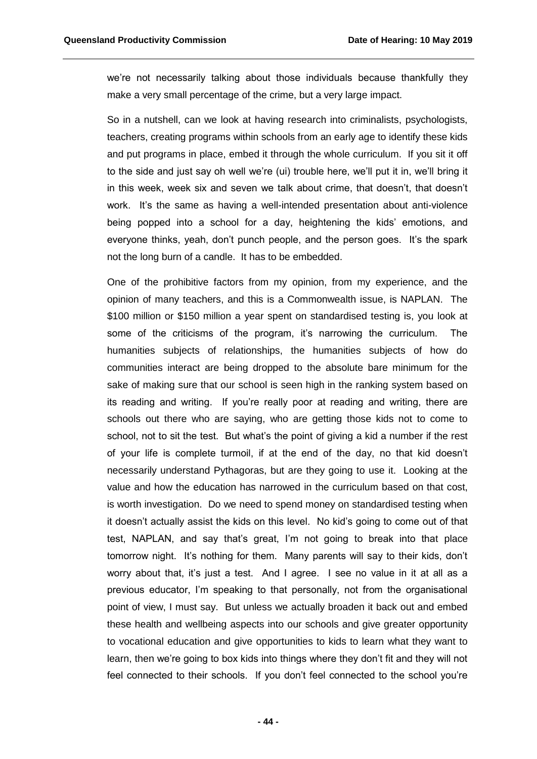we're not necessarily talking about those individuals because thankfully they make a very small percentage of the crime, but a very large impact.

So in a nutshell, can we look at having research into criminalists, psychologists, teachers, creating programs within schools from an early age to identify these kids and put programs in place, embed it through the whole curriculum. If you sit it off to the side and just say oh well we're (ui) trouble here, we'll put it in, we'll bring it in this week, week six and seven we talk about crime, that doesn't, that doesn't work. It's the same as having a well-intended presentation about anti-violence being popped into a school for a day, heightening the kids' emotions, and everyone thinks, yeah, don't punch people, and the person goes. It's the spark not the long burn of a candle. It has to be embedded.

One of the prohibitive factors from my opinion, from my experience, and the opinion of many teachers, and this is a Commonwealth issue, is NAPLAN. The $100 million or $150 million a year spent on standardised testing is, you look at some of the criticisms of the program, it's narrowing the curriculum. The humanities subjects of relationships, the humanities subjects of how do communities interact are being dropped to the absolute bare minimum for the sake of making sure that our school is seen high in the ranking system based on its reading and writing. If you're really poor at reading and writing, there are schools out there who are saying, who are getting those kids not to come to school, not to sit the test. But what's the point of giving a kid a number if the rest of your life is complete turmoil, if at the end of the day, no that kid doesn't necessarily understand Pythagoras, but are they going to use it. Looking at the value and how the education has narrowed in the curriculum based on that cost, is worth investigation. Do we need to spend money on standardised testing when it doesn't actually assist the kids on this level. No kid's going to come out of that test, NAPLAN, and say that's great, I'm not going to break into that place tomorrow night. It's nothing for them. Many parents will say to their kids, don't worry about that, it's just a test. And I agree. I see no value in it at all as a previous educator, I'm speaking to that personally, not from the organisational point of view, I must say. But unless we actually broaden it back out and embed these health and wellbeing aspects into our schools and give greater opportunity to vocational education and give opportunities to kids to learn what they want to learn, then we're going to box kids into things where they don't fit and they will not feel connected to their schools. If you don't feel connected to the school you're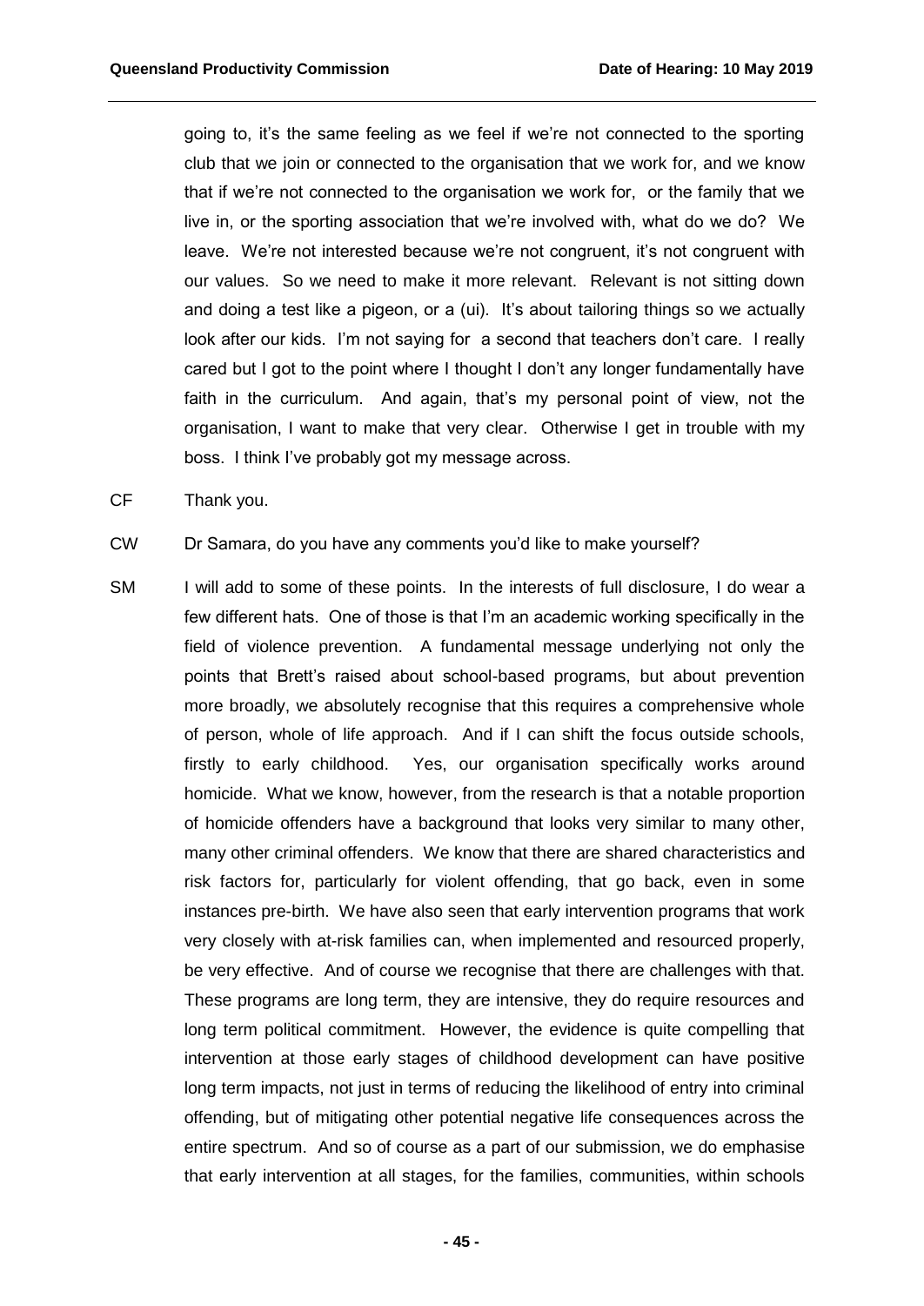going to, it's the same feeling as we feel if we're not connected to the sporting club that we join or connected to the organisation that we work for, and we know that if we're not connected to the organisation we work for, or the family that we live in, or the sporting association that we're involved with, what do we do? We leave. We're not interested because we're not congruent, it's not congruent with our values. So we need to make it more relevant. Relevant is not sitting down and doing a test like a pigeon, or a (ui). It's about tailoring things so we actually look after our kids. I'm not saying for a second that teachers don't care. I really cared but I got to the point where I thought I don't any longer fundamentally have faith in the curriculum. And again, that's my personal point of view, not the organisation, I want to make that very clear. Otherwise I get in trouble with my boss. I think I've probably got my message across.

CF Thank you.

CW Dr Samara, do you have any comments you'd like to make yourself?

SM I will add to some of these points. In the interests of full disclosure, I do wear a few different hats. One of those is that I'm an academic working specifically in the field of violence prevention. A fundamental message underlying not only the points that Brett's raised about school-based programs, but about prevention more broadly, we absolutely recognise that this requires a comprehensive whole of person, whole of life approach. And if I can shift the focus outside schools, firstly to early childhood. Yes, our organisation specifically works around homicide. What we know, however, from the research is that a notable proportion of homicide offenders have a background that looks very similar to many other, many other criminal offenders. We know that there are shared characteristics and risk factors for, particularly for violent offending, that go back, even in some instances pre-birth. We have also seen that early intervention programs that work very closely with at-risk families can, when implemented and resourced properly, be very effective. And of course we recognise that there are challenges with that. These programs are long term, they are intensive, they do require resources and long term political commitment. However, the evidence is quite compelling that intervention at those early stages of childhood development can have positive long term impacts, not just in terms of reducing the likelihood of entry into criminal offending, but of mitigating other potential negative life consequences across the entire spectrum. And so of course as a part of our submission, we do emphasise that early intervention at all stages, for the families, communities, within schools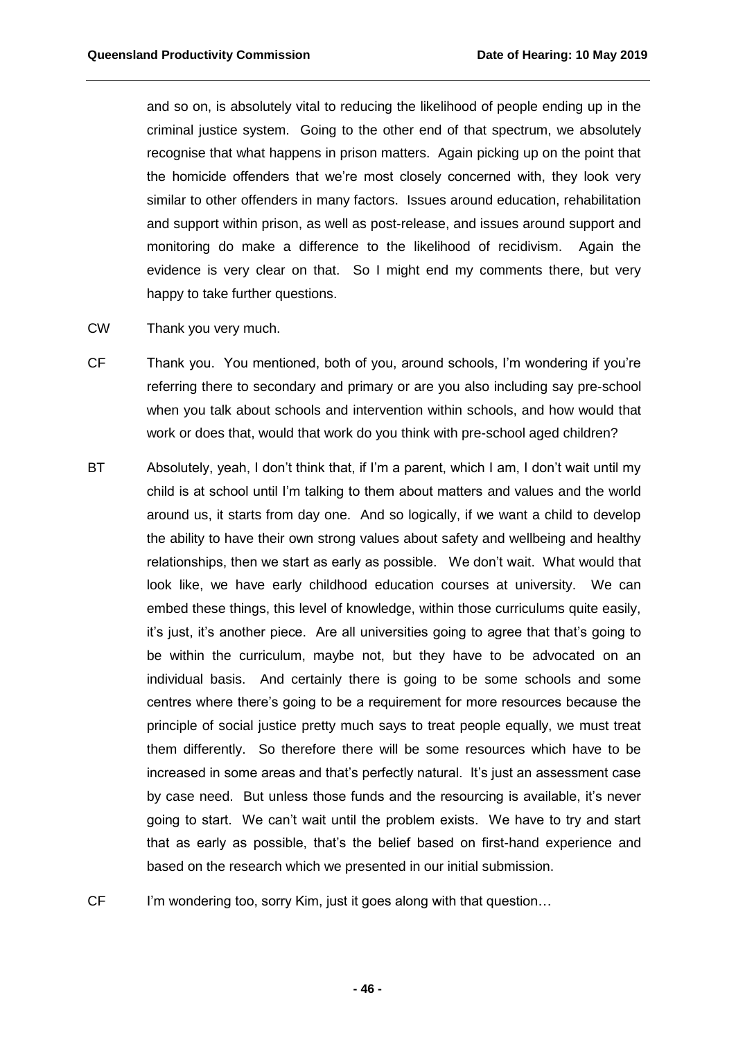and so on, is absolutely vital to reducing the likelihood of people ending up in the criminal justice system. Going to the other end of that spectrum, we absolutely recognise that what happens in prison matters. Again picking up on the point that the homicide offenders that we're most closely concerned with, they look very similar to other offenders in many factors. Issues around education, rehabilitation and support within prison, as well as post-release, and issues around support and monitoring do make a difference to the likelihood of recidivism. Again the evidence is very clear on that. So I might end my comments there, but very happy to take further questions.

CW Thank you very much.

CF Thank you. You mentioned, both of you, around schools, I'm wondering if you're referring there to secondary and primary or are you also including say pre-school when you talk about schools and intervention within schools, and how would that work or does that, would that work do you think with pre-school aged children?

BT Absolutely, yeah, I don't think that, if I'm a parent, which I am, I don't wait until my child is at school until I'm talking to them about matters and values and the world around us, it starts from day one. And so logically, if we want a child to develop the ability to have their own strong values about safety and wellbeing and healthy relationships, then we start as early as possible. We don't wait. What would that look like, we have early childhood education courses at university. We can embed these things, this level of knowledge, within those curriculums quite easily, it's just, it's another piece. Are all universities going to agree that that's going to be within the curriculum, maybe not, but they have to be advocated on an individual basis. And certainly there is going to be some schools and some centres where there's going to be a requirement for more resources because the principle of social justice pretty much says to treat people equally, we must treat them differently. So therefore there will be some resources which have to be increased in some areas and that's perfectly natural. It's just an assessment case by case need. But unless those funds and the resourcing is available, it's never going to start. We can't wait until the problem exists. We have to try and start that as early as possible, that's the belief based on first-hand experience and based on the research which we presented in our initial submission.

CF I'm wondering too, sorry Kim, just it goes along with that question…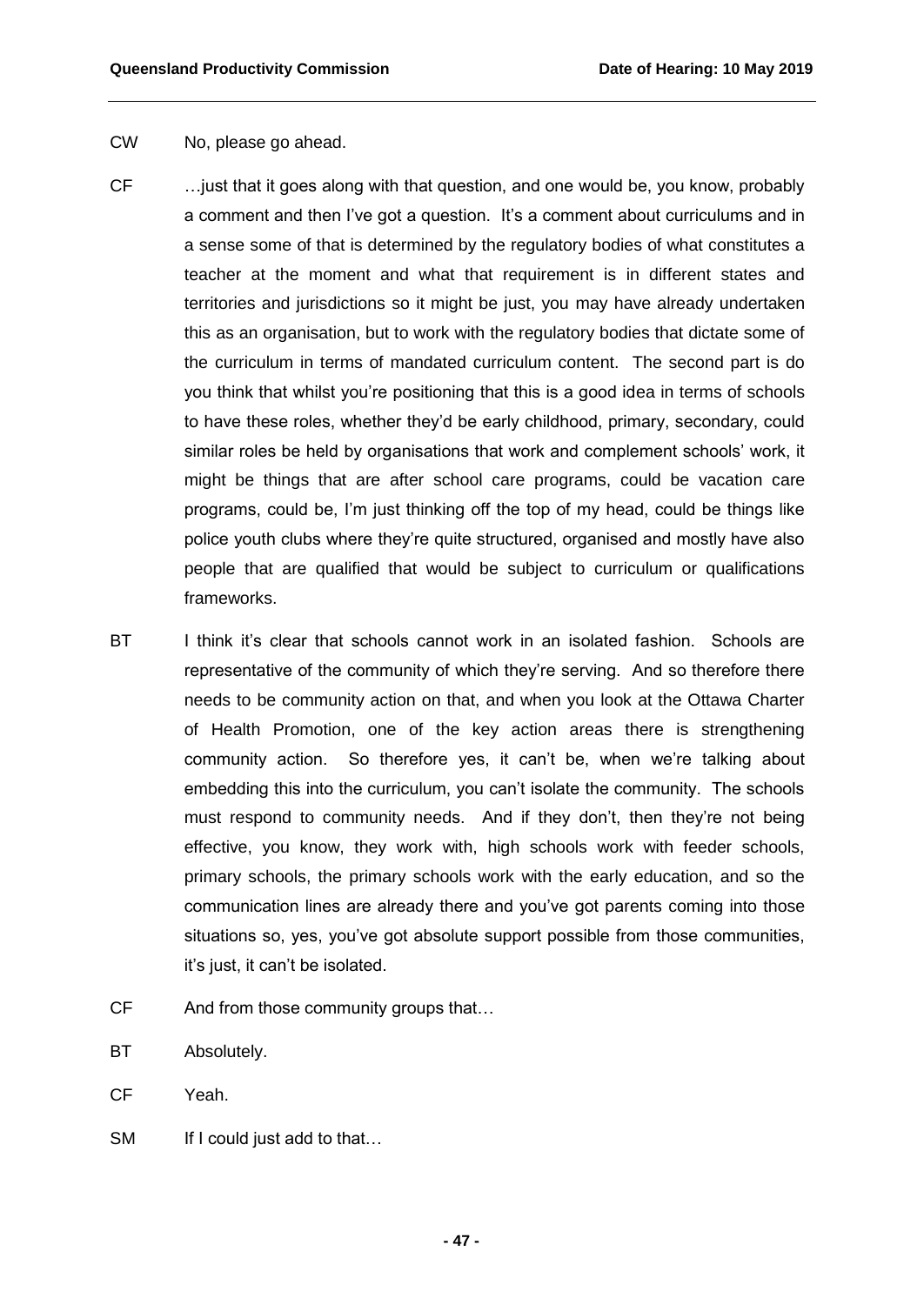CW No, please go ahead.

CF …just that it goes along with that question, and one would be, you know, probably a comment and then I've got a question. It's a comment about curriculums and in a sense some of that is determined by the regulatory bodies of what constitutes a teacher at the moment and what that requirement is in different states and territories and jurisdictions so it might be just, you may have already undertaken this as an organisation, but to work with the regulatory bodies that dictate some of the curriculum in terms of mandated curriculum content. The second part is do you think that whilst you're positioning that this is a good idea in terms of schools to have these roles, whether they'd be early childhood, primary, secondary, could similar roles be held by organisations that work and complement schools' work, it might be things that are after school care programs, could be vacation care programs, could be, I'm just thinking off the top of my head, could be things like police youth clubs where they're quite structured, organised and mostly have also people that are qualified that would be subject to curriculum or qualifications frameworks.

BT I think it's clear that schools cannot work in an isolated fashion. Schools are representative of the community of which they're serving. And so therefore there needs to be community action on that, and when you look at the Ottawa Charter of Health Promotion, one of the key action areas there is strengthening community action. So therefore yes, it can't be, when we're talking about embedding this into the curriculum, you can't isolate the community. The schools must respond to community needs. And if they don't, then they're not being effective, you know, they work with, high schools work with feeder schools, primary schools, the primary schools work with the early education, and so the communication lines are already there and you've got parents coming into those situations so, yes, you've got absolute support possible from those communities, it's just, it can't be isolated.

CF And from those community groups that…

BT Absolutely.

CF Yeah.

SM If I could just add to that…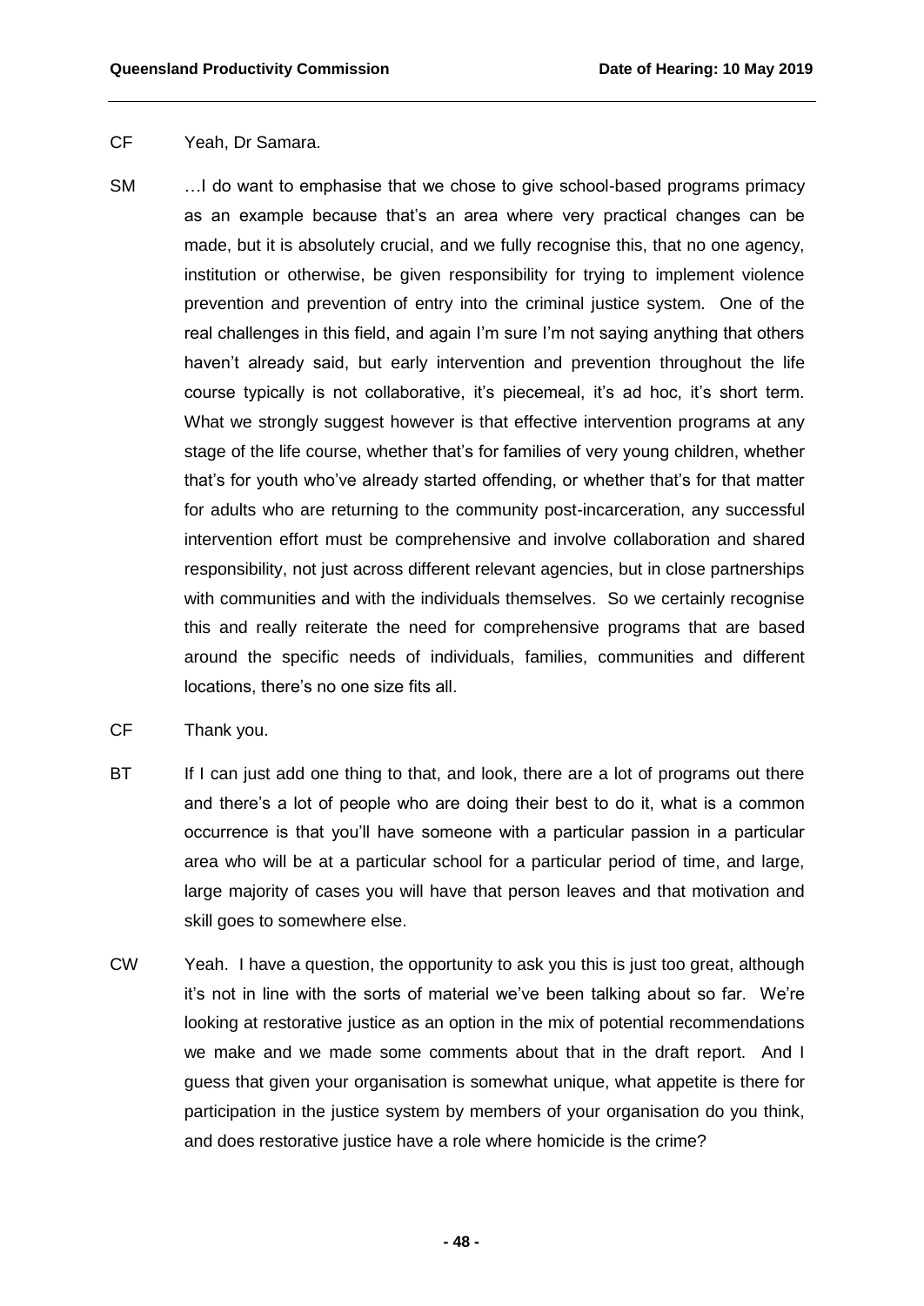CF	Yeah, Dr Samara.

SM	…I do want to emphasise that we chose to give school-based programs primacy as an example because that's an area where very practical changes can be made, but it is absolutely crucial, and we fully recognise this, that no one agency, institution or otherwise, be given responsibility for trying to implement violence prevention and prevention of entry into the criminal justice system. One of the real challenges in this field, and again I'm sure I'm not saying anything that others haven't already said, but early intervention and prevention throughout the life course typically is not collaborative, it's piecemeal, it's ad hoc, it's short term. What we strongly suggest however is that effective intervention programs at any stage of the life course, whether that's for families of very young children, whether that's for youth who've already started offending, or whether that's for that matter for adults who are returning to the community post-incarceration, any successful intervention effort must be comprehensive and involve collaboration and shared responsibility, not just across different relevant agencies, but in close partnerships with communities and with the individuals themselves. So we certainly recognise this and really reiterate the need for comprehensive programs that are based around the specific needs of individuals, families, communities and different locations, there's no one size fits all.

CF	Thank you.

BT	If I can just add one thing to that, and look, there are a lot of programs out there and there's a lot of people who are doing their best to do it, what is a common occurrence is that you'll have someone with a particular passion in a particular area who will be at a particular school for a particular period of time, and large, large majority of cases you will have that person leaves and that motivation and skill goes to somewhere else.

CW	Yeah. I have a question, the opportunity to ask you this is just too great, although it's not in line with the sorts of material we've been talking about so far. We're looking at restorative justice as an option in the mix of potential recommendations we make and we made some comments about that in the draft report. And I guess that given your organisation is somewhat unique, what appetite is there for participation in the justice system by members of your organisation do you think, and does restorative justice have a role where homicide is the crime?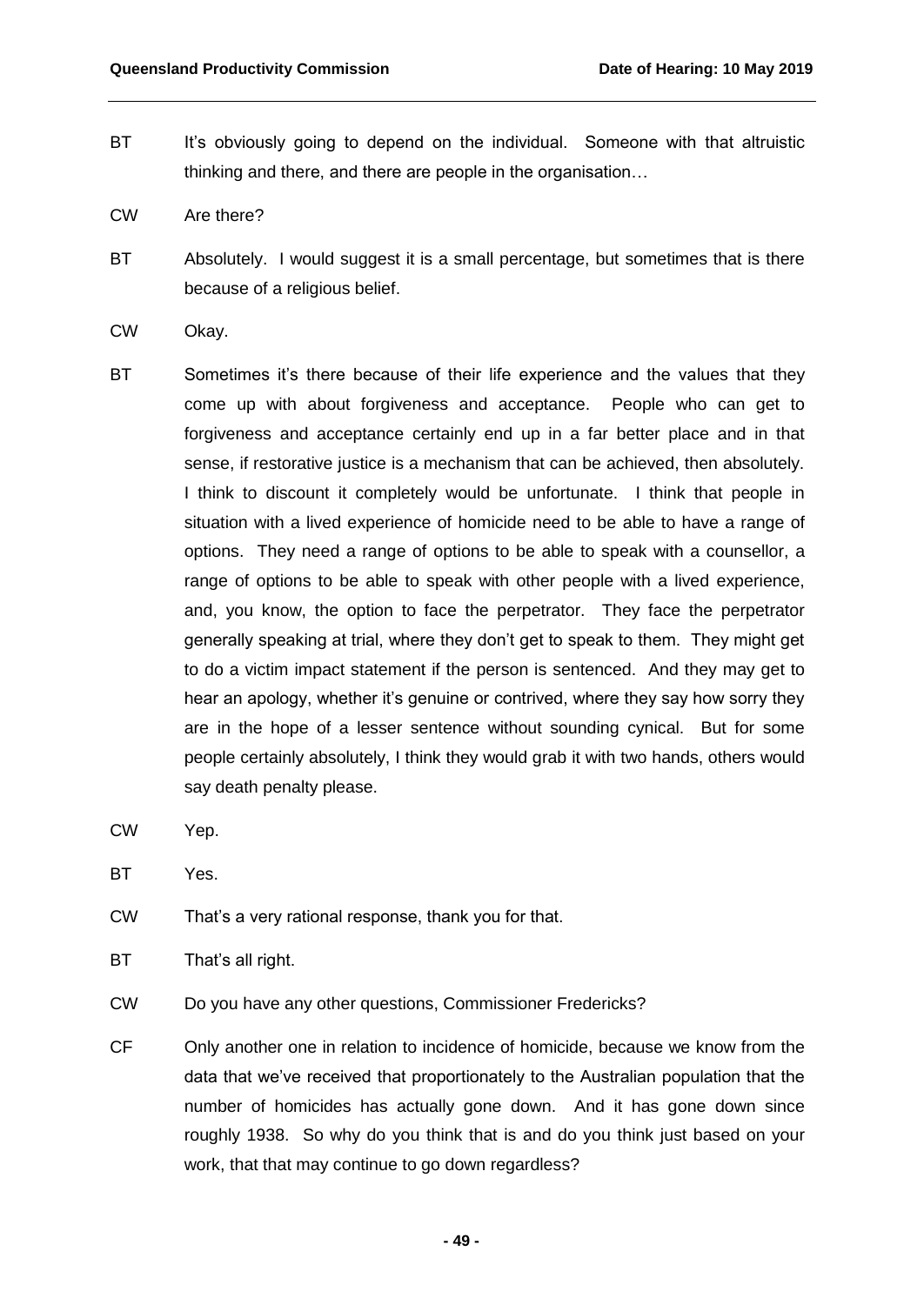BT It's obviously going to depend on the individual. Someone with that altruistic thinking and there, and there are people in the organisation…

CW Are there?

BT Absolutely. I would suggest it is a small percentage, but sometimes that is there because of a religious belief.

CW Okay.

BT Sometimes it's there because of their life experience and the values that they come up with about forgiveness and acceptance. People who can get to forgiveness and acceptance certainly end up in a far better place and in that sense, if restorative justice is a mechanism that can be achieved, then absolutely. I think to discount it completely would be unfortunate. I think that people in situation with a lived experience of homicide need to be able to have a range of options. They need a range of options to be able to speak with a counsellor, a range of options to be able to speak with other people with a lived experience, and, you know, the option to face the perpetrator. They face the perpetrator generally speaking at trial, where they don't get to speak to them. They might get to do a victim impact statement if the person is sentenced. And they may get to hear an apology, whether it's genuine or contrived, where they say how sorry they are in the hope of a lesser sentence without sounding cynical. But for some people certainly absolutely, I think they would grab it with two hands, others would say death penalty please.

CW Yep.

BT Yes.

CW That's a very rational response, thank you for that.

BT That's all right.

CW Do you have any other questions, Commissioner Fredericks?

CF Only another one in relation to incidence of homicide, because we know from the data that we've received that proportionately to the Australian population that the number of homicides has actually gone down. And it has gone down since roughly 1938. So why do you think that is and do you think just based on your work, that that may continue to go down regardless?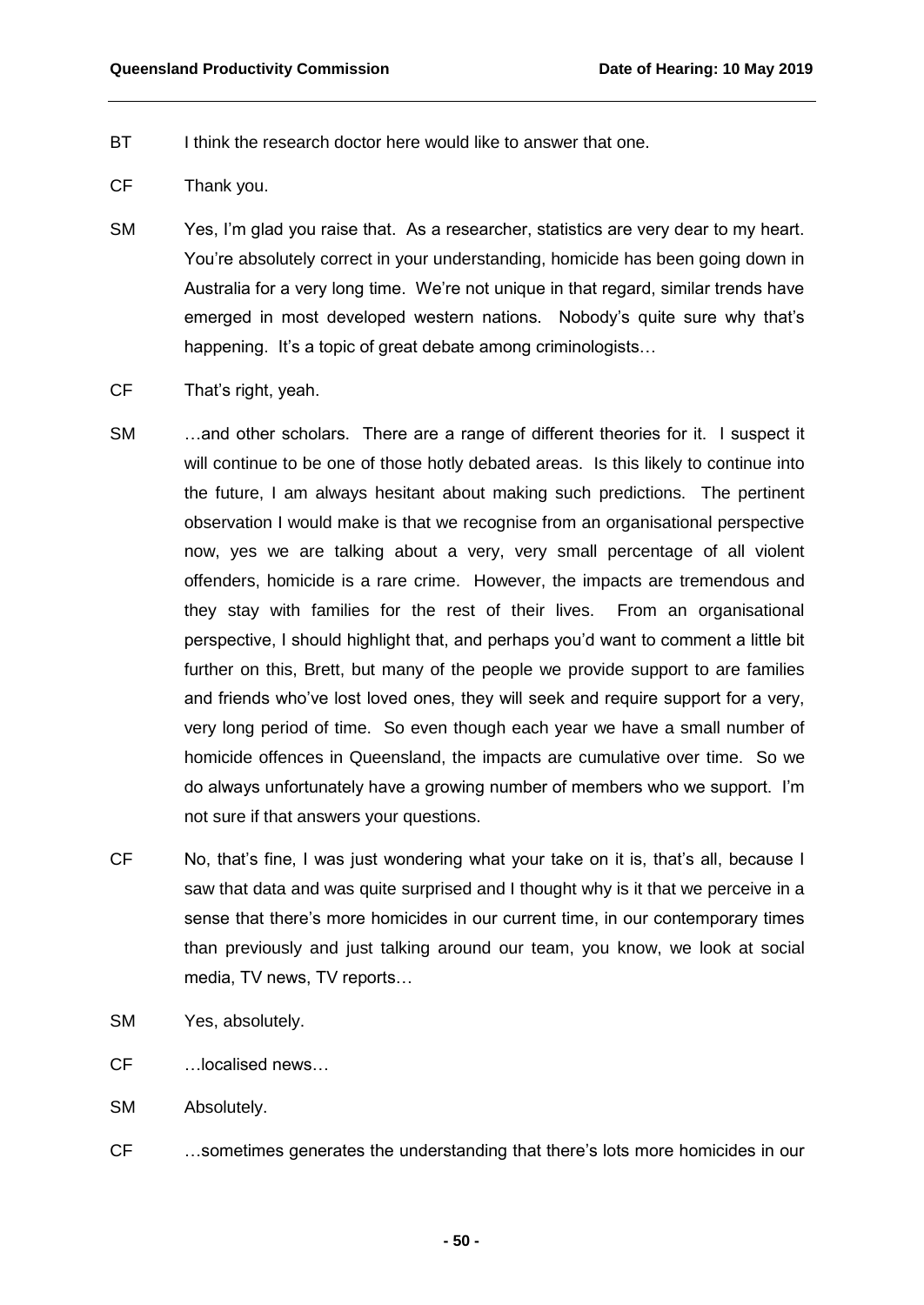BT I think the research doctor here would like to answer that one.

CF Thank you.

SM Yes, I'm glad you raise that. As a researcher, statistics are very dear to my heart. You're absolutely correct in your understanding, homicide has been going down in Australia for a very long time. We're not unique in that regard, similar trends have emerged in most developed western nations. Nobody's quite sure why that's happening. It's a topic of great debate among criminologists…

CF That's right, yeah.

SM …and other scholars. There are a range of different theories for it. I suspect it will continue to be one of those hotly debated areas. Is this likely to continue into the future, I am always hesitant about making such predictions. The pertinent observation I would make is that we recognise from an organisational perspective now, yes we are talking about a very, very small percentage of all violent offenders, homicide is a rare crime. However, the impacts are tremendous and they stay with families for the rest of their lives. From an organisational perspective, I should highlight that, and perhaps you'd want to comment a little bit further on this, Brett, but many of the people we provide support to are families and friends who've lost loved ones, they will seek and require support for a very, very long period of time. So even though each year we have a small number of homicide offences in Queensland, the impacts are cumulative over time. So we do always unfortunately have a growing number of members who we support. I'm not sure if that answers your questions.

CF No, that's fine, I was just wondering what your take on it is, that's all, because I saw that data and was quite surprised and I thought why is it that we perceive in a sense that there's more homicides in our current time, in our contemporary times than previously and just talking around our team, you know, we look at social media, TV news, TV reports…

SM Yes, absolutely.

CF …localised news…

SM Absolutely.

CF …sometimes generates the understanding that there's lots more homicides in our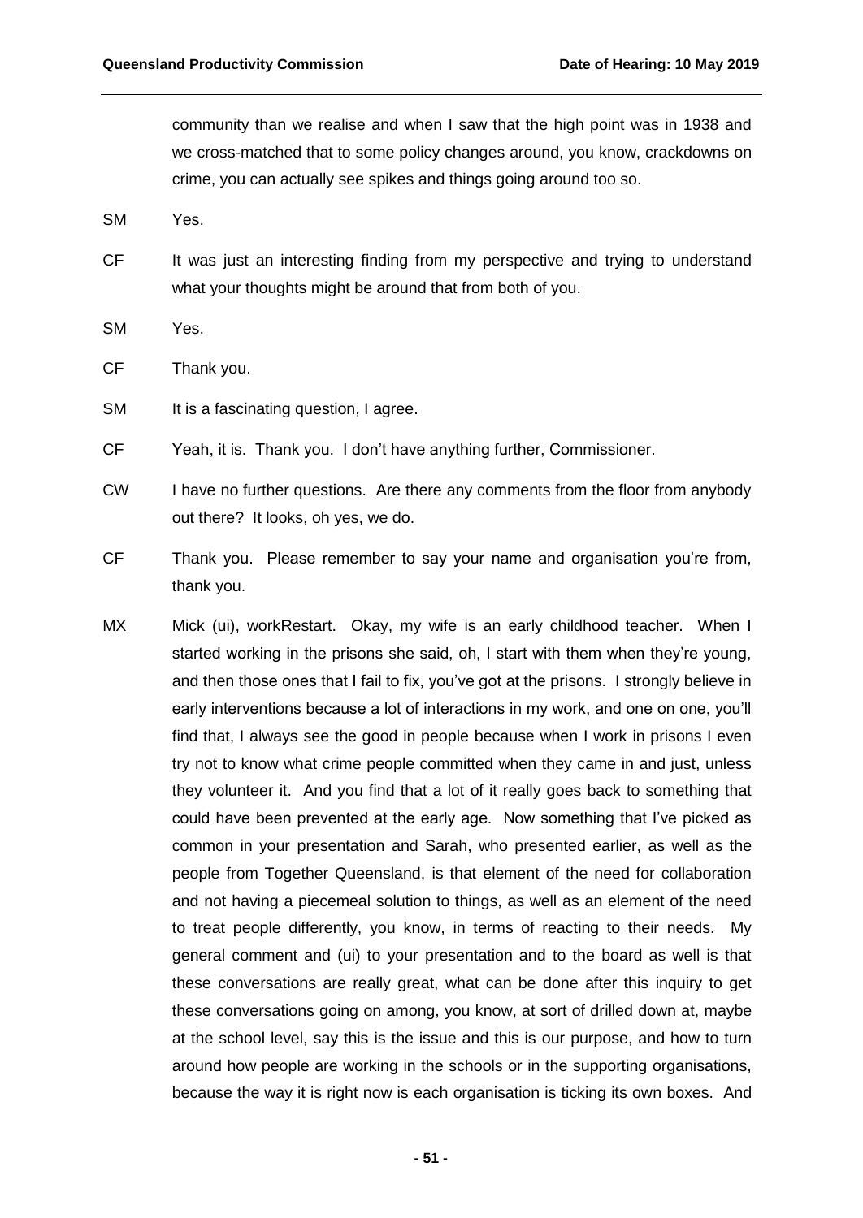community than we realise and when I saw that the high point was in 1938 and we cross-matched that to some policy changes around, you know, crackdowns on crime, you can actually see spikes and things going around too so.

SM Yes.

CF It was just an interesting finding from my perspective and trying to understand what your thoughts might be around that from both of you.

SM Yes.

CF Thank you.

SM It is a fascinating question, I agree.

CF Yeah, it is. Thank you. I don't have anything further, Commissioner.

CW I have no further questions. Are there any comments from the floor from anybody out there? It looks, oh yes, we do.

CF Thank you. Please remember to say your name and organisation you're from, thank you.

MX Mick (ui), workRestart. Okay, my wife is an early childhood teacher. When I started working in the prisons she said, oh, I start with them when they're young, and then those ones that I fail to fix, you've got at the prisons. I strongly believe in early interventions because a lot of interactions in my work, and one on one, you'll find that, I always see the good in people because when I work in prisons I even try not to know what crime people committed when they came in and just, unless they volunteer it. And you find that a lot of it really goes back to something that could have been prevented at the early age. Now something that I've picked as common in your presentation and Sarah, who presented earlier, as well as the people from Together Queensland, is that element of the need for collaboration and not having a piecemeal solution to things, as well as an element of the need to treat people differently, you know, in terms of reacting to their needs. My general comment and (ui) to your presentation and to the board as well is that these conversations are really great, what can be done after this inquiry to get these conversations going on among, you know, at sort of drilled down at, maybe at the school level, say this is the issue and this is our purpose, and how to turn around how people are working in the schools or in the supporting organisations, because the way it is right now is each organisation is ticking its own boxes. And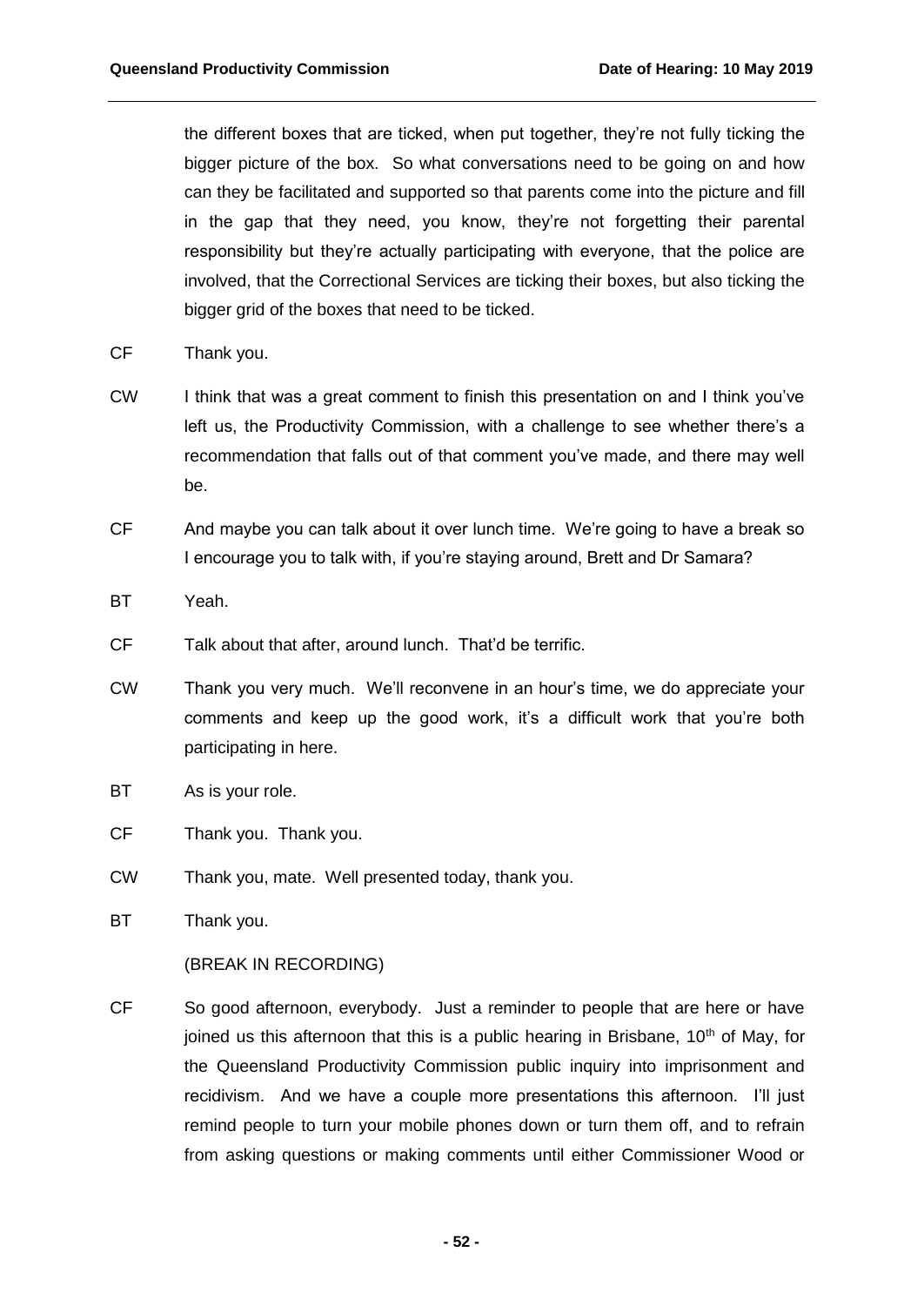the different boxes that are ticked, when put together, they're not fully ticking the bigger picture of the box. So what conversations need to be going on and how can they be facilitated and supported so that parents come into the picture and fill in the gap that they need, you know, they're not forgetting their parental responsibility but they're actually participating with everyone, that the police are involved, that the Correctional Services are ticking their boxes, but also ticking the bigger grid of the boxes that need to be ticked.

CF Thank you.

CW I think that was a great comment to finish this presentation on and I think you've left us, the Productivity Commission, with a challenge to see whether there's a recommendation that falls out of that comment you've made, and there may well be.

CF And maybe you can talk about it over lunch time. We're going to have a break so I encourage you to talk with, if you're staying around, Brett and Dr Samara?

BT Yeah.

CF Talk about that after, around lunch. That'd be terrific.

CW Thank you very much. We'll reconvene in an hour's time, we do appreciate your comments and keep up the good work, it's a difficult work that you're both participating in here.

BT As is your role.

CF Thank you. Thank you.

CW Thank you, mate. Well presented today, thank you.

BT Thank you.

(BREAK IN RECORDING)

CF So good afternoon, everybody. Just a reminder to people that are here or have joined us this afternoon that this is a public hearing in Brisbane, 10th of May, for the Queensland Productivity Commission public inquiry into imprisonment and recidivism. And we have a couple more presentations this afternoon. I'll just remind people to turn your mobile phones down or turn them off, and to refrain from asking questions or making comments until either Commissioner Wood or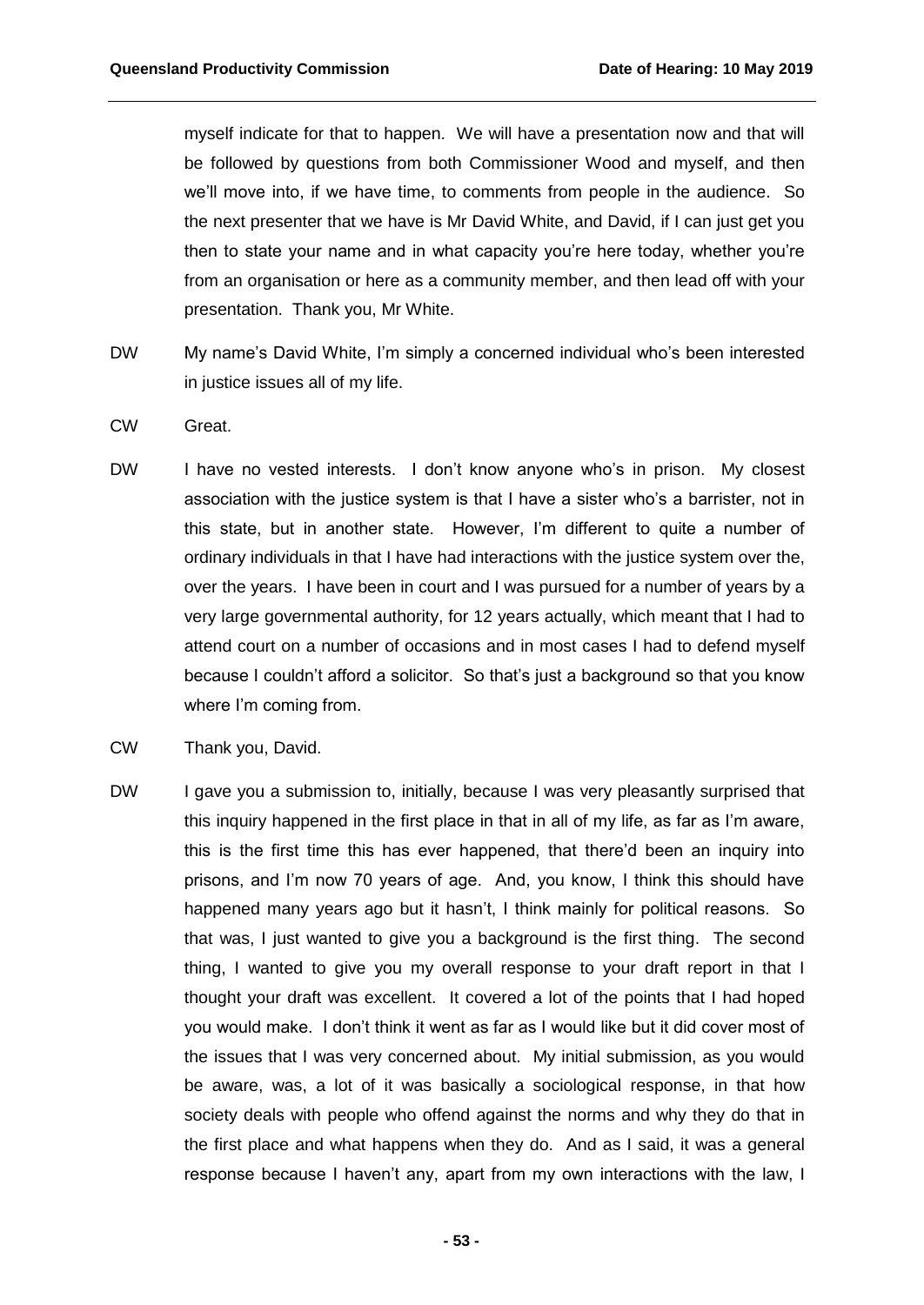myself indicate for that to happen. We will have a presentation now and that will be followed by questions from both Commissioner Wood and myself, and then we'll move into, if we have time, to comments from people in the audience. So the next presenter that we have is Mr David White, and David, if I can just get you then to state your name and in what capacity you're here today, whether you're from an organisation or here as a community member, and then lead off with your presentation. Thank you, Mr White.

DW My name's David White, I'm simply a concerned individual who's been interested in justice issues all of my life.

CW Great.

DW I have no vested interests. I don't know anyone who's in prison. My closest association with the justice system is that I have a sister who's a barrister, not in this state, but in another state. However, I'm different to quite a number of ordinary individuals in that I have had interactions with the justice system over the, over the years. I have been in court and I was pursued for a number of years by a very large governmental authority, for 12 years actually, which meant that I had to attend court on a number of occasions and in most cases I had to defend myself because I couldn't afford a solicitor. So that's just a background so that you know where I'm coming from.

CW Thank you, David.

DW I gave you a submission to, initially, because I was very pleasantly surprised that this inquiry happened in the first place in that in all of my life, as far as I'm aware, this is the first time this has ever happened, that there'd been an inquiry into prisons, and I'm now 70 years of age. And, you know, I think this should have happened many years ago but it hasn't, I think mainly for political reasons. So that was, I just wanted to give you a background is the first thing. The second thing, I wanted to give you my overall response to your draft report in that I thought your draft was excellent. It covered a lot of the points that I had hoped you would make. I don't think it went as far as I would like but it did cover most of the issues that I was very concerned about. My initial submission, as you would be aware, was, a lot of it was basically a sociological response, in that how society deals with people who offend against the norms and why they do that in the first place and what happens when they do. And as I said, it was a general response because I haven't any, apart from my own interactions with the law, I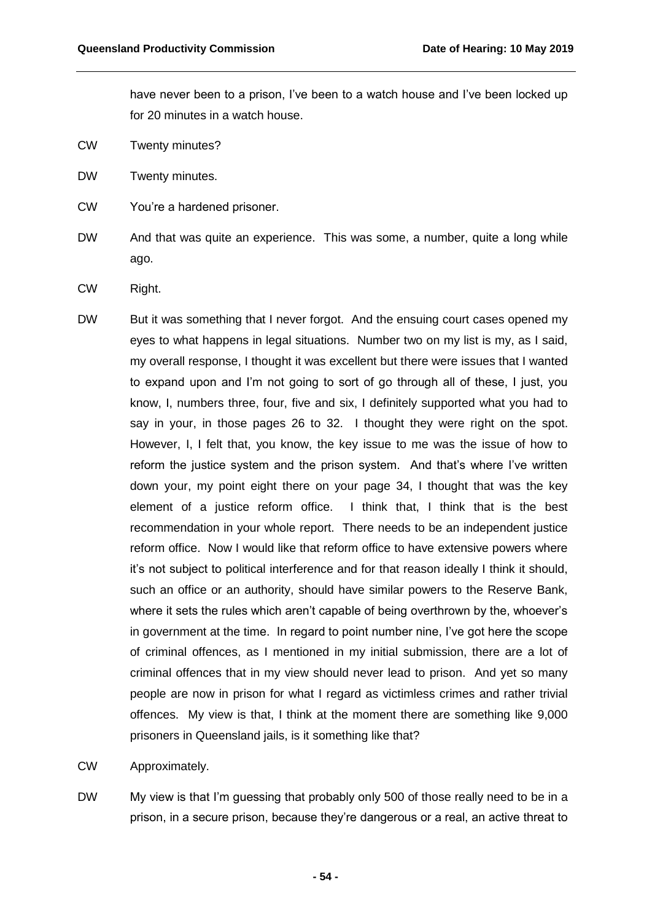have never been to a prison, I've been to a watch house and I've been locked up for 20 minutes in a watch house.

CW Twenty minutes?

DW Twenty minutes.

CW You're a hardened prisoner.

DW And that was quite an experience. This was some, a number, quite a long while ago.

CW Right.

DW But it was something that I never forgot. And the ensuing court cases opened my eyes to what happens in legal situations. Number two on my list is my, as I said, my overall response, I thought it was excellent but there were issues that I wanted to expand upon and I'm not going to sort of go through all of these, I just, you know, I, numbers three, four, five and six, I definitely supported what you had to say in your, in those pages 26 to 32. I thought they were right on the spot. However, I, I felt that, you know, the key issue to me was the issue of how to reform the justice system and the prison system. And that's where I've written down your, my point eight there on your page 34, I thought that was the key element of a justice reform office. I think that, I think that is the best recommendation in your whole report. There needs to be an independent justice reform office. Now I would like that reform office to have extensive powers where it's not subject to political interference and for that reason ideally I think it should, such an office or an authority, should have similar powers to the Reserve Bank, where it sets the rules which aren't capable of being overthrown by the, whoever's in government at the time. In regard to point number nine, I've got here the scope of criminal offences, as I mentioned in my initial submission, there are a lot of criminal offences that in my view should never lead to prison. And yet so many people are now in prison for what I regard as victimless crimes and rather trivial offences. My view is that, I think at the moment there are something like 9,000 prisoners in Queensland jails, is it something like that?

CW Approximately.

DW My view is that I'm guessing that probably only 500 of those really need to be in a prison, in a secure prison, because they're dangerous or a real, an active threat to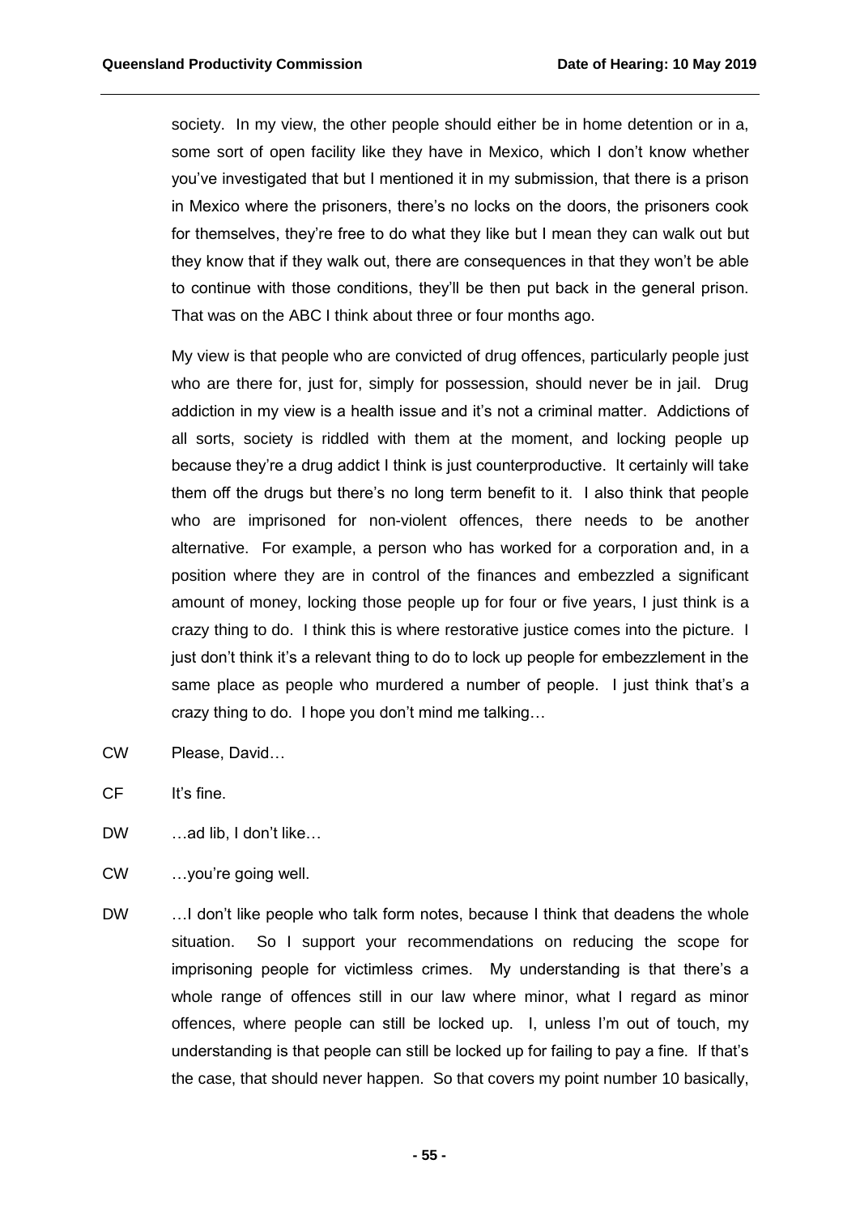society. In my view, the other people should either be in home detention or in a, some sort of open facility like they have in Mexico, which I don't know whether you've investigated that but I mentioned it in my submission, that there is a prison in Mexico where the prisoners, there's no locks on the doors, the prisoners cook for themselves, they're free to do what they like but I mean they can walk out but they know that if they walk out, there are consequences in that they won't be able to continue with those conditions, they'll be then put back in the general prison. That was on the ABC I think about three or four months ago.

My view is that people who are convicted of drug offences, particularly people just who are there for, just for, simply for possession, should never be in jail. Drug addiction in my view is a health issue and it's not a criminal matter. Addictions of all sorts, society is riddled with them at the moment, and locking people up because they're a drug addict I think is just counterproductive. It certainly will take them off the drugs but there's no long term benefit to it. I also think that people who are imprisoned for non-violent offences, there needs to be another alternative. For example, a person who has worked for a corporation and, in a position where they are in control of the finances and embezzled a significant amount of money, locking those people up for four or five years, I just think is a crazy thing to do. I think this is where restorative justice comes into the picture. I just don't think it's a relevant thing to do to lock up people for embezzlement in the same place as people who murdered a number of people. I just think that's a crazy thing to do. I hope you don't mind me talking…

CW Please, David…

CF It's fine.

DW …ad lib, I don't like…

CW …you're going well.

DW …I don't like people who talk form notes, because I think that deadens the whole situation. So I support your recommendations on reducing the scope for imprisoning people for victimless crimes. My understanding is that there's a whole range of offences still in our law where minor, what I regard as minor offences, where people can still be locked up. I, unless I'm out of touch, my understanding is that people can still be locked up for failing to pay a fine. If that's the case, that should never happen. So that covers my point number 10 basically,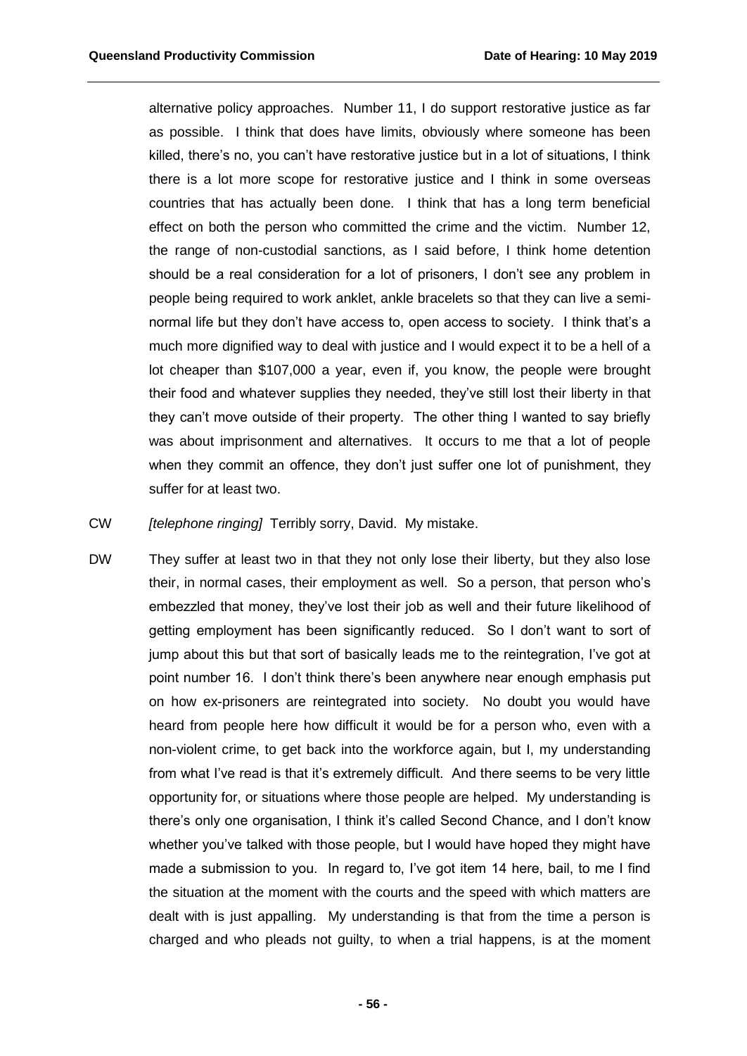alternative policy approaches. Number 11, I do support restorative justice as far as possible. I think that does have limits, obviously where someone has been killed, there's no, you can't have restorative justice but in a lot of situations, I think there is a lot more scope for restorative justice and I think in some overseas countries that has actually been done. I think that has a long term beneficial effect on both the person who committed the crime and the victim. Number 12, the range of non-custodial sanctions, as I said before, I think home detention should be a real consideration for a lot of prisoners, I don't see any problem in people being required to work anklet, ankle bracelets so that they can live a semi-normal life but they don't have access to, open access to society. I think that's a much more dignified way to deal with justice and I would expect it to be a hell of a lot cheaper than $107,000 a year, even if, you know, the people were brought their food and whatever supplies they needed, they've still lost their liberty in that they can't move outside of their property. The other thing I wanted to say briefly was about imprisonment and alternatives. It occurs to me that a lot of people when they commit an offence, they don't just suffer one lot of punishment, they suffer for at least two.

CW *[telephone ringing]* Terribly sorry, David. My mistake.

DW They suffer at least two in that they not only lose their liberty, but they also lose their, in normal cases, their employment as well. So a person, that person who's embezzled that money, they've lost their job as well and their future likelihood of getting employment has been significantly reduced. So I don't want to sort of jump about this but that sort of basically leads me to the reintegration, I've got at point number 16. I don't think there's been anywhere near enough emphasis put on how ex-prisoners are reintegrated into society. No doubt you would have heard from people here how difficult it would be for a person who, even with a non-violent crime, to get back into the workforce again, but I, my understanding from what I've read is that it's extremely difficult. And there seems to be very little opportunity for, or situations where those people are helped. My understanding is there's only one organisation, I think it's called Second Chance, and I don't know whether you've talked with those people, but I would have hoped they might have made a submission to you. In regard to, I've got item 14 here, bail, to me I find the situation at the moment with the courts and the speed with which matters are dealt with is just appalling. My understanding is that from the time a person is charged and who pleads not guilty, to when a trial happens, is at the moment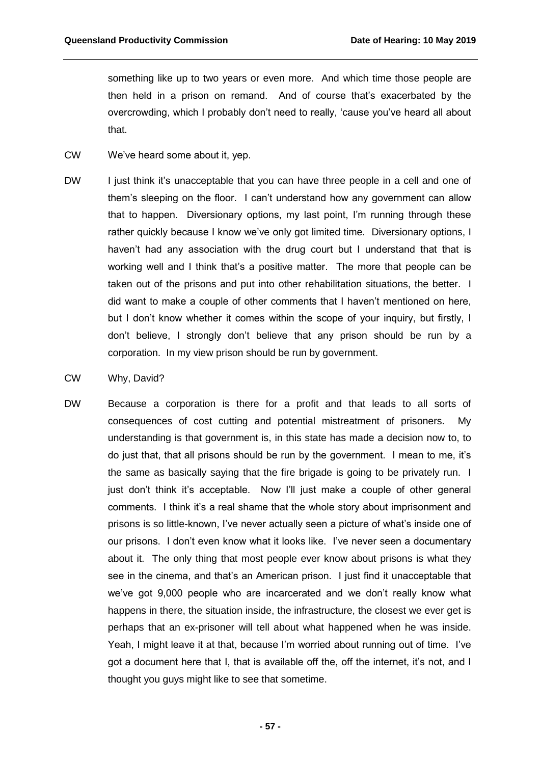something like up to two years or even more. And which time those people are then held in a prison on remand. And of course that's exacerbated by the overcrowding, which I probably don't need to really, 'cause you've heard all about that.

CW We've heard some about it, yep.

DW I just think it's unacceptable that you can have three people in a cell and one of them's sleeping on the floor. I can't understand how any government can allow that to happen. Diversionary options, my last point, I'm running through these rather quickly because I know we've only got limited time. Diversionary options, I haven't had any association with the drug court but I understand that that is working well and I think that's a positive matter. The more that people can be taken out of the prisons and put into other rehabilitation situations, the better. I did want to make a couple of other comments that I haven't mentioned on here, but I don't know whether it comes within the scope of your inquiry, but firstly, I don't believe, I strongly don't believe that any prison should be run by a corporation. In my view prison should be run by government.

CW Why, David?

DW Because a corporation is there for a profit and that leads to all sorts of consequences of cost cutting and potential mistreatment of prisoners. My understanding is that government is, in this state has made a decision now to, to do just that, that all prisons should be run by the government. I mean to me, it's the same as basically saying that the fire brigade is going to be privately run. I just don't think it's acceptable. Now I'll just make a couple of other general comments. I think it's a real shame that the whole story about imprisonment and prisons is so little-known, I've never actually seen a picture of what's inside one of our prisons. I don't even know what it looks like. I've never seen a documentary about it. The only thing that most people ever know about prisons is what they see in the cinema, and that's an American prison. I just find it unacceptable that we've got 9,000 people who are incarcerated and we don't really know what happens in there, the situation inside, the infrastructure, the closest we ever get is perhaps that an ex-prisoner will tell about what happened when he was inside. Yeah, I might leave it at that, because I'm worried about running out of time. I've got a document here that I, that is available off the, off the internet, it's not, and I thought you guys might like to see that sometime.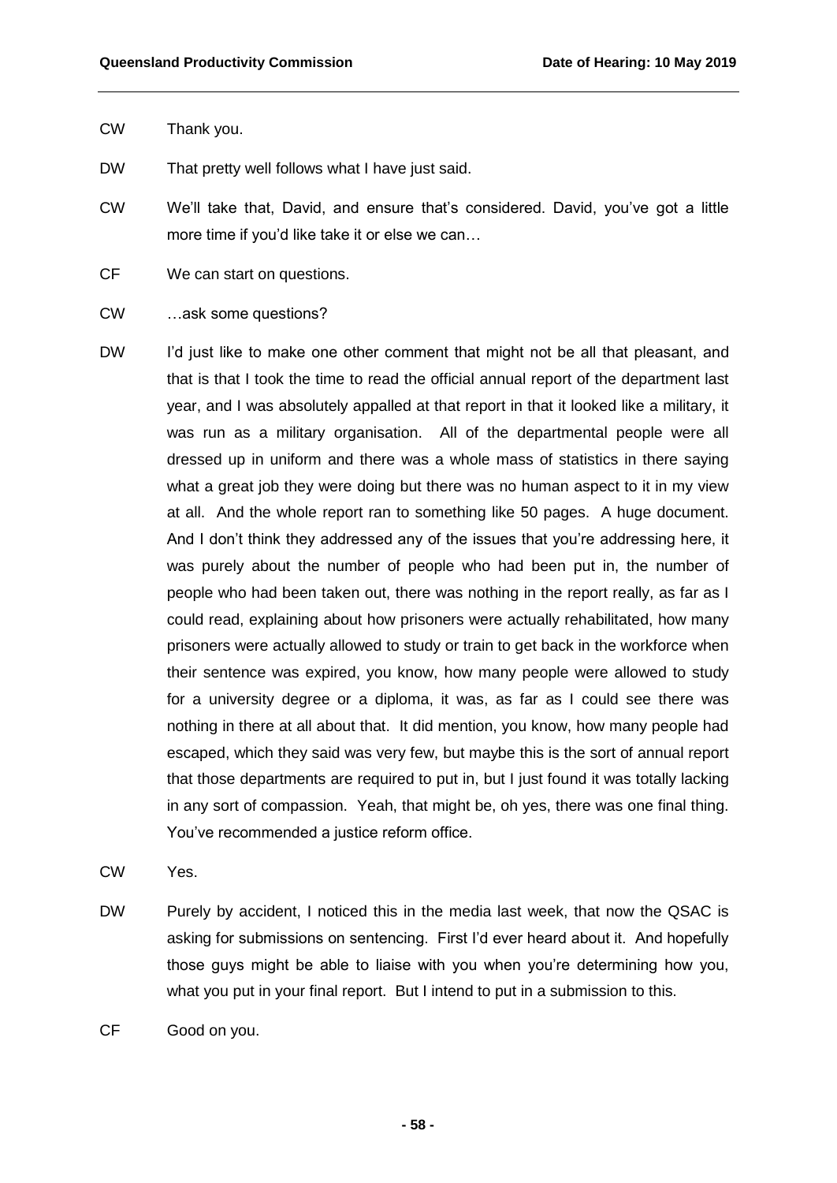CW Thank you.

DW That pretty well follows what I have just said.

CW We'll take that, David, and ensure that's considered. David, you've got a little more time if you'd like take it or else we can…

CF We can start on questions.

CW …ask some questions?

DW I'd just like to make one other comment that might not be all that pleasant, and that is that I took the time to read the official annual report of the department last year, and I was absolutely appalled at that report in that it looked like a military, it was run as a military organisation. All of the departmental people were all dressed up in uniform and there was a whole mass of statistics in there saying what a great job they were doing but there was no human aspect to it in my view at all. And the whole report ran to something like 50 pages. A huge document. And I don't think they addressed any of the issues that you're addressing here, it was purely about the number of people who had been put in, the number of people who had been taken out, there was nothing in the report really, as far as I could read, explaining about how prisoners were actually rehabilitated, how many prisoners were actually allowed to study or train to get back in the workforce when their sentence was expired, you know, how many people were allowed to study for a university degree or a diploma, it was, as far as I could see there was nothing in there at all about that. It did mention, you know, how many people had escaped, which they said was very few, but maybe this is the sort of annual report that those departments are required to put in, but I just found it was totally lacking in any sort of compassion. Yeah, that might be, oh yes, there was one final thing. You've recommended a justice reform office.

CW Yes.

DW Purely by accident, I noticed this in the media last week, that now the QSAC is asking for submissions on sentencing. First I'd ever heard about it. And hopefully those guys might be able to liaise with you when you're determining how you, what you put in your final report. But I intend to put in a submission to this.

CF Good on you.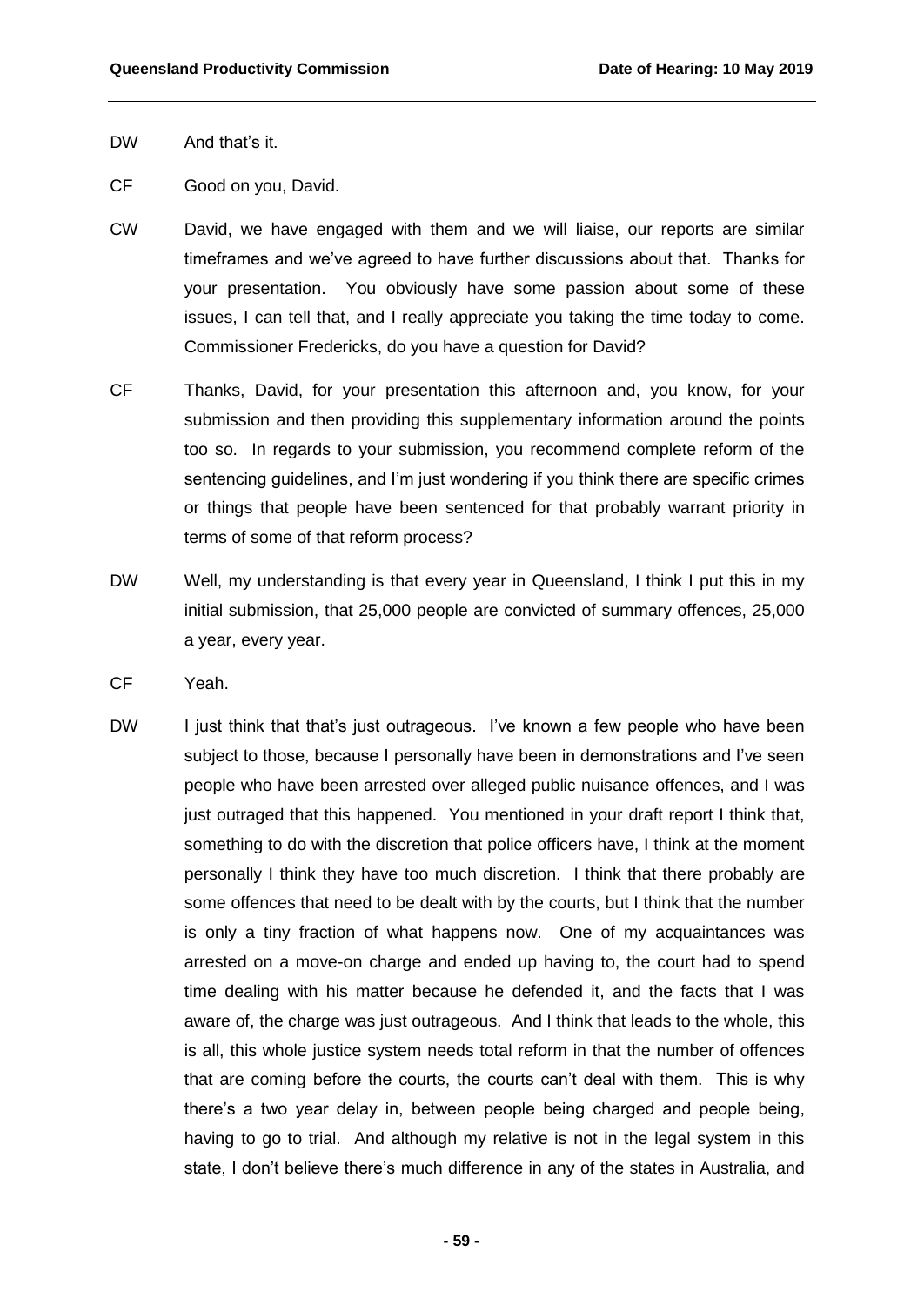DW And that's it.

CF Good on you, David.

CW David, we have engaged with them and we will liaise, our reports are similar timeframes and we've agreed to have further discussions about that. Thanks for your presentation. You obviously have some passion about some of these issues, I can tell that, and I really appreciate you taking the time today to come. Commissioner Fredericks, do you have a question for David?

CF Thanks, David, for your presentation this afternoon and, you know, for your submission and then providing this supplementary information around the points too so. In regards to your submission, you recommend complete reform of the sentencing guidelines, and I'm just wondering if you think there are specific crimes or things that people have been sentenced for that probably warrant priority in terms of some of that reform process?

DW Well, my understanding is that every year in Queensland, I think I put this in my initial submission, that 25,000 people are convicted of summary offences, 25,000 a year, every year.

CF Yeah.

DW I just think that that's just outrageous. I've known a few people who have been subject to those, because I personally have been in demonstrations and I've seen people who have been arrested over alleged public nuisance offences, and I was just outraged that this happened. You mentioned in your draft report I think that, something to do with the discretion that police officers have, I think at the moment personally I think they have too much discretion. I think that there probably are some offences that need to be dealt with by the courts, but I think that the number is only a tiny fraction of what happens now. One of my acquaintances was arrested on a move-on charge and ended up having to, the court had to spend time dealing with his matter because he defended it, and the facts that I was aware of, the charge was just outrageous. And I think that leads to the whole, this is all, this whole justice system needs total reform in that the number of offences that are coming before the courts, the courts can't deal with them. This is why there's a two year delay in, between people being charged and people being, having to go to trial. And although my relative is not in the legal system in this state, I don't believe there's much difference in any of the states in Australia, and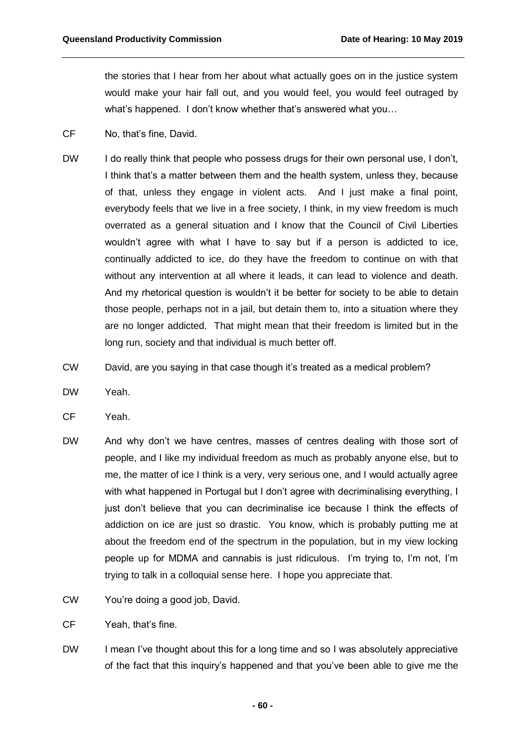the stories that I hear from her about what actually goes on in the justice system would make your hair fall out, and you would feel, you would feel outraged by what's happened. I don't know whether that's answered what you…

CF No, that's fine, David.

DW I do really think that people who possess drugs for their own personal use, I don't, I think that's a matter between them and the health system, unless they, because of that, unless they engage in violent acts. And I just make a final point, everybody feels that we live in a free society, I think, in my view freedom is much overrated as a general situation and I know that the Council of Civil Liberties wouldn't agree with what I have to say but if a person is addicted to ice, continually addicted to ice, do they have the freedom to continue on with that without any intervention at all where it leads, it can lead to violence and death. And my rhetorical question is wouldn't it be better for society to be able to detain those people, perhaps not in a jail, but detain them to, into a situation where they are no longer addicted. That might mean that their freedom is limited but in the long run, society and that individual is much better off.

CW David, are you saying in that case though it's treated as a medical problem?

DW Yeah.

CF Yeah.

DW And why don't we have centres, masses of centres dealing with those sort of people, and I like my individual freedom as much as probably anyone else, but to me, the matter of ice I think is a very, very serious one, and I would actually agree with what happened in Portugal but I don't agree with decriminalising everything, I just don't believe that you can decriminalise ice because I think the effects of addiction on ice are just so drastic. You know, which is probably putting me at about the freedom end of the spectrum in the population, but in my view locking people up for MDMA and cannabis is just ridiculous. I'm trying to, I'm not, I'm trying to talk in a colloquial sense here. I hope you appreciate that.

CW You're doing a good job, David.

CF Yeah, that's fine.

DW I mean I've thought about this for a long time and so I was absolutely appreciative of the fact that this inquiry's happened and that you've been able to give me the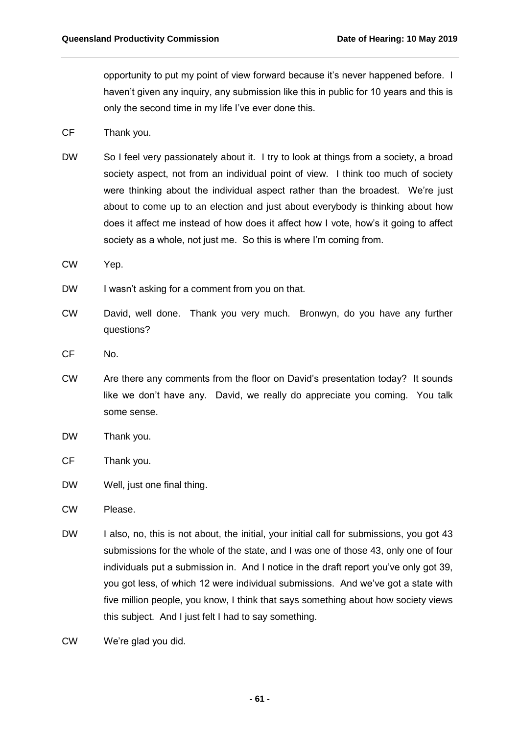opportunity to put my point of view forward because it's never happened before. I haven't given any inquiry, any submission like this in public for 10 years and this is only the second time in my life I've ever done this.

CF Thank you.

DW So I feel very passionately about it. I try to look at things from a society, a broad society aspect, not from an individual point of view. I think too much of society were thinking about the individual aspect rather than the broadest. We're just about to come up to an election and just about everybody is thinking about how does it affect me instead of how does it affect how I vote, how's it going to affect society as a whole, not just me. So this is where I'm coming from.

CW Yep.

DW I wasn't asking for a comment from you on that.

CW David, well done. Thank you very much. Bronwyn, do you have any further questions?

CF No.

CW Are there any comments from the floor on David's presentation today? It sounds like we don't have any. David, we really do appreciate you coming. You talk some sense.

DW Thank you.

CF Thank you.

DW Well, just one final thing.

CW Please.

DW I also, no, this is not about, the initial, your initial call for submissions, you got 43 submissions for the whole of the state, and I was one of those 43, only one of four individuals put a submission in. And I notice in the draft report you've only got 39, you got less, of which 12 were individual submissions. And we've got a state with five million people, you know, I think that says something about how society views this subject. And I just felt I had to say something.

CW We're glad you did.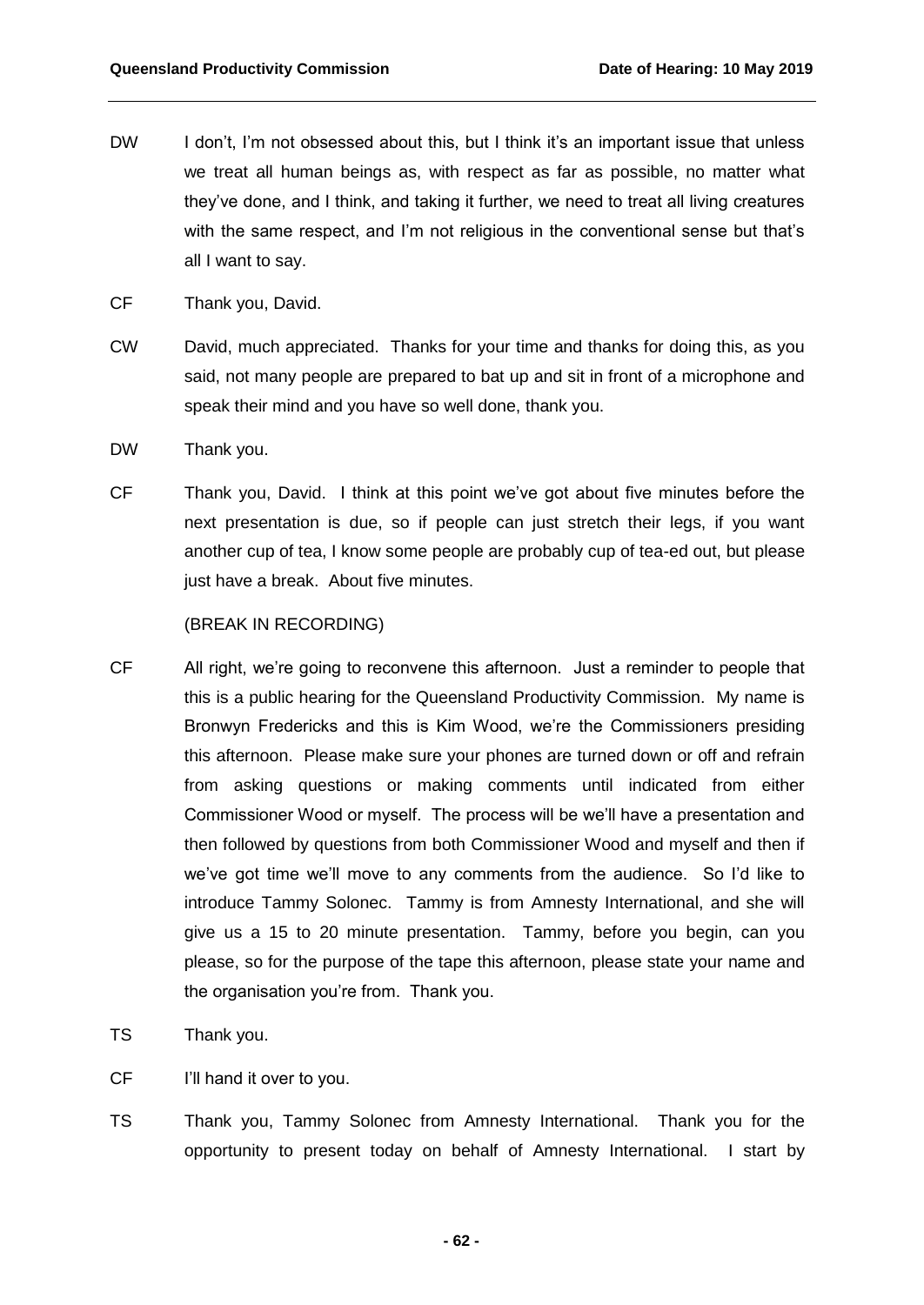DW I don't, I'm not obsessed about this, but I think it's an important issue that unless we treat all human beings as, with respect as far as possible, no matter what they've done, and I think, and taking it further, we need to treat all living creatures with the same respect, and I'm not religious in the conventional sense but that's all I want to say.

CF Thank you, David.

CW David, much appreciated. Thanks for your time and thanks for doing this, as you said, not many people are prepared to bat up and sit in front of a microphone and speak their mind and you have so well done, thank you.

DW Thank you.

CF Thank you, David. I think at this point we've got about five minutes before the next presentation is due, so if people can just stretch their legs, if you want another cup of tea, I know some people are probably cup of tea-ed out, but please just have a break. About five minutes.

(BREAK IN RECORDING)

CF All right, we're going to reconvene this afternoon. Just a reminder to people that this is a public hearing for the Queensland Productivity Commission. My name is Bronwyn Fredericks and this is Kim Wood, we're the Commissioners presiding this afternoon. Please make sure your phones are turned down or off and refrain from asking questions or making comments until indicated from either Commissioner Wood or myself. The process will be we'll have a presentation and then followed by questions from both Commissioner Wood and myself and then if we've got time we'll move to any comments from the audience. So I'd like to introduce Tammy Solonec. Tammy is from Amnesty International, and she will give us a 15 to 20 minute presentation. Tammy, before you begin, can you please, so for the purpose of the tape this afternoon, please state your name and the organisation you're from. Thank you.

TS Thank you.

CF I'll hand it over to you.

TS Thank you, Tammy Solonec from Amnesty International. Thank you for the opportunity to present today on behalf of Amnesty International. I start by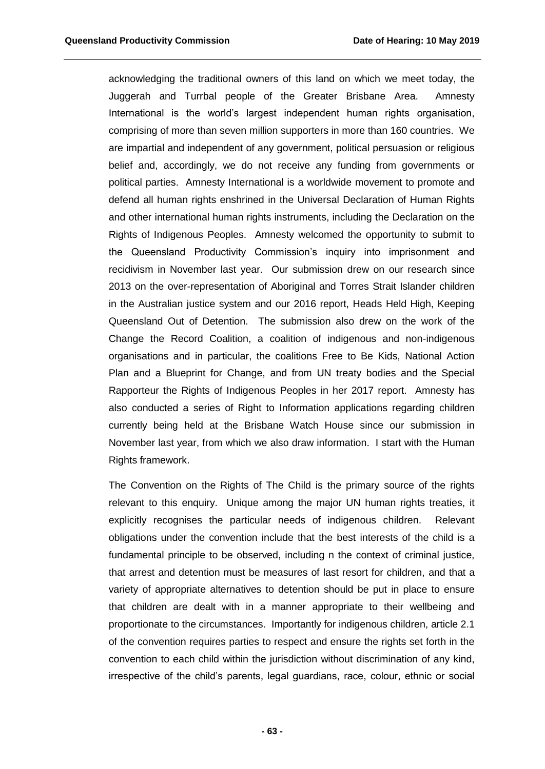acknowledging the traditional owners of this land on which we meet today, the Juggerah and Turrbal people of the Greater Brisbane Area. Amnesty International is the world's largest independent human rights organisation, comprising of more than seven million supporters in more than 160 countries. We are impartial and independent of any government, political persuasion or religious belief and, accordingly, we do not receive any funding from governments or political parties. Amnesty International is a worldwide movement to promote and defend all human rights enshrined in the Universal Declaration of Human Rights and other international human rights instruments, including the Declaration on the Rights of Indigenous Peoples. Amnesty welcomed the opportunity to submit to the Queensland Productivity Commission's inquiry into imprisonment and recidivism in November last year. Our submission drew on our research since 2013 on the over-representation of Aboriginal and Torres Strait Islander children in the Australian justice system and our 2016 report, Heads Held High, Keeping Queensland Out of Detention. The submission also drew on the work of the Change the Record Coalition, a coalition of indigenous and non-indigenous organisations and in particular, the coalitions Free to Be Kids, National Action Plan and a Blueprint for Change, and from UN treaty bodies and the Special Rapporteur the Rights of Indigenous Peoples in her 2017 report. Amnesty has also conducted a series of Right to Information applications regarding children currently being held at the Brisbane Watch House since our submission in November last year, from which we also draw information. I start with the Human Rights framework.

The Convention on the Rights of The Child is the primary source of the rights relevant to this enquiry. Unique among the major UN human rights treaties, it explicitly recognises the particular needs of indigenous children. Relevant obligations under the convention include that the best interests of the child is a fundamental principle to be observed, including n the context of criminal justice, that arrest and detention must be measures of last resort for children, and that a variety of appropriate alternatives to detention should be put in place to ensure that children are dealt with in a manner appropriate to their wellbeing and proportionate to the circumstances. Importantly for indigenous children, article 2.1 of the convention requires parties to respect and ensure the rights set forth in the convention to each child within the jurisdiction without discrimination of any kind, irrespective of the child's parents, legal guardians, race, colour, ethnic or social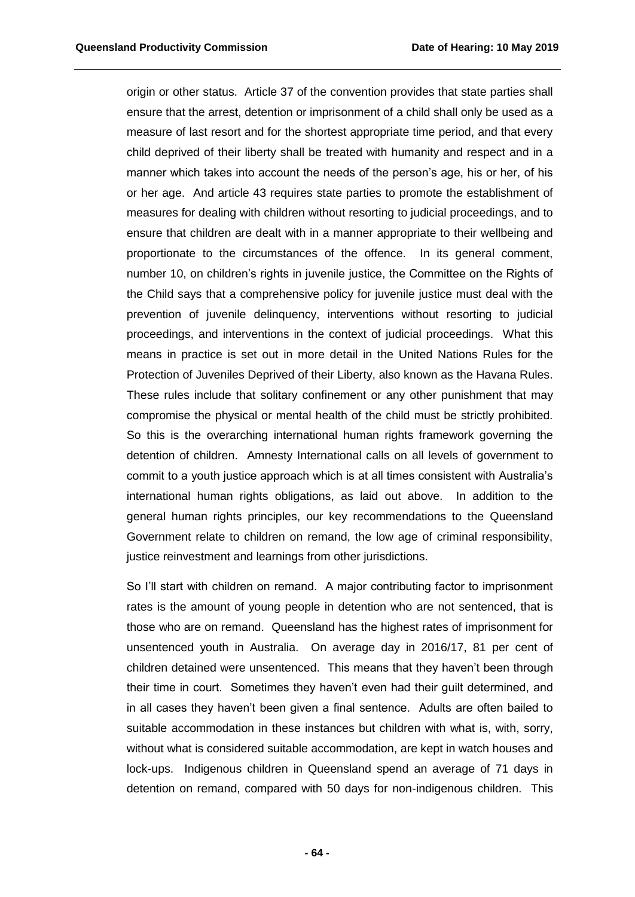origin or other status. Article 37 of the convention provides that state parties shall ensure that the arrest, detention or imprisonment of a child shall only be used as a measure of last resort and for the shortest appropriate time period, and that every child deprived of their liberty shall be treated with humanity and respect and in a manner which takes into account the needs of the person's age, his or her, of his or her age. And article 43 requires state parties to promote the establishment of measures for dealing with children without resorting to judicial proceedings, and to ensure that children are dealt with in a manner appropriate to their wellbeing and proportionate to the circumstances of the offence. In its general comment, number 10, on children's rights in juvenile justice, the Committee on the Rights of the Child says that a comprehensive policy for juvenile justice must deal with the prevention of juvenile delinquency, interventions without resorting to judicial proceedings, and interventions in the context of judicial proceedings. What this means in practice is set out in more detail in the United Nations Rules for the Protection of Juveniles Deprived of their Liberty, also known as the Havana Rules. These rules include that solitary confinement or any other punishment that may compromise the physical or mental health of the child must be strictly prohibited. So this is the overarching international human rights framework governing the detention of children. Amnesty International calls on all levels of government to commit to a youth justice approach which is at all times consistent with Australia's international human rights obligations, as laid out above. In addition to the general human rights principles, our key recommendations to the Queensland Government relate to children on remand, the low age of criminal responsibility, justice reinvestment and learnings from other jurisdictions.

So I'll start with children on remand. A major contributing factor to imprisonment rates is the amount of young people in detention who are not sentenced, that is those who are on remand. Queensland has the highest rates of imprisonment for unsentenced youth in Australia. On average day in 2016/17, 81 per cent of children detained were unsentenced. This means that they haven't been through their time in court. Sometimes they haven't even had their guilt determined, and in all cases they haven't been given a final sentence. Adults are often bailed to suitable accommodation in these instances but children with what is, with, sorry, without what is considered suitable accommodation, are kept in watch houses and lock-ups. Indigenous children in Queensland spend an average of 71 days in detention on remand, compared with 50 days for non-indigenous children. This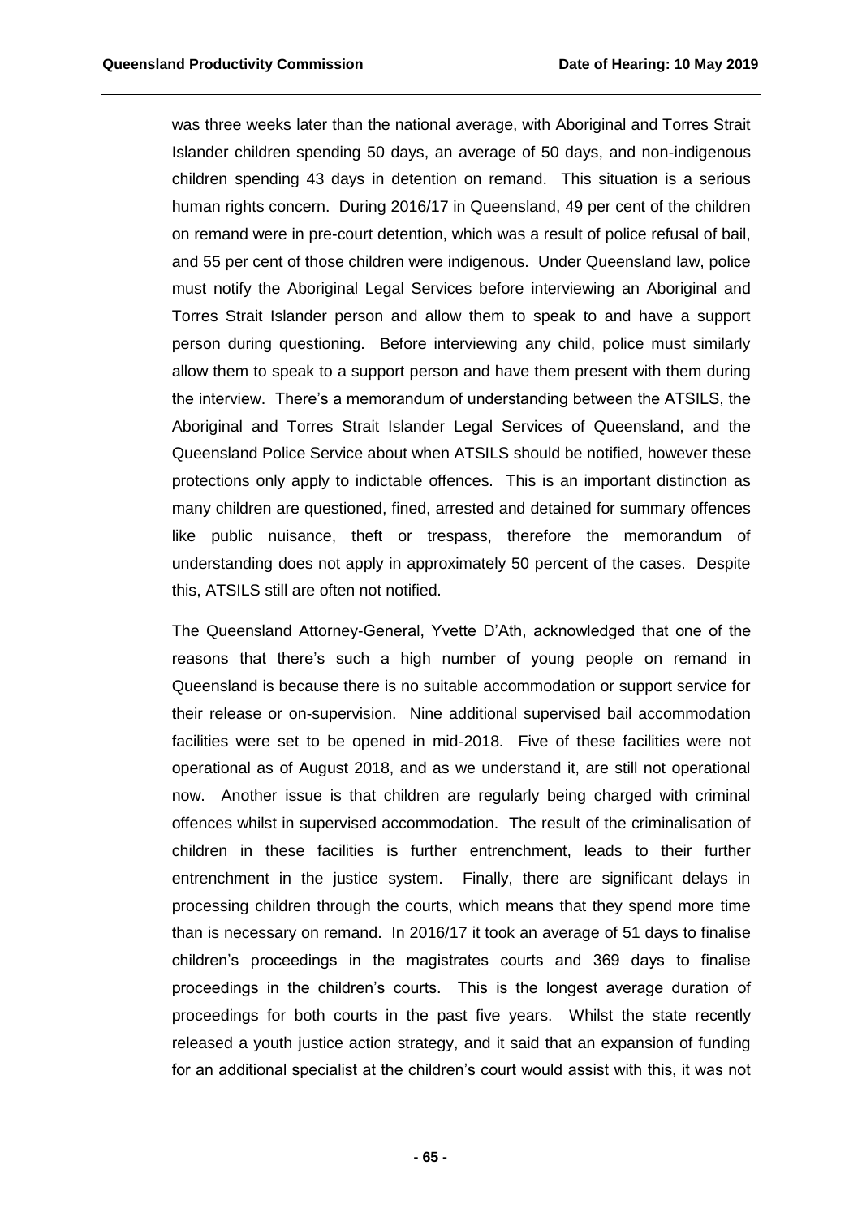was three weeks later than the national average, with Aboriginal and Torres Strait Islander children spending 50 days, an average of 50 days, and non-indigenous children spending 43 days in detention on remand. This situation is a serious human rights concern. During 2016/17 in Queensland, 49 per cent of the children on remand were in pre-court detention, which was a result of police refusal of bail, and 55 per cent of those children were indigenous. Under Queensland law, police must notify the Aboriginal Legal Services before interviewing an Aboriginal and Torres Strait Islander person and allow them to speak to and have a support person during questioning. Before interviewing any child, police must similarly allow them to speak to a support person and have them present with them during the interview. There's a memorandum of understanding between the ATSILS, the Aboriginal and Torres Strait Islander Legal Services of Queensland, and the Queensland Police Service about when ATSILS should be notified, however these protections only apply to indictable offences. This is an important distinction as many children are questioned, fined, arrested and detained for summary offences like public nuisance, theft or trespass, therefore the memorandum of understanding does not apply in approximately 50 percent of the cases. Despite this, ATSILS still are often not notified.

The Queensland Attorney-General, Yvette D'Ath, acknowledged that one of the reasons that there's such a high number of young people on remand in Queensland is because there is no suitable accommodation or support service for their release or on-supervision. Nine additional supervised bail accommodation facilities were set to be opened in mid-2018. Five of these facilities were not operational as of August 2018, and as we understand it, are still not operational now. Another issue is that children are regularly being charged with criminal offences whilst in supervised accommodation. The result of the criminalisation of children in these facilities is further entrenchment, leads to their further entrenchment in the justice system. Finally, there are significant delays in processing children through the courts, which means that they spend more time than is necessary on remand. In 2016/17 it took an average of 51 days to finalise children's proceedings in the magistrates courts and 369 days to finalise proceedings in the children's courts. This is the longest average duration of proceedings for both courts in the past five years. Whilst the state recently released a youth justice action strategy, and it said that an expansion of funding for an additional specialist at the children's court would assist with this, it was not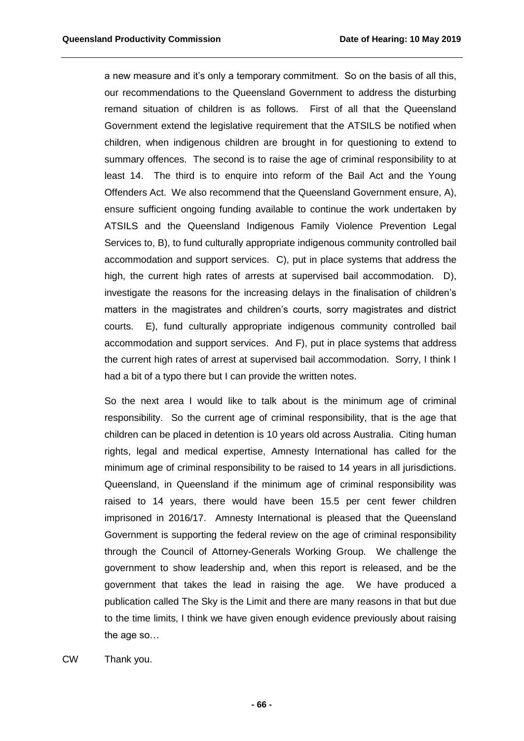a new measure and it's only a temporary commitment. So on the basis of all this, our recommendations to the Queensland Government to address the disturbing remand situation of children is as follows. First of all that the Queensland Government extend the legislative requirement that the ATSILS be notified when children, when indigenous children are brought in for questioning to extend to summary offences. The second is to raise the age of criminal responsibility to at least 14. The third is to enquire into reform of the Bail Act and the Young Offenders Act. We also recommend that the Queensland Government ensure, A), ensure sufficient ongoing funding available to continue the work undertaken by ATSILS and the Queensland Indigenous Family Violence Prevention Legal Services to, B), to fund culturally appropriate indigenous community controlled bail accommodation and support services. C), put in place systems that address the high, the current high rates of arrests at supervised bail accommodation. D), investigate the reasons for the increasing delays in the finalisation of children's matters in the magistrates and children's courts, sorry magistrates and district courts. E), fund culturally appropriate indigenous community controlled bail accommodation and support services. And F), put in place systems that address the current high rates of arrest at supervised bail accommodation. Sorry, I think I had a bit of a typo there but I can provide the written notes.

So the next area I would like to talk about is the minimum age of criminal responsibility. So the current age of criminal responsibility, that is the age that children can be placed in detention is 10 years old across Australia. Citing human rights, legal and medical expertise, Amnesty International has called for the minimum age of criminal responsibility to be raised to 14 years in all jurisdictions. Queensland, in Queensland if the minimum age of criminal responsibility was raised to 14 years, there would have been 15.5 per cent fewer children imprisoned in 2016/17. Amnesty International is pleased that the Queensland Government is supporting the federal review on the age of criminal responsibility through the Council of Attorney-Generals Working Group. We challenge the government to show leadership and, when this report is released, and be the government that takes the lead in raising the age. We have produced a publication called The Sky is the Limit and there are many reasons in that but due to the time limits, I think we have given enough evidence previously about raising the age so…

CW Thank you.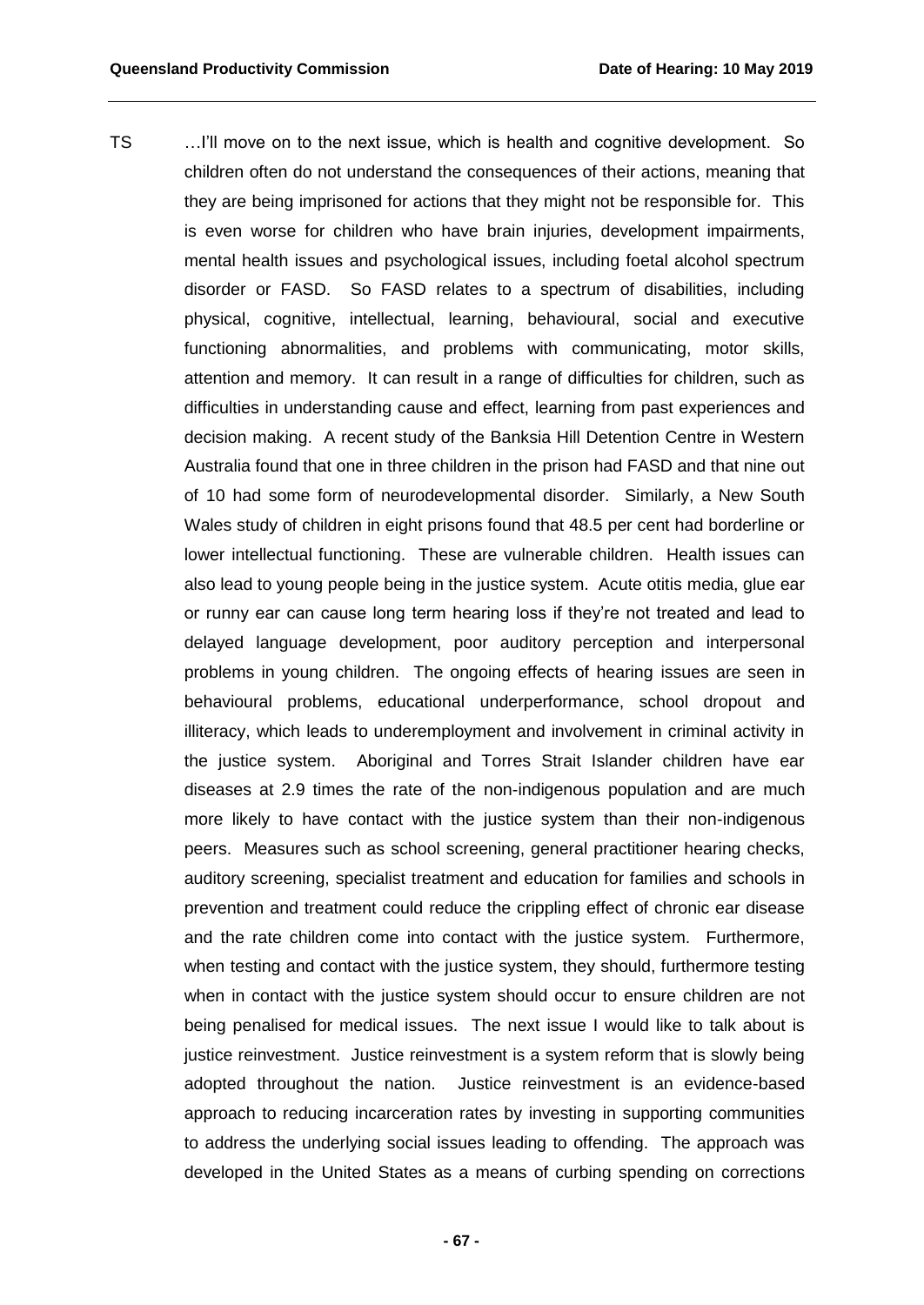TS …I'll move on to the next issue, which is health and cognitive development. So children often do not understand the consequences of their actions, meaning that they are being imprisoned for actions that they might not be responsible for. This is even worse for children who have brain injuries, development impairments, mental health issues and psychological issues, including foetal alcohol spectrum disorder or FASD. So FASD relates to a spectrum of disabilities, including physical, cognitive, intellectual, learning, behavioural, social and executive functioning abnormalities, and problems with communicating, motor skills, attention and memory. It can result in a range of difficulties for children, such as difficulties in understanding cause and effect, learning from past experiences and decision making. A recent study of the Banksia Hill Detention Centre in Western Australia found that one in three children in the prison had FASD and that nine out of 10 had some form of neurodevelopmental disorder. Similarly, a New South Wales study of children in eight prisons found that 48.5 per cent had borderline or lower intellectual functioning. These are vulnerable children. Health issues can also lead to young people being in the justice system. Acute otitis media, glue ear or runny ear can cause long term hearing loss if they're not treated and lead to delayed language development, poor auditory perception and interpersonal problems in young children. The ongoing effects of hearing issues are seen in behavioural problems, educational underperformance, school dropout and illiteracy, which leads to underemployment and involvement in criminal activity in the justice system. Aboriginal and Torres Strait Islander children have ear diseases at 2.9 times the rate of the non-indigenous population and are much more likely to have contact with the justice system than their non-indigenous peers. Measures such as school screening, general practitioner hearing checks, auditory screening, specialist treatment and education for families and schools in prevention and treatment could reduce the crippling effect of chronic ear disease and the rate children come into contact with the justice system. Furthermore, when testing and contact with the justice system, they should, furthermore testing when in contact with the justice system should occur to ensure children are not being penalised for medical issues. The next issue I would like to talk about is justice reinvestment. Justice reinvestment is a system reform that is slowly being adopted throughout the nation. Justice reinvestment is an evidence-based approach to reducing incarceration rates by investing in supporting communities to address the underlying social issues leading to offending. The approach was developed in the United States as a means of curbing spending on corrections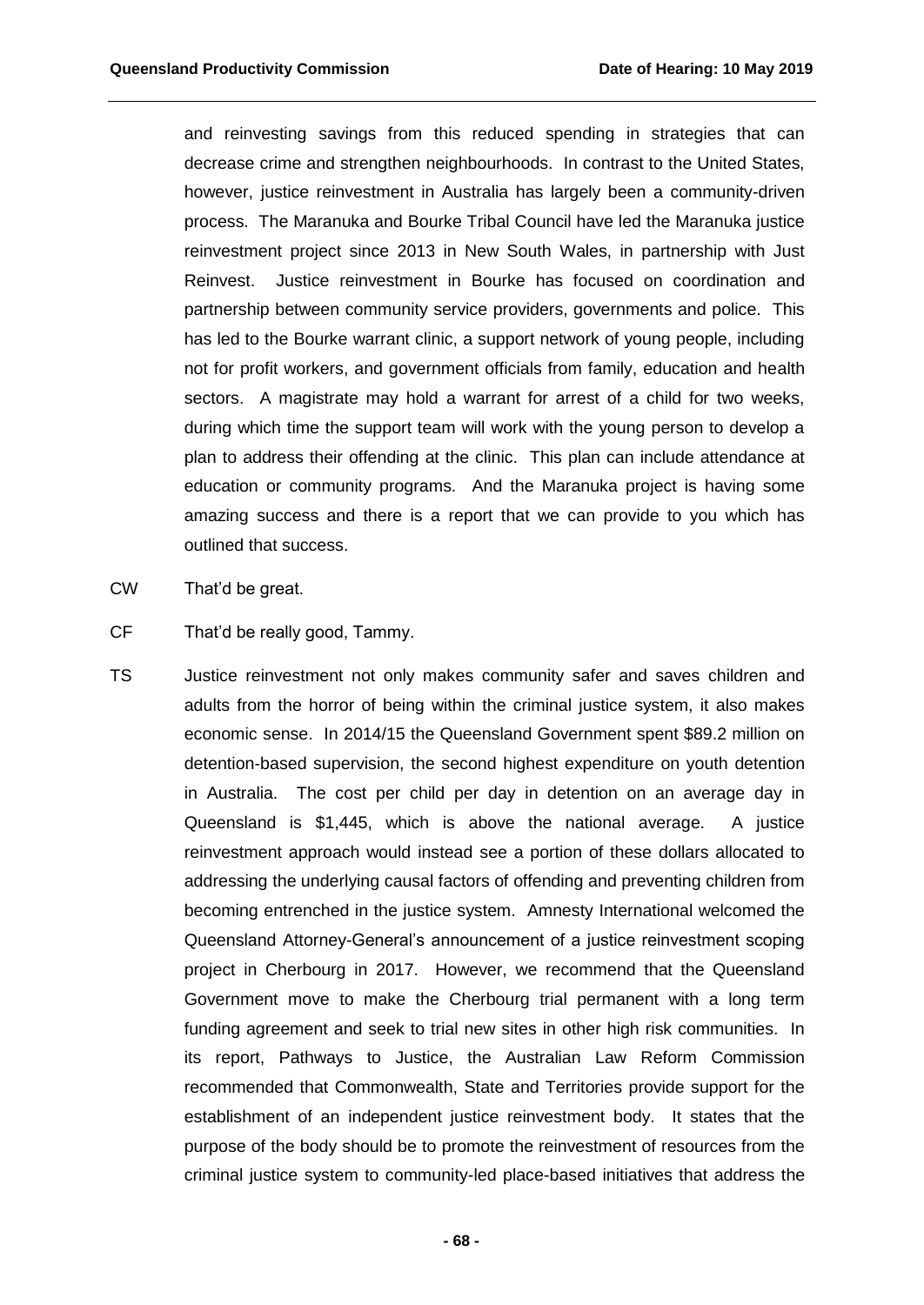and reinvesting savings from this reduced spending in strategies that can decrease crime and strengthen neighbourhoods. In contrast to the United States, however, justice reinvestment in Australia has largely been a community-driven process. The Maranuka and Bourke Tribal Council have led the Maranuka justice reinvestment project since 2013 in New South Wales, in partnership with Just Reinvest. Justice reinvestment in Bourke has focused on coordination and partnership between community service providers, governments and police. This has led to the Bourke warrant clinic, a support network of young people, including not for profit workers, and government officials from family, education and health sectors. A magistrate may hold a warrant for arrest of a child for two weeks, during which time the support team will work with the young person to develop a plan to address their offending at the clinic. This plan can include attendance at education or community programs. And the Maranuka project is having some amazing success and there is a report that we can provide to you which has outlined that success.

CW That'd be great.

CF That'd be really good, Tammy.

TS Justice reinvestment not only makes community safer and saves children and adults from the horror of being within the criminal justice system, it also makes economic sense. In 2014/15 the Queensland Government spent $89.2 million on detention-based supervision, the second highest expenditure on youth detention in Australia. The cost per child per day in detention on an average day in Queensland is $1,445, which is above the national average. A justice reinvestment approach would instead see a portion of these dollars allocated to addressing the underlying causal factors of offending and preventing children from becoming entrenched in the justice system. Amnesty International welcomed the Queensland Attorney-General's announcement of a justice reinvestment scoping project in Cherbourg in 2017. However, we recommend that the Queensland Government move to make the Cherbourg trial permanent with a long term funding agreement and seek to trial new sites in other high risk communities. In its report, Pathways to Justice, the Australian Law Reform Commission recommended that Commonwealth, State and Territories provide support for the establishment of an independent justice reinvestment body. It states that the purpose of the body should be to promote the reinvestment of resources from the criminal justice system to community-led place-based initiatives that address the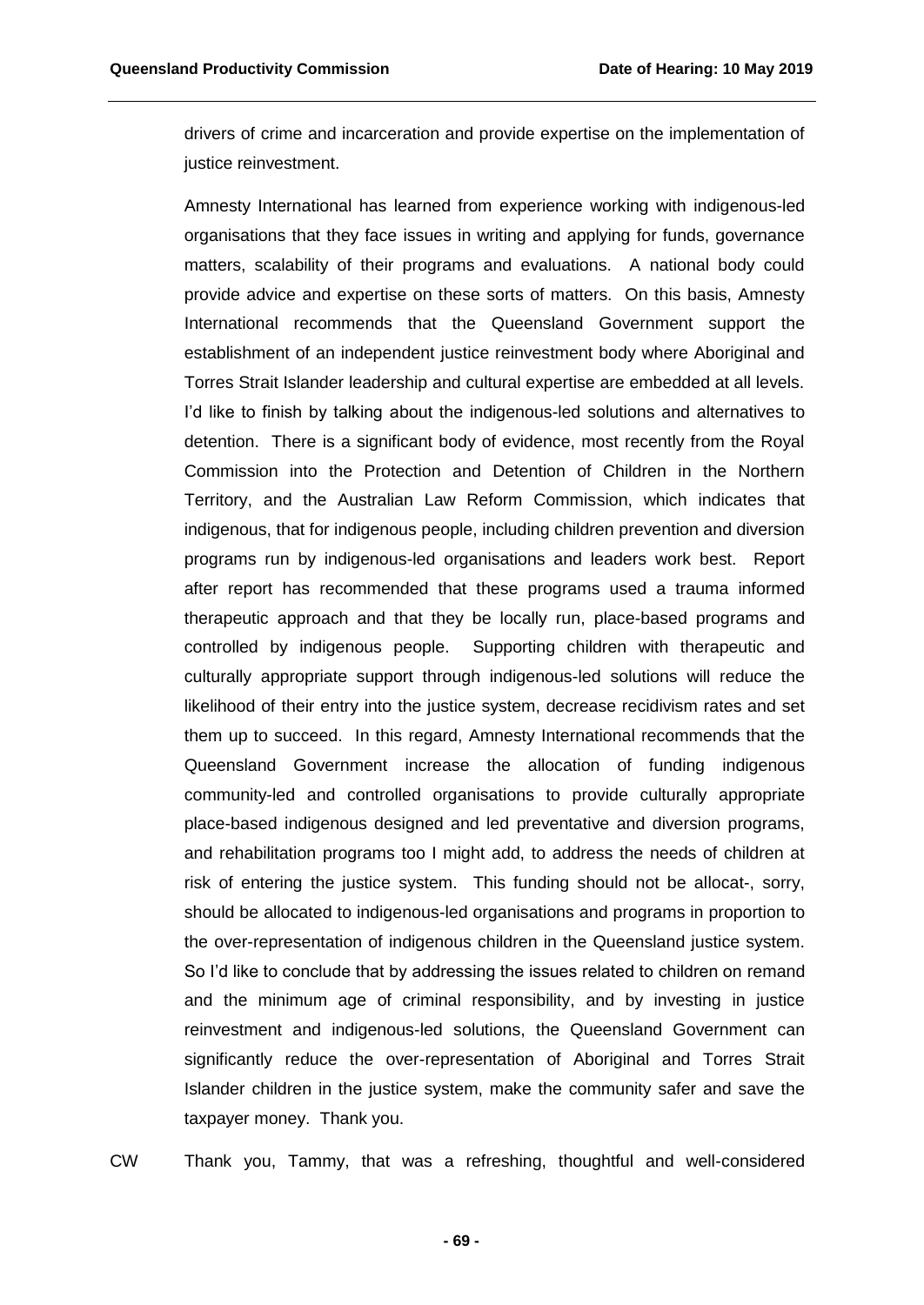drivers of crime and incarceration and provide expertise on the implementation of justice reinvestment.

Amnesty International has learned from experience working with indigenous-led organisations that they face issues in writing and applying for funds, governance matters, scalability of their programs and evaluations. A national body could provide advice and expertise on these sorts of matters. On this basis, Amnesty International recommends that the Queensland Government support the establishment of an independent justice reinvestment body where Aboriginal and Torres Strait Islander leadership and cultural expertise are embedded at all levels. I'd like to finish by talking about the indigenous-led solutions and alternatives to detention. There is a significant body of evidence, most recently from the Royal Commission into the Protection and Detention of Children in the Northern Territory, and the Australian Law Reform Commission, which indicates that indigenous, that for indigenous people, including children prevention and diversion programs run by indigenous-led organisations and leaders work best. Report after report has recommended that these programs used a trauma informed therapeutic approach and that they be locally run, place-based programs and controlled by indigenous people. Supporting children with therapeutic and culturally appropriate support through indigenous-led solutions will reduce the likelihood of their entry into the justice system, decrease recidivism rates and set them up to succeed. In this regard, Amnesty International recommends that the Queensland Government increase the allocation of funding indigenous community-led and controlled organisations to provide culturally appropriate place-based indigenous designed and led preventative and diversion programs, and rehabilitation programs too I might add, to address the needs of children at risk of entering the justice system. This funding should not be allocat-, sorry, should be allocated to indigenous-led organisations and programs in proportion to the over-representation of indigenous children in the Queensland justice system. So I'd like to conclude that by addressing the issues related to children on remand and the minimum age of criminal responsibility, and by investing in justice reinvestment and indigenous-led solutions, the Queensland Government can significantly reduce the over-representation of Aboriginal and Torres Strait Islander children in the justice system, make the community safer and save the taxpayer money. Thank you.

CW Thank you, Tammy, that was a refreshing, thoughtful and well-considered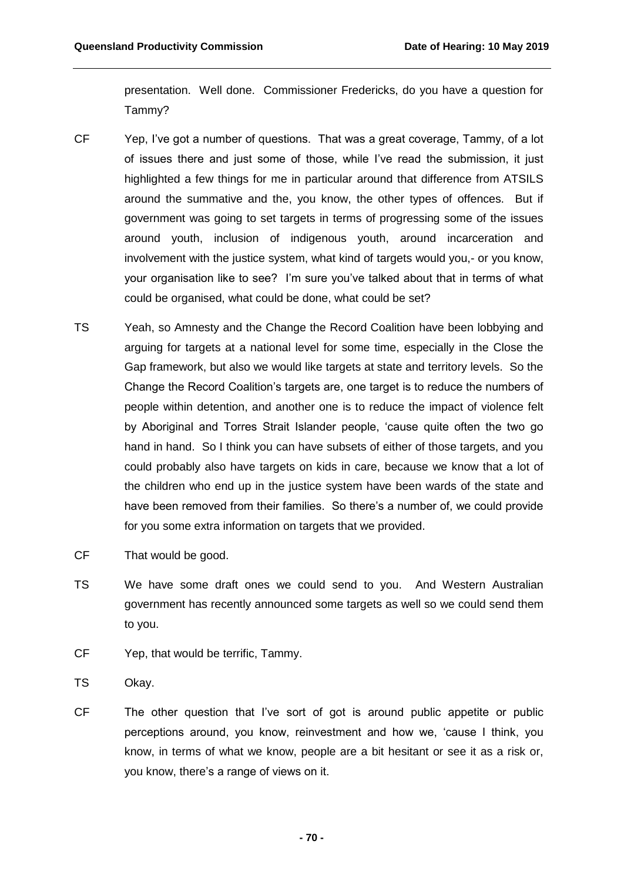presentation. Well done. Commissioner Fredericks, do you have a question for Tammy?

CF Yep, I've got a number of questions. That was a great coverage, Tammy, of a lot of issues there and just some of those, while I've read the submission, it just highlighted a few things for me in particular around that difference from ATSILS around the summative and the, you know, the other types of offences. But if government was going to set targets in terms of progressing some of the issues around youth, inclusion of indigenous youth, around incarceration and involvement with the justice system, what kind of targets would you,- or you know, your organisation like to see? I'm sure you've talked about that in terms of what could be organised, what could be done, what could be set?

TS Yeah, so Amnesty and the Change the Record Coalition have been lobbying and arguing for targets at a national level for some time, especially in the Close the Gap framework, but also we would like targets at state and territory levels. So the Change the Record Coalition's targets are, one target is to reduce the numbers of people within detention, and another one is to reduce the impact of violence felt by Aboriginal and Torres Strait Islander people, 'cause quite often the two go hand in hand. So I think you can have subsets of either of those targets, and you could probably also have targets on kids in care, because we know that a lot of the children who end up in the justice system have been wards of the state and have been removed from their families. So there's a number of, we could provide for you some extra information on targets that we provided.

CF That would be good.

TS We have some draft ones we could send to you. And Western Australian government has recently announced some targets as well so we could send them to you.

CF Yep, that would be terrific, Tammy.

TS Okay.

CF The other question that I've sort of got is around public appetite or public perceptions around, you know, reinvestment and how we, 'cause I think, you know, in terms of what we know, people are a bit hesitant or see it as a risk or, you know, there's a range of views on it.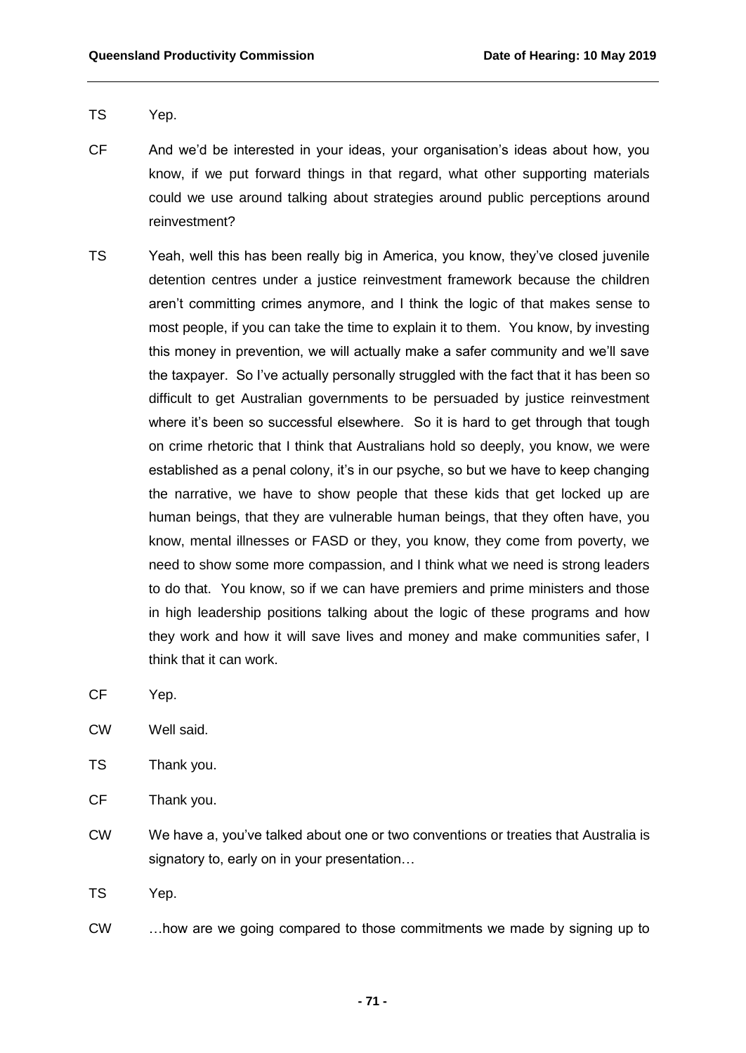TS Yep.

CF And we'd be interested in your ideas, your organisation's ideas about how, you know, if we put forward things in that regard, what other supporting materials could we use around talking about strategies around public perceptions around reinvestment?

TS Yeah, well this has been really big in America, you know, they've closed juvenile detention centres under a justice reinvestment framework because the children aren't committing crimes anymore, and I think the logic of that makes sense to most people, if you can take the time to explain it to them. You know, by investing this money in prevention, we will actually make a safer community and we'll save the taxpayer. So I've actually personally struggled with the fact that it has been so difficult to get Australian governments to be persuaded by justice reinvestment where it's been so successful elsewhere. So it is hard to get through that tough on crime rhetoric that I think that Australians hold so deeply, you know, we were established as a penal colony, it's in our psyche, so but we have to keep changing the narrative, we have to show people that these kids that get locked up are human beings, that they are vulnerable human beings, that they often have, you know, mental illnesses or FASD or they, you know, they come from poverty, we need to show some more compassion, and I think what we need is strong leaders to do that. You know, so if we can have premiers and prime ministers and those in high leadership positions talking about the logic of these programs and how they work and how it will save lives and money and make communities safer, I think that it can work.

CF Yep.

CW Well said.

TS Thank you.

CF Thank you.

CW We have a, you've talked about one or two conventions or treaties that Australia is signatory to, early on in your presentation…

TS Yep.

CW …how are we going compared to those commitments we made by signing up to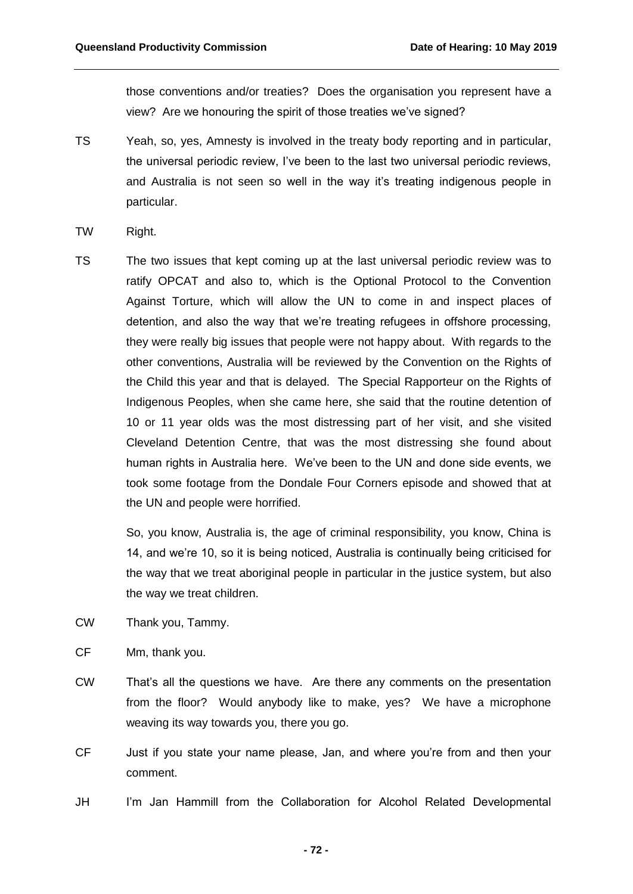those conventions and/or treaties? Does the organisation you represent have a view? Are we honouring the spirit of those treaties we've signed?

TS Yeah, so, yes, Amnesty is involved in the treaty body reporting and in particular, the universal periodic review, I've been to the last two universal periodic reviews, and Australia is not seen so well in the way it's treating indigenous people in particular.

TW Right.

TS The two issues that kept coming up at the last universal periodic review was to ratify OPCAT and also to, which is the Optional Protocol to the Convention Against Torture, which will allow the UN to come in and inspect places of detention, and also the way that we're treating refugees in offshore processing, they were really big issues that people were not happy about. With regards to the other conventions, Australia will be reviewed by the Convention on the Rights of the Child this year and that is delayed. The Special Rapporteur on the Rights of Indigenous Peoples, when she came here, she said that the routine detention of 10 or 11 year olds was the most distressing part of her visit, and she visited Cleveland Detention Centre, that was the most distressing she found about human rights in Australia here. We've been to the UN and done side events, we took some footage from the Dondale Four Corners episode and showed that at the UN and people were horrified.

So, you know, Australia is, the age of criminal responsibility, you know, China is 14, and we're 10, so it is being noticed, Australia is continually being criticised for the way that we treat aboriginal people in particular in the justice system, but also the way we treat children.

CW Thank you, Tammy.

CF Mm, thank you.

CW That's all the questions we have. Are there any comments on the presentation from the floor? Would anybody like to make, yes? We have a microphone weaving its way towards you, there you go.

CF Just if you state your name please, Jan, and where you're from and then your comment.

JH I'm Jan Hammill from the Collaboration for Alcohol Related Developmental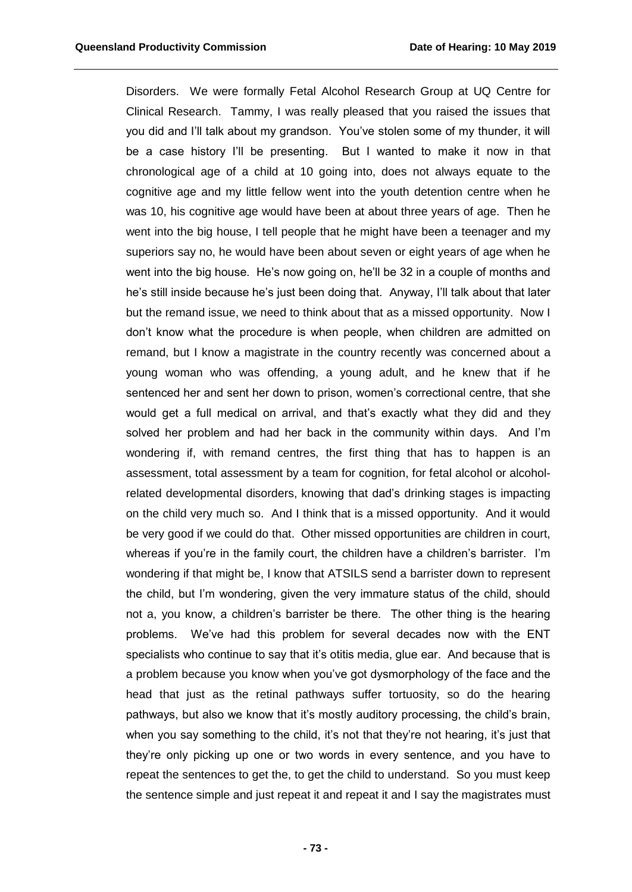Disorders. We were formally Fetal Alcohol Research Group at UQ Centre for Clinical Research. Tammy, I was really pleased that you raised the issues that you did and I'll talk about my grandson. You've stolen some of my thunder, it will be a case history I'll be presenting. But I wanted to make it now in that chronological age of a child at 10 going into, does not always equate to the cognitive age and my little fellow went into the youth detention centre when he was 10, his cognitive age would have been at about three years of age. Then he went into the big house, I tell people that he might have been a teenager and my superiors say no, he would have been about seven or eight years of age when he went into the big house. He's now going on, he'll be 32 in a couple of months and he's still inside because he's just been doing that. Anyway, I'll talk about that later but the remand issue, we need to think about that as a missed opportunity. Now I don't know what the procedure is when people, when children are admitted on remand, but I know a magistrate in the country recently was concerned about a young woman who was offending, a young adult, and he knew that if he sentenced her and sent her down to prison, women's correctional centre, that she would get a full medical on arrival, and that's exactly what they did and they solved her problem and had her back in the community within days. And I'm wondering if, with remand centres, the first thing that has to happen is an assessment, total assessment by a team for cognition, for fetal alcohol or alcohol-related developmental disorders, knowing that dad's drinking stages is impacting on the child very much so. And I think that is a missed opportunity. And it would be very good if we could do that. Other missed opportunities are children in court, whereas if you're in the family court, the children have a children's barrister. I'm wondering if that might be, I know that ATSILS send a barrister down to represent the child, but I'm wondering, given the very immature status of the child, should not a, you know, a children's barrister be there. The other thing is the hearing problems. We've had this problem for several decades now with the ENT specialists who continue to say that it's otitis media, glue ear. And because that is a problem because you know when you've got dysmorphology of the face and the head that just as the retinal pathways suffer tortuosity, so do the hearing pathways, but also we know that it's mostly auditory processing, the child's brain, when you say something to the child, it's not that they're not hearing, it's just that they're only picking up one or two words in every sentence, and you have to repeat the sentences to get the, to get the child to understand. So you must keep the sentence simple and just repeat it and repeat it and I say the magistrates must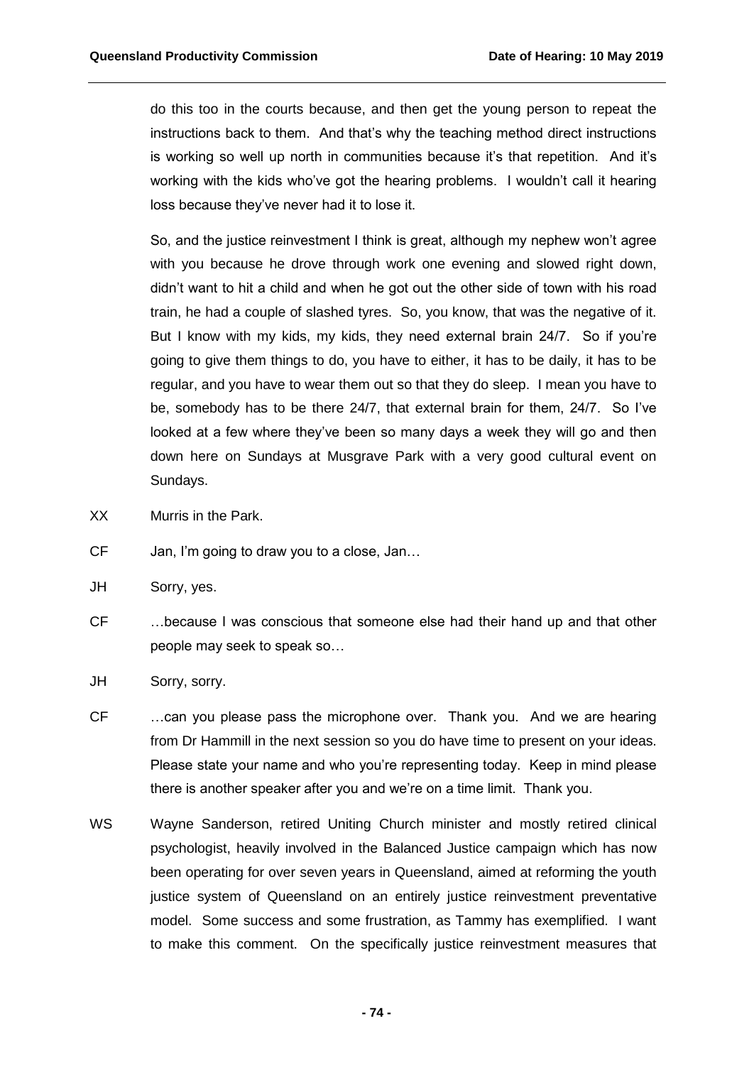do this too in the courts because, and then get the young person to repeat the instructions back to them. And that's why the teaching method direct instructions is working so well up north in communities because it's that repetition. And it's working with the kids who've got the hearing problems. I wouldn't call it hearing loss because they've never had it to lose it.

So, and the justice reinvestment I think is great, although my nephew won't agree with you because he drove through work one evening and slowed right down, didn't want to hit a child and when he got out the other side of town with his road train, he had a couple of slashed tyres. So, you know, that was the negative of it. But I know with my kids, my kids, they need external brain 24/7. So if you're going to give them things to do, you have to either, it has to be daily, it has to be regular, and you have to wear them out so that they do sleep. I mean you have to be, somebody has to be there 24/7, that external brain for them, 24/7. So I've looked at a few where they've been so many days a week they will go and then down here on Sundays at Musgrave Park with a very good cultural event on Sundays.

XX Murris in the Park.

CF Jan, I'm going to draw you to a close, Jan…

JH Sorry, yes.

CF …because I was conscious that someone else had their hand up and that other people may seek to speak so…

JH Sorry, sorry.

CF …can you please pass the microphone over. Thank you. And we are hearing from Dr Hammill in the next session so you do have time to present on your ideas. Please state your name and who you're representing today. Keep in mind please there is another speaker after you and we're on a time limit. Thank you.

WS Wayne Sanderson, retired Uniting Church minister and mostly retired clinical psychologist, heavily involved in the Balanced Justice campaign which has now been operating for over seven years in Queensland, aimed at reforming the youth justice system of Queensland on an entirely justice reinvestment preventative model. Some success and some frustration, as Tammy has exemplified. I want to make this comment. On the specifically justice reinvestment measures that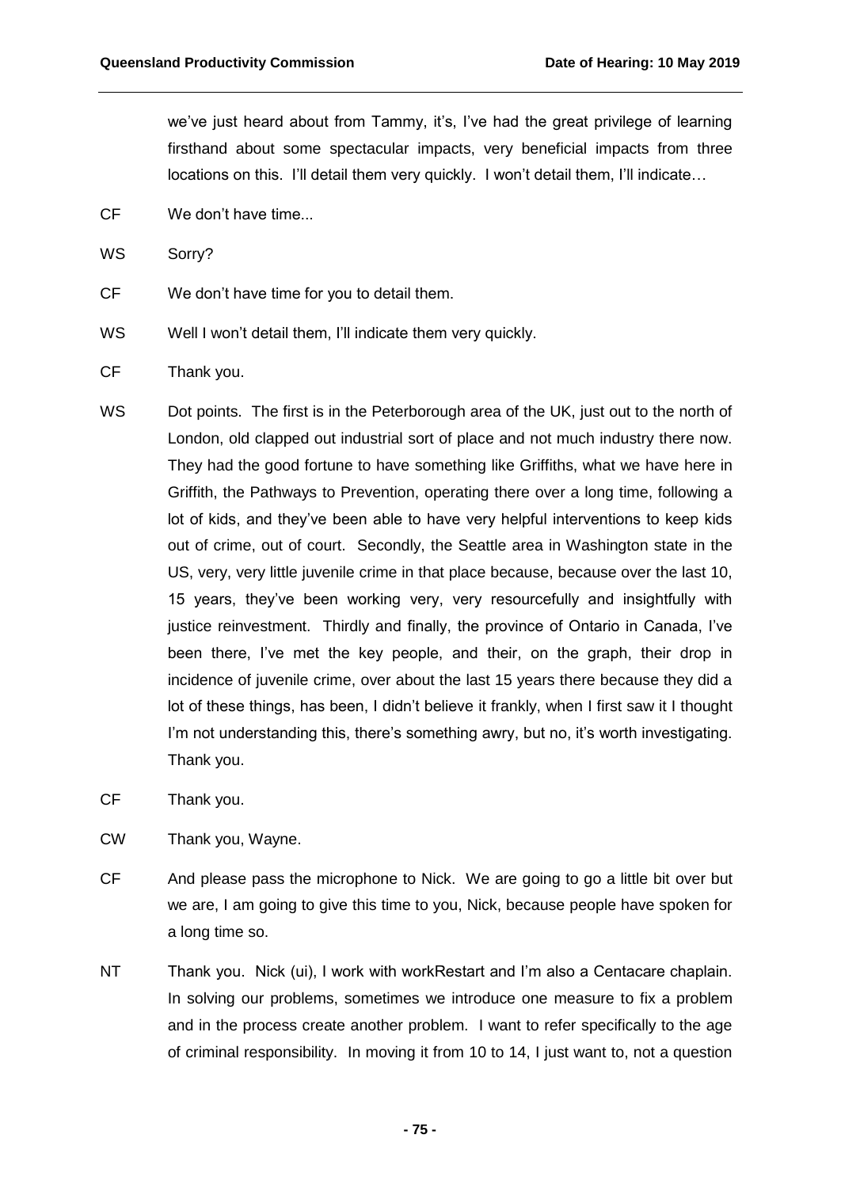we've just heard about from Tammy, it's, I've had the great privilege of learning firsthand about some spectacular impacts, very beneficial impacts from three locations on this. I'll detail them very quickly. I won't detail them, I'll indicate…

CF We don't have time...

WS Sorry?

CF We don't have time for you to detail them.

WS Well I won't detail them, I'll indicate them very quickly.

CF Thank you.

WS Dot points. The first is in the Peterborough area of the UK, just out to the north of London, old clapped out industrial sort of place and not much industry there now. They had the good fortune to have something like Griffiths, what we have here in Griffith, the Pathways to Prevention, operating there over a long time, following a lot of kids, and they've been able to have very helpful interventions to keep kids out of crime, out of court. Secondly, the Seattle area in Washington state in the US, very, very little juvenile crime in that place because, because over the last 10, 15 years, they've been working very, very resourcefully and insightfully with justice reinvestment. Thirdly and finally, the province of Ontario in Canada, I've been there, I've met the key people, and their, on the graph, their drop in incidence of juvenile crime, over about the last 15 years there because they did a lot of these things, has been, I didn't believe it frankly, when I first saw it I thought I'm not understanding this, there's something awry, but no, it's worth investigating. Thank you.

CF Thank you.

CW Thank you, Wayne.

CF And please pass the microphone to Nick. We are going to go a little bit over but we are, I am going to give this time to you, Nick, because people have spoken for a long time so.

NT Thank you. Nick (ui), I work with workRestart and I'm also a Centacare chaplain. In solving our problems, sometimes we introduce one measure to fix a problem and in the process create another problem. I want to refer specifically to the age of criminal responsibility. In moving it from 10 to 14, I just want to, not a question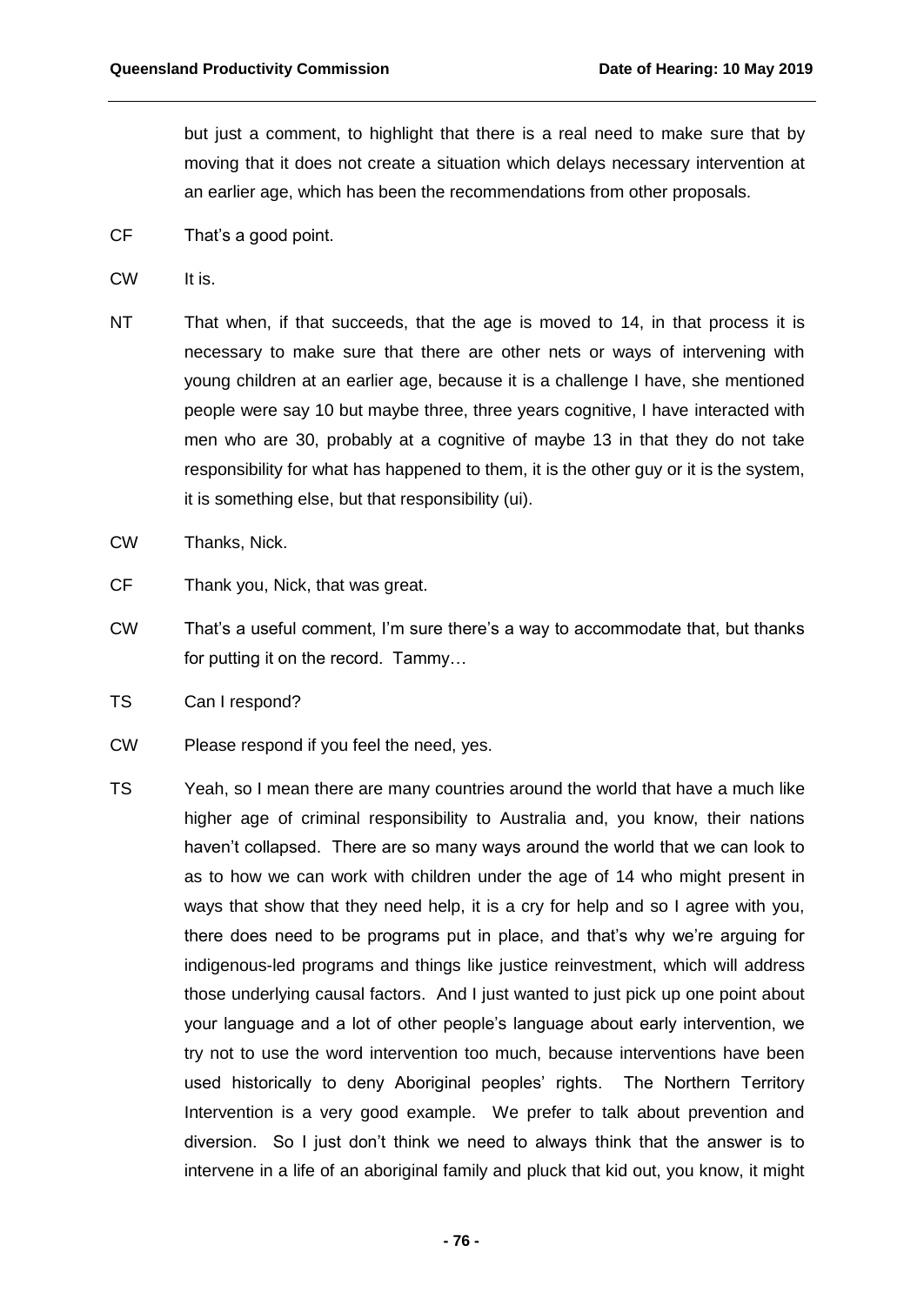but just a comment, to highlight that there is a real need to make sure that by moving that it does not create a situation which delays necessary intervention at an earlier age, which has been the recommendations from other proposals.

CF That's a good point.

CW It is.

NT That when, if that succeeds, that the age is moved to 14, in that process it is necessary to make sure that there are other nets or ways of intervening with young children at an earlier age, because it is a challenge I have, she mentioned people were say 10 but maybe three, three years cognitive, I have interacted with men who are 30, probably at a cognitive of maybe 13 in that they do not take responsibility for what has happened to them, it is the other guy or it is the system, it is something else, but that responsibility (ui).

CW Thanks, Nick.

CF Thank you, Nick, that was great.

CW That's a useful comment, I'm sure there's a way to accommodate that, but thanks for putting it on the record. Tammy…

TS Can I respond?

CW Please respond if you feel the need, yes.

TS Yeah, so I mean there are many countries around the world that have a much like higher age of criminal responsibility to Australia and, you know, their nations haven't collapsed. There are so many ways around the world that we can look to as to how we can work with children under the age of 14 who might present in ways that show that they need help, it is a cry for help and so I agree with you, there does need to be programs put in place, and that's why we're arguing for indigenous-led programs and things like justice reinvestment, which will address those underlying causal factors. And I just wanted to just pick up one point about your language and a lot of other people's language about early intervention, we try not to use the word intervention too much, because interventions have been used historically to deny Aboriginal peoples' rights. The Northern Territory Intervention is a very good example. We prefer to talk about prevention and diversion. So I just don't think we need to always think that the answer is to intervene in a life of an aboriginal family and pluck that kid out, you know, it might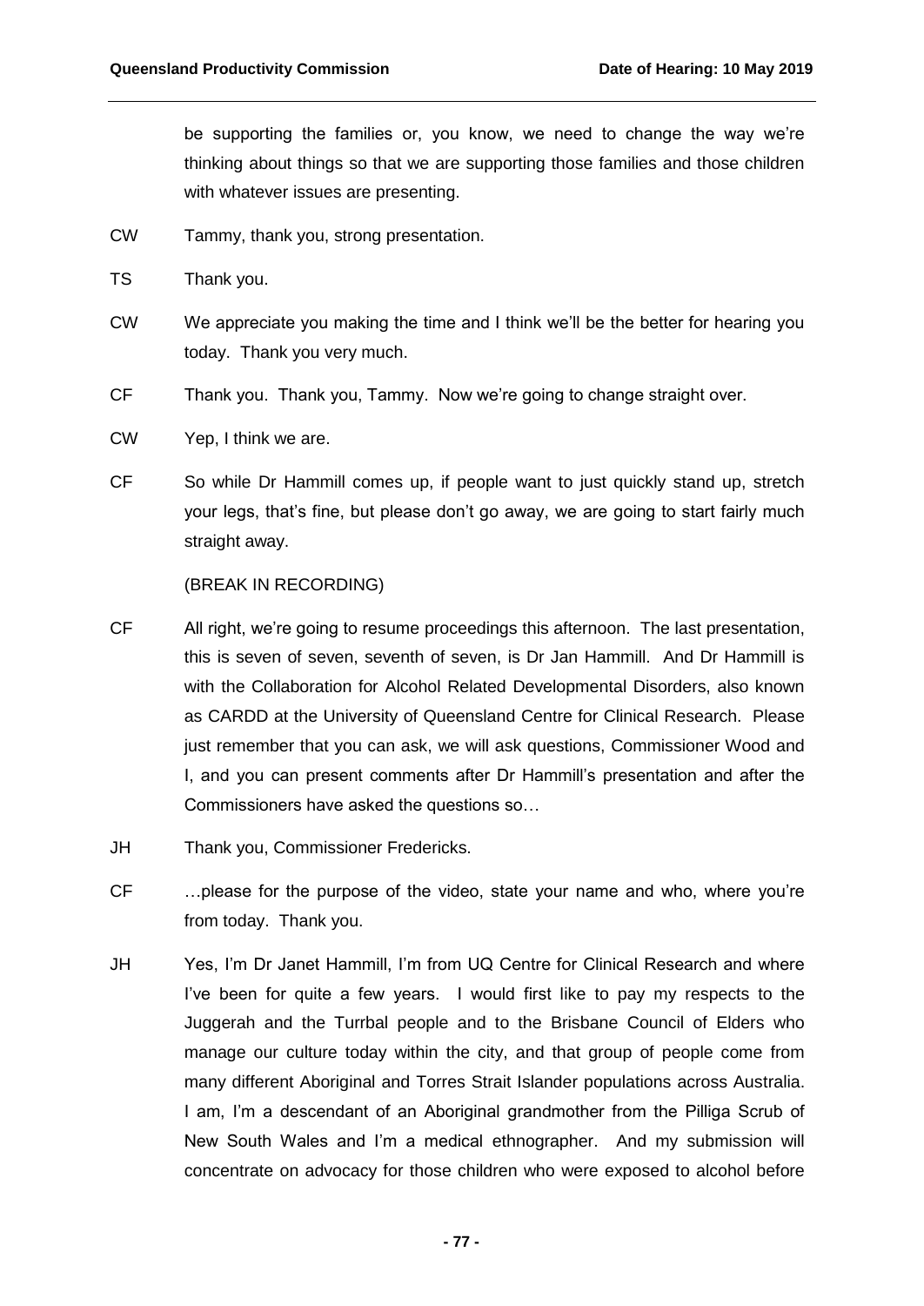be supporting the families or, you know, we need to change the way we're thinking about things so that we are supporting those families and those children with whatever issues are presenting.

CW Tammy, thank you, strong presentation.

TS Thank you.

CW We appreciate you making the time and I think we'll be the better for hearing you today. Thank you very much.

CF Thank you. Thank you, Tammy. Now we're going to change straight over.

CW Yep, I think we are.

CF So while Dr Hammill comes up, if people want to just quickly stand up, stretch your legs, that's fine, but please don't go away, we are going to start fairly much straight away.

(BREAK IN RECORDING)

CF All right, we're going to resume proceedings this afternoon. The last presentation, this is seven of seven, seventh of seven, is Dr Jan Hammill. And Dr Hammill is with the Collaboration for Alcohol Related Developmental Disorders, also known as CARDD at the University of Queensland Centre for Clinical Research. Please just remember that you can ask, we will ask questions, Commissioner Wood and I, and you can present comments after Dr Hammill's presentation and after the Commissioners have asked the questions so…

JH Thank you, Commissioner Fredericks.

CF …please for the purpose of the video, state your name and who, where you're from today. Thank you.

JH Yes, I'm Dr Janet Hammill, I'm from UQ Centre for Clinical Research and where I've been for quite a few years. I would first like to pay my respects to the Juggerah and the Turrbal people and to the Brisbane Council of Elders who manage our culture today within the city, and that group of people come from many different Aboriginal and Torres Strait Islander populations across Australia. I am, I'm a descendant of an Aboriginal grandmother from the Pilliga Scrub of New South Wales and I'm a medical ethnographer. And my submission will concentrate on advocacy for those children who were exposed to alcohol before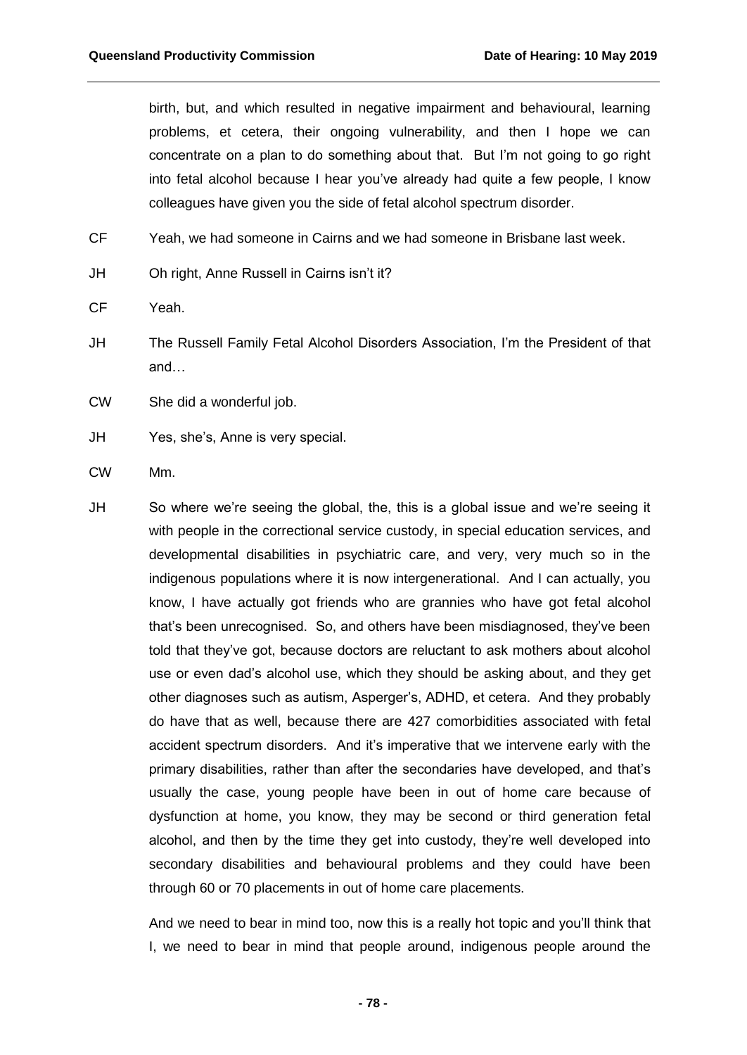birth, but, and which resulted in negative impairment and behavioural, learning problems, et cetera, their ongoing vulnerability, and then I hope we can concentrate on a plan to do something about that. But I'm not going to go right into fetal alcohol because I hear you've already had quite a few people, I know colleagues have given you the side of fetal alcohol spectrum disorder.

CF Yeah, we had someone in Cairns and we had someone in Brisbane last week.

JH Oh right, Anne Russell in Cairns isn't it?

CF Yeah.

JH The Russell Family Fetal Alcohol Disorders Association, I'm the President of that and…

CW She did a wonderful job.

JH Yes, she's, Anne is very special.

CW Mm.

JH So where we're seeing the global, the, this is a global issue and we're seeing it with people in the correctional service custody, in special education services, and developmental disabilities in psychiatric care, and very, very much so in the indigenous populations where it is now intergenerational. And I can actually, you know, I have actually got friends who are grannies who have got fetal alcohol that's been unrecognised. So, and others have been misdiagnosed, they've been told that they've got, because doctors are reluctant to ask mothers about alcohol use or even dad's alcohol use, which they should be asking about, and they get other diagnoses such as autism, Asperger's, ADHD, et cetera. And they probably do have that as well, because there are 427 comorbidities associated with fetal accident spectrum disorders. And it's imperative that we intervene early with the primary disabilities, rather than after the secondaries have developed, and that's usually the case, young people have been in out of home care because of dysfunction at home, you know, they may be second or third generation fetal alcohol, and then by the time they get into custody, they're well developed into secondary disabilities and behavioural problems and they could have been through 60 or 70 placements in out of home care placements.

And we need to bear in mind too, now this is a really hot topic and you'll think that I, we need to bear in mind that people around, indigenous people around the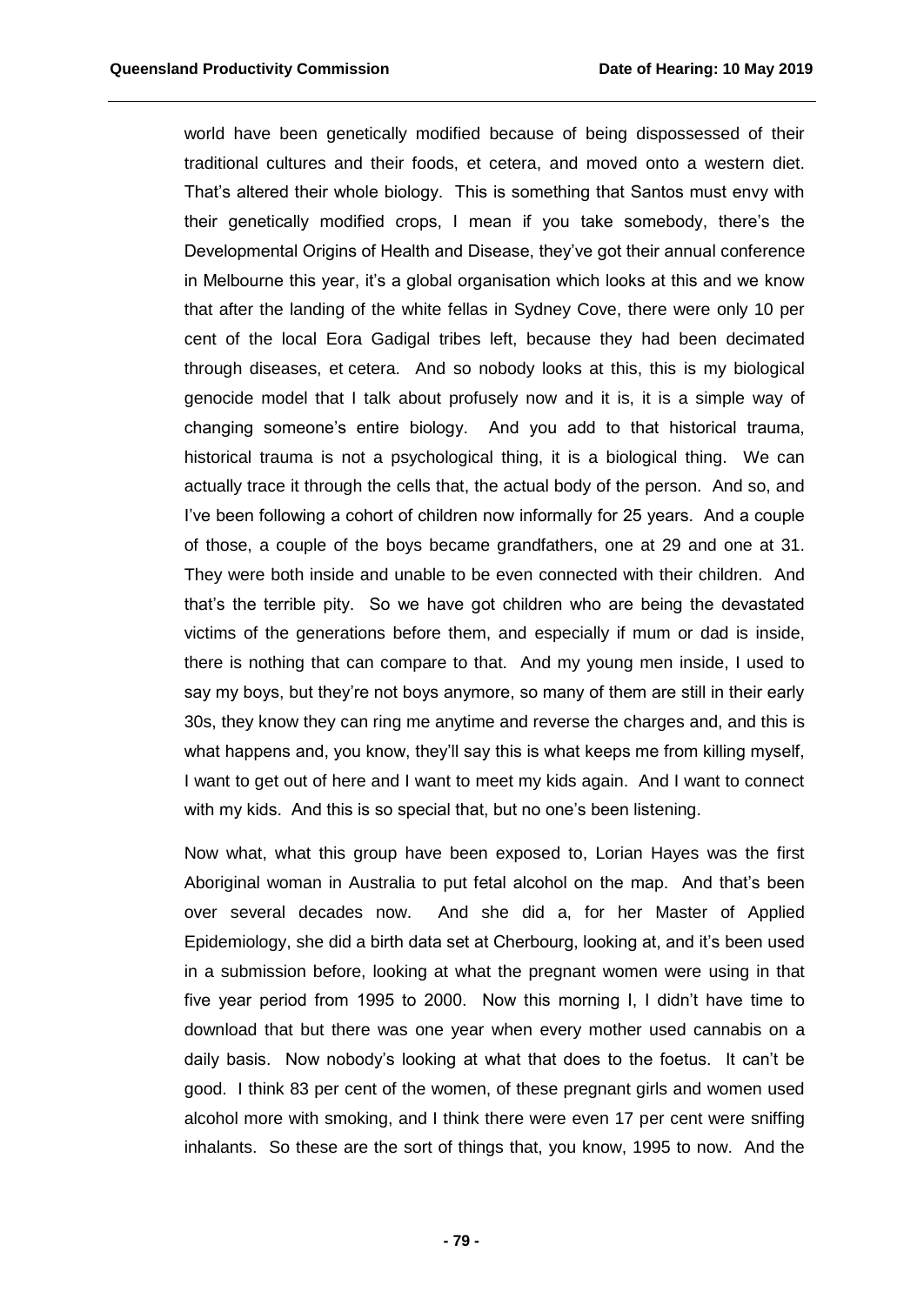world have been genetically modified because of being dispossessed of their traditional cultures and their foods, et cetera, and moved onto a western diet. That's altered their whole biology. This is something that Santos must envy with their genetically modified crops, I mean if you take somebody, there's the Developmental Origins of Health and Disease, they've got their annual conference in Melbourne this year, it's a global organisation which looks at this and we know that after the landing of the white fellas in Sydney Cove, there were only 10 per cent of the local Eora Gadigal tribes left, because they had been decimated through diseases, et cetera. And so nobody looks at this, this is my biological genocide model that I talk about profusely now and it is, it is a simple way of changing someone's entire biology. And you add to that historical trauma, historical trauma is not a psychological thing, it is a biological thing. We can actually trace it through the cells that, the actual body of the person. And so, and I've been following a cohort of children now informally for 25 years. And a couple of those, a couple of the boys became grandfathers, one at 29 and one at 31. They were both inside and unable to be even connected with their children. And that's the terrible pity. So we have got children who are being the devastated victims of the generations before them, and especially if mum or dad is inside, there is nothing that can compare to that. And my young men inside, I used to say my boys, but they're not boys anymore, so many of them are still in their early 30s, they know they can ring me anytime and reverse the charges and, and this is what happens and, you know, they'll say this is what keeps me from killing myself, I want to get out of here and I want to meet my kids again. And I want to connect with my kids. And this is so special that, but no one's been listening.

Now what, what this group have been exposed to, Lorian Hayes was the first Aboriginal woman in Australia to put fetal alcohol on the map. And that's been over several decades now. And she did a, for her Master of Applied Epidemiology, she did a birth data set at Cherbourg, looking at, and it's been used in a submission before, looking at what the pregnant women were using in that five year period from 1995 to 2000. Now this morning I, I didn't have time to download that but there was one year when every mother used cannabis on a daily basis. Now nobody's looking at what that does to the foetus. It can't be good. I think 83 per cent of the women, of these pregnant girls and women used alcohol more with smoking, and I think there were even 17 per cent were sniffing inhalants. So these are the sort of things that, you know, 1995 to now. And the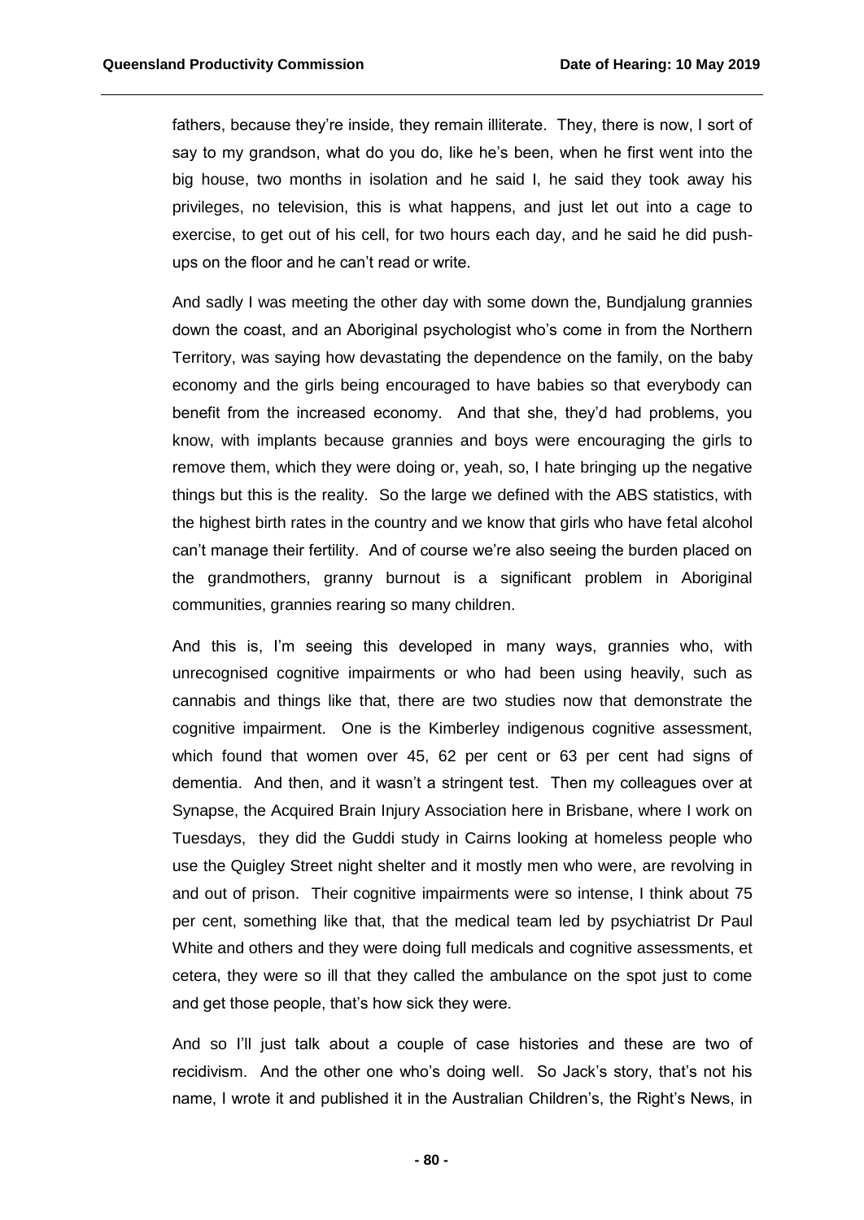fathers, because they're inside, they remain illiterate. They, there is now, I sort of say to my grandson, what do you do, like he's been, when he first went into the big house, two months in isolation and he said I, he said they took away his privileges, no television, this is what happens, and just let out into a cage to exercise, to get out of his cell, for two hours each day, and he said he did push-ups on the floor and he can't read or write.

And sadly I was meeting the other day with some down the, Bundjalung grannies down the coast, and an Aboriginal psychologist who's come in from the Northern Territory, was saying how devastating the dependence on the family, on the baby economy and the girls being encouraged to have babies so that everybody can benefit from the increased economy. And that she, they'd had problems, you know, with implants because grannies and boys were encouraging the girls to remove them, which they were doing or, yeah, so, I hate bringing up the negative things but this is the reality. So the large we defined with the ABS statistics, with the highest birth rates in the country and we know that girls who have fetal alcohol can't manage their fertility. And of course we're also seeing the burden placed on the grandmothers, granny burnout is a significant problem in Aboriginal communities, grannies rearing so many children.

And this is, I'm seeing this developed in many ways, grannies who, with unrecognised cognitive impairments or who had been using heavily, such as cannabis and things like that, there are two studies now that demonstrate the cognitive impairment. One is the Kimberley indigenous cognitive assessment, which found that women over 45, 62 per cent or 63 per cent had signs of dementia. And then, and it wasn't a stringent test. Then my colleagues over at Synapse, the Acquired Brain Injury Association here in Brisbane, where I work on Tuesdays, they did the Guddi study in Cairns looking at homeless people who use the Quigley Street night shelter and it mostly men who were, are revolving in and out of prison. Their cognitive impairments were so intense, I think about 75 per cent, something like that, that the medical team led by psychiatrist Dr Paul White and others and they were doing full medicals and cognitive assessments, et cetera, they were so ill that they called the ambulance on the spot just to come and get those people, that's how sick they were.

And so I'll just talk about a couple of case histories and these are two of recidivism. And the other one who's doing well. So Jack's story, that's not his name, I wrote it and published it in the Australian Children's, the Right's News, in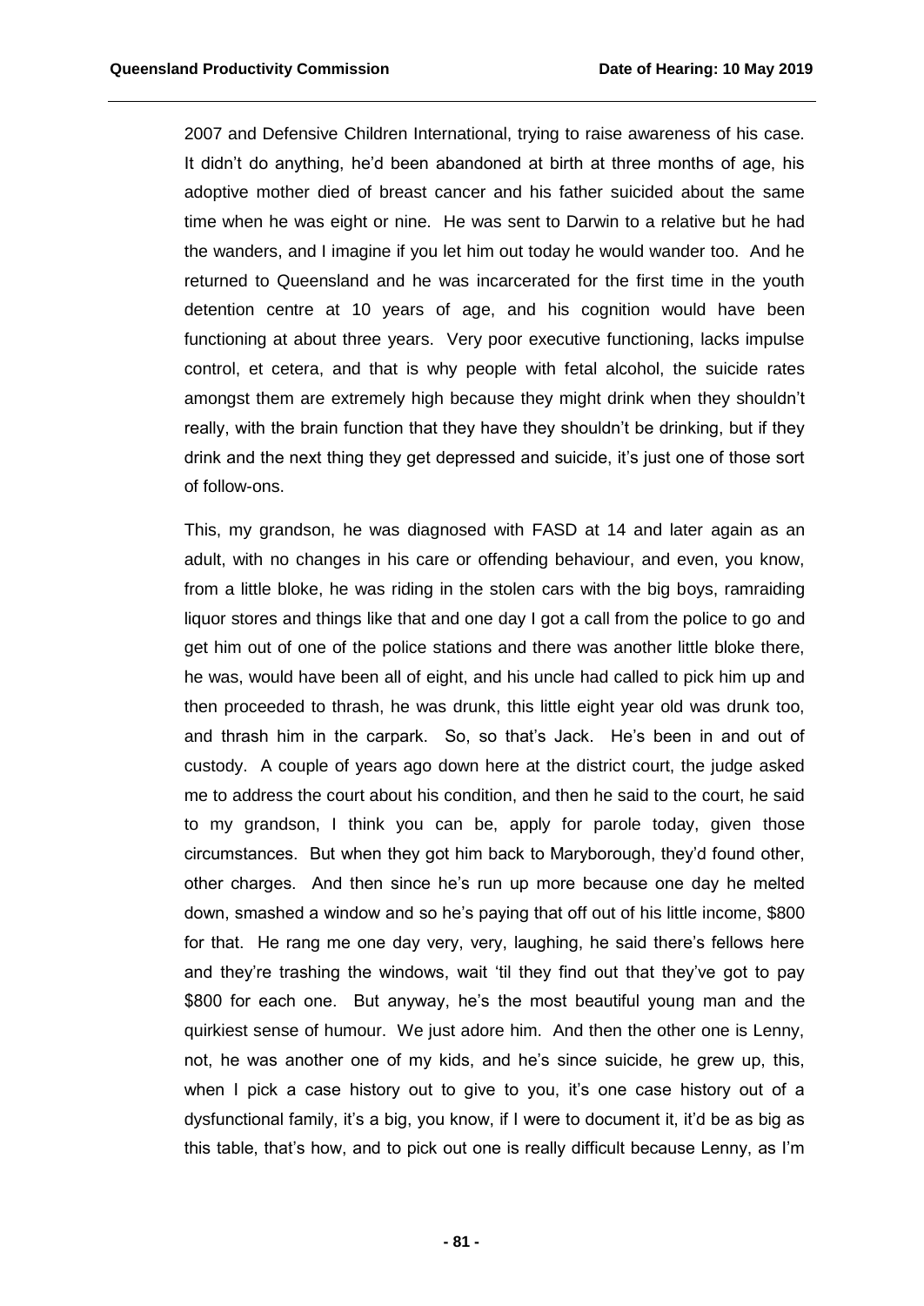2007 and Defensive Children International, trying to raise awareness of his case. It didn't do anything, he'd been abandoned at birth at three months of age, his adoptive mother died of breast cancer and his father suicided about the same time when he was eight or nine. He was sent to Darwin to a relative but he had the wanders, and I imagine if you let him out today he would wander too. And he returned to Queensland and he was incarcerated for the first time in the youth detention centre at 10 years of age, and his cognition would have been functioning at about three years. Very poor executive functioning, lacks impulse control, et cetera, and that is why people with fetal alcohol, the suicide rates amongst them are extremely high because they might drink when they shouldn't really, with the brain function that they have they shouldn't be drinking, but if they drink and the next thing they get depressed and suicide, it's just one of those sort of follow-ons.

This, my grandson, he was diagnosed with FASD at 14 and later again as an adult, with no changes in his care or offending behaviour, and even, you know, from a little bloke, he was riding in the stolen cars with the big boys, ramraiding liquor stores and things like that and one day I got a call from the police to go and get him out of one of the police stations and there was another little bloke there, he was, would have been all of eight, and his uncle had called to pick him up and then proceeded to thrash, he was drunk, this little eight year old was drunk too, and thrash him in the carpark. So, so that's Jack. He's been in and out of custody. A couple of years ago down here at the district court, the judge asked me to address the court about his condition, and then he said to the court, he said to my grandson, I think you can be, apply for parole today, given those circumstances. But when they got him back to Maryborough, they'd found other, other charges. And then since he's run up more because one day he melted down, smashed a window and so he's paying that off out of his little income, $800 for that. He rang me one day very, very, laughing, he said there's fellows here and they're trashing the windows, wait 'til they find out that they've got to pay $800 for each one. But anyway, he's the most beautiful young man and the quirkiest sense of humour. We just adore him. And then the other one is Lenny, not, he was another one of my kids, and he's since suicide, he grew up, this, when I pick a case history out to give to you, it's one case history out of a dysfunctional family, it's a big, you know, if I were to document it, it'd be as big as this table, that's how, and to pick out one is really difficult because Lenny, as I'm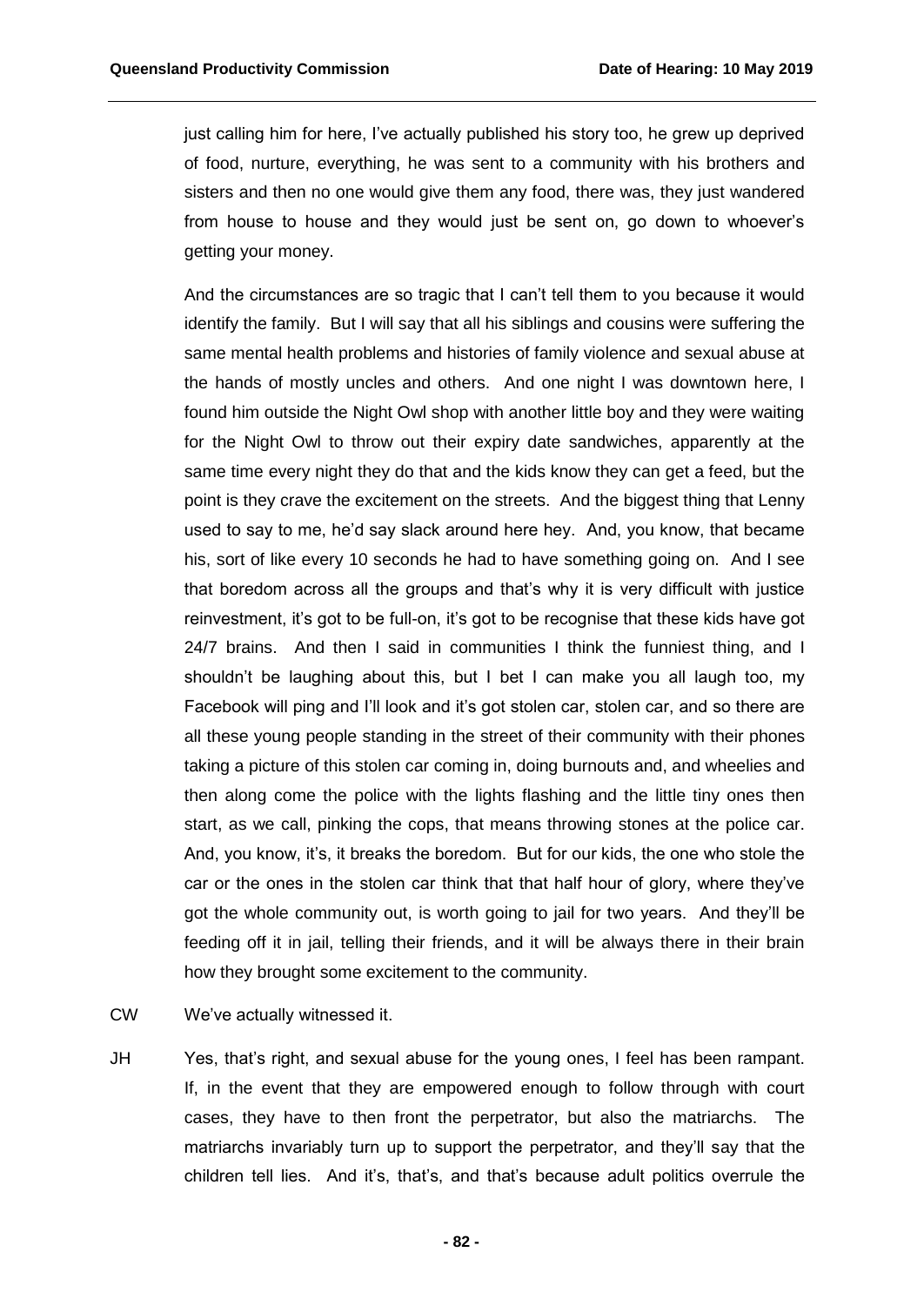just calling him for here, I've actually published his story too, he grew up deprived of food, nurture, everything, he was sent to a community with his brothers and sisters and then no one would give them any food, there was, they just wandered from house to house and they would just be sent on, go down to whoever's getting your money.

And the circumstances are so tragic that I can't tell them to you because it would identify the family. But I will say that all his siblings and cousins were suffering the same mental health problems and histories of family violence and sexual abuse at the hands of mostly uncles and others. And one night I was downtown here, I found him outside the Night Owl shop with another little boy and they were waiting for the Night Owl to throw out their expiry date sandwiches, apparently at the same time every night they do that and the kids know they can get a feed, but the point is they crave the excitement on the streets. And the biggest thing that Lenny used to say to me, he'd say slack around here hey. And, you know, that became his, sort of like every 10 seconds he had to have something going on. And I see that boredom across all the groups and that's why it is very difficult with justice reinvestment, it's got to be full-on, it's got to be recognise that these kids have got 24/7 brains. And then I said in communities I think the funniest thing, and I shouldn't be laughing about this, but I bet I can make you all laugh too, my Facebook will ping and I'll look and it's got stolen car, stolen car, and so there are all these young people standing in the street of their community with their phones taking a picture of this stolen car coming in, doing burnouts and, and wheelies and then along come the police with the lights flashing and the little tiny ones then start, as we call, pinking the cops, that means throwing stones at the police car. And, you know, it's, it breaks the boredom. But for our kids, the one who stole the car or the ones in the stolen car think that that half hour of glory, where they've got the whole community out, is worth going to jail for two years. And they'll be feeding off it in jail, telling their friends, and it will be always there in their brain how they brought some excitement to the community.

CW We've actually witnessed it.

JH Yes, that's right, and sexual abuse for the young ones, I feel has been rampant. If, in the event that they are empowered enough to follow through with court cases, they have to then front the perpetrator, but also the matriarchs. The matriarchs invariably turn up to support the perpetrator, and they'll say that the children tell lies. And it's, that's, and that's because adult politics overrule the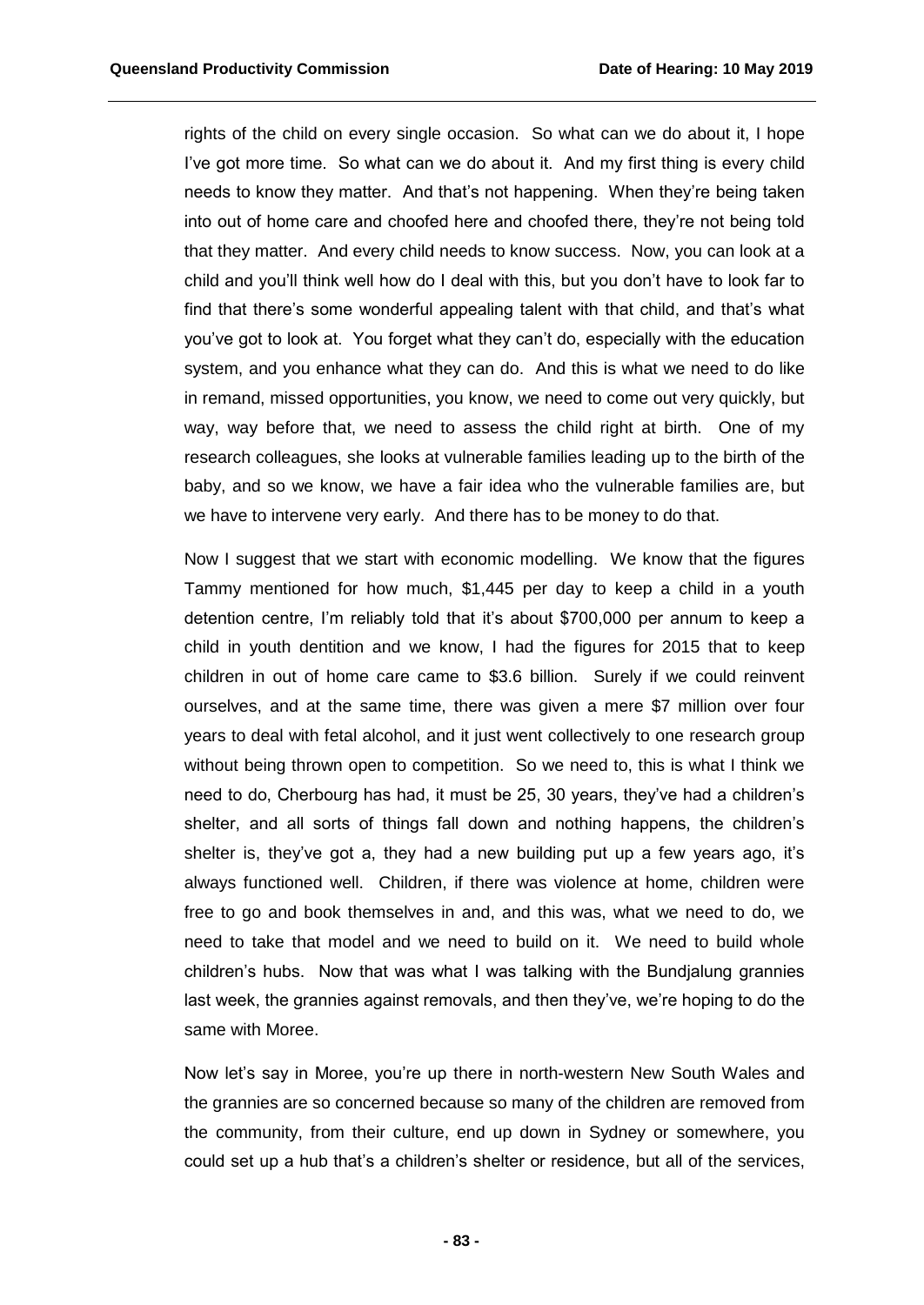rights of the child on every single occasion. So what can we do about it, I hope I've got more time. So what can we do about it. And my first thing is every child needs to know they matter. And that's not happening. When they're being taken into out of home care and choofed here and choofed there, they're not being told that they matter. And every child needs to know success. Now, you can look at a child and you'll think well how do I deal with this, but you don't have to look far to find that there's some wonderful appealing talent with that child, and that's what you've got to look at. You forget what they can't do, especially with the education system, and you enhance what they can do. And this is what we need to do like in remand, missed opportunities, you know, we need to come out very quickly, but way, way before that, we need to assess the child right at birth. One of my research colleagues, she looks at vulnerable families leading up to the birth of the baby, and so we know, we have a fair idea who the vulnerable families are, but we have to intervene very early. And there has to be money to do that.

Now I suggest that we start with economic modelling. We know that the figures Tammy mentioned for how much, $1,445 per day to keep a child in a youth detention centre, I'm reliably told that it's about $700,000 per annum to keep a child in youth dentition and we know, I had the figures for 2015 that to keep children in out of home care came to $3.6 billion. Surely if we could reinvent ourselves, and at the same time, there was given a mere $7 million over four years to deal with fetal alcohol, and it just went collectively to one research group without being thrown open to competition. So we need to, this is what I think we need to do, Cherbourg has had, it must be 25, 30 years, they've had a children's shelter, and all sorts of things fall down and nothing happens, the children's shelter is, they've got a, they had a new building put up a few years ago, it's always functioned well. Children, if there was violence at home, children were free to go and book themselves in and, and this was, what we need to do, we need to take that model and we need to build on it. We need to build whole children's hubs. Now that was what I was talking with the Bundjalung grannies last week, the grannies against removals, and then they've, we're hoping to do the same with Moree.

Now let's say in Moree, you're up there in north-western New South Wales and the grannies are so concerned because so many of the children are removed from the community, from their culture, end up down in Sydney or somewhere, you could set up a hub that's a children's shelter or residence, but all of the services,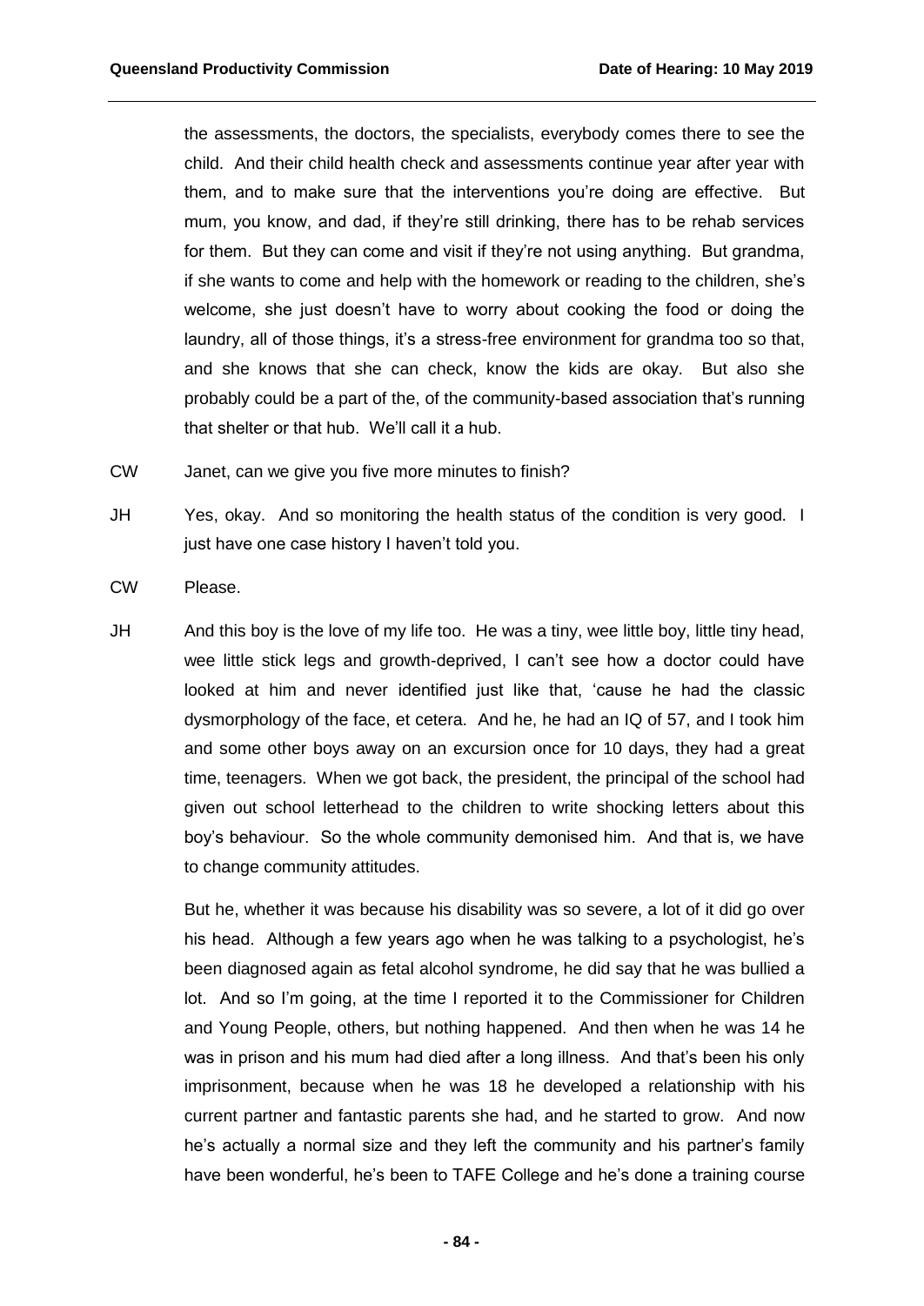the assessments, the doctors, the specialists, everybody comes there to see the child. And their child health check and assessments continue year after year with them, and to make sure that the interventions you're doing are effective. But mum, you know, and dad, if they're still drinking, there has to be rehab services for them. But they can come and visit if they're not using anything. But grandma, if she wants to come and help with the homework or reading to the children, she's welcome, she just doesn't have to worry about cooking the food or doing the laundry, all of those things, it's a stress-free environment for grandma too so that, and she knows that she can check, know the kids are okay. But also she probably could be a part of the, of the community-based association that's running that shelter or that hub. We'll call it a hub.

CW Janet, can we give you five more minutes to finish?

JH Yes, okay. And so monitoring the health status of the condition is very good. I just have one case history I haven't told you.

CW Please.

JH And this boy is the love of my life too. He was a tiny, wee little boy, little tiny head, wee little stick legs and growth-deprived, I can't see how a doctor could have looked at him and never identified just like that, 'cause he had the classic dysmorphology of the face, et cetera. And he, he had an IQ of 57, and I took him and some other boys away on an excursion once for 10 days, they had a great time, teenagers. When we got back, the president, the principal of the school had given out school letterhead to the children to write shocking letters about this boy's behaviour. So the whole community demonised him. And that is, we have to change community attitudes.

But he, whether it was because his disability was so severe, a lot of it did go over his head. Although a few years ago when he was talking to a psychologist, he's been diagnosed again as fetal alcohol syndrome, he did say that he was bullied a lot. And so I'm going, at the time I reported it to the Commissioner for Children and Young People, others, but nothing happened. And then when he was 14 he was in prison and his mum had died after a long illness. And that's been his only imprisonment, because when he was 18 he developed a relationship with his current partner and fantastic parents she had, and he started to grow. And now he's actually a normal size and they left the community and his partner's family have been wonderful, he's been to TAFE College and he's done a training course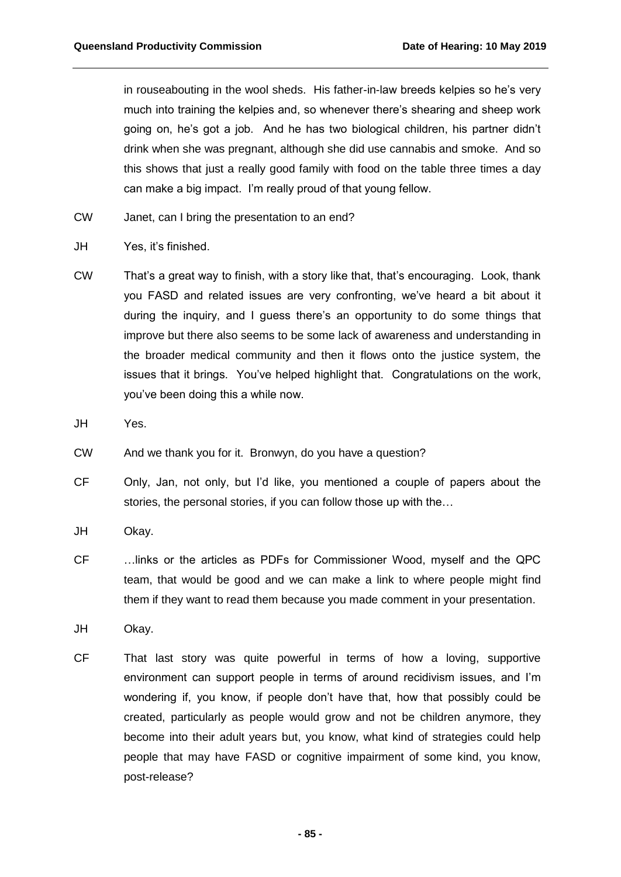in rouseabouting in the wool sheds. His father-in-law breeds kelpies so he's very much into training the kelpies and, so whenever there's shearing and sheep work going on, he's got a job. And he has two biological children, his partner didn't drink when she was pregnant, although she did use cannabis and smoke. And so this shows that just a really good family with food on the table three times a day can make a big impact. I'm really proud of that young fellow.

CW Janet, can I bring the presentation to an end?

JH Yes, it's finished.

CW That's a great way to finish, with a story like that, that's encouraging. Look, thank you FASD and related issues are very confronting, we've heard a bit about it during the inquiry, and I guess there's an opportunity to do some things that improve but there also seems to be some lack of awareness and understanding in the broader medical community and then it flows onto the justice system, the issues that it brings. You've helped highlight that. Congratulations on the work, you've been doing this a while now.

JH Yes.

CW And we thank you for it. Bronwyn, do you have a question?

CF Only, Jan, not only, but I'd like, you mentioned a couple of papers about the stories, the personal stories, if you can follow those up with the…

JH Okay.

CF …links or the articles as PDFs for Commissioner Wood, myself and the QPC team, that would be good and we can make a link to where people might find them if they want to read them because you made comment in your presentation.

JH Okay.

CF That last story was quite powerful in terms of how a loving, supportive environment can support people in terms of around recidivism issues, and I'm wondering if, you know, if people don't have that, how that possibly could be created, particularly as people would grow and not be children anymore, they become into their adult years but, you know, what kind of strategies could help people that may have FASD or cognitive impairment of some kind, you know, post-release?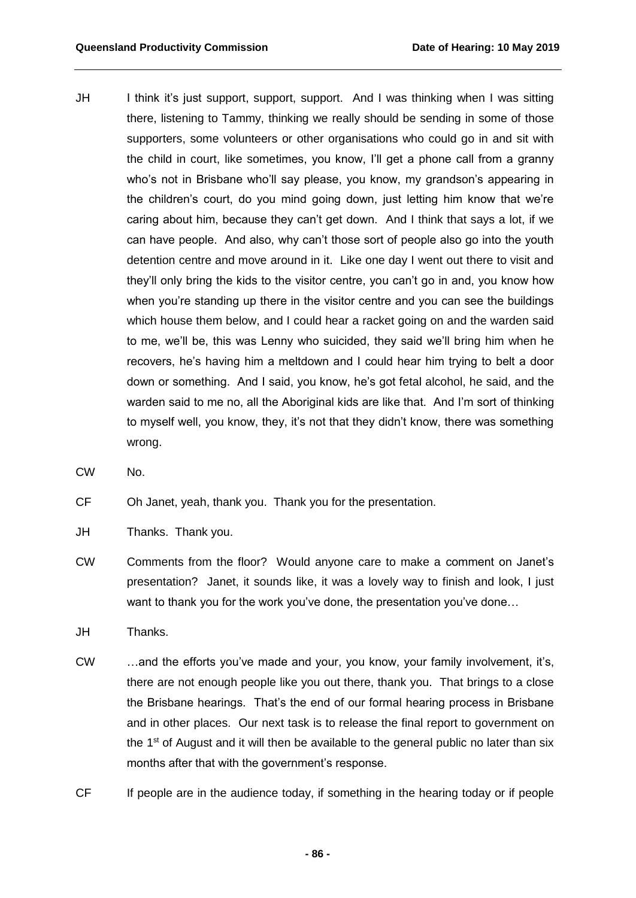JH I think it's just support, support, support. And I was thinking when I was sitting there, listening to Tammy, thinking we really should be sending in some of those supporters, some volunteers or other organisations who could go in and sit with the child in court, like sometimes, you know, I'll get a phone call from a granny who's not in Brisbane who'll say please, you know, my grandson's appearing in the children's court, do you mind going down, just letting him know that we're caring about him, because they can't get down. And I think that says a lot, if we can have people. And also, why can't those sort of people also go into the youth detention centre and move around in it. Like one day I went out there to visit and they'll only bring the kids to the visitor centre, you can't go in and, you know how when you're standing up there in the visitor centre and you can see the buildings which house them below, and I could hear a racket going on and the warden said to me, we'll be, this was Lenny who suicided, they said we'll bring him when he recovers, he's having him a meltdown and I could hear him trying to belt a door down or something. And I said, you know, he's got fetal alcohol, he said, and the warden said to me no, all the Aboriginal kids are like that. And I'm sort of thinking to myself well, you know, they, it's not that they didn't know, there was something wrong.

CW No.

CF Oh Janet, yeah, thank you. Thank you for the presentation.

JH Thanks. Thank you.

CW Comments from the floor? Would anyone care to make a comment on Janet's presentation? Janet, it sounds like, it was a lovely way to finish and look, I just want to thank you for the work you've done, the presentation you've done…

JH Thanks.

CW …and the efforts you've made and your, you know, your family involvement, it's, there are not enough people like you out there, thank you. That brings to a close the Brisbane hearings. That's the end of our formal hearing process in Brisbane and in other places. Our next task is to release the final report to government on the 1st of August and it will then be available to the general public no later than six months after that with the government's response.

CF If people are in the audience today, if something in the hearing today or if people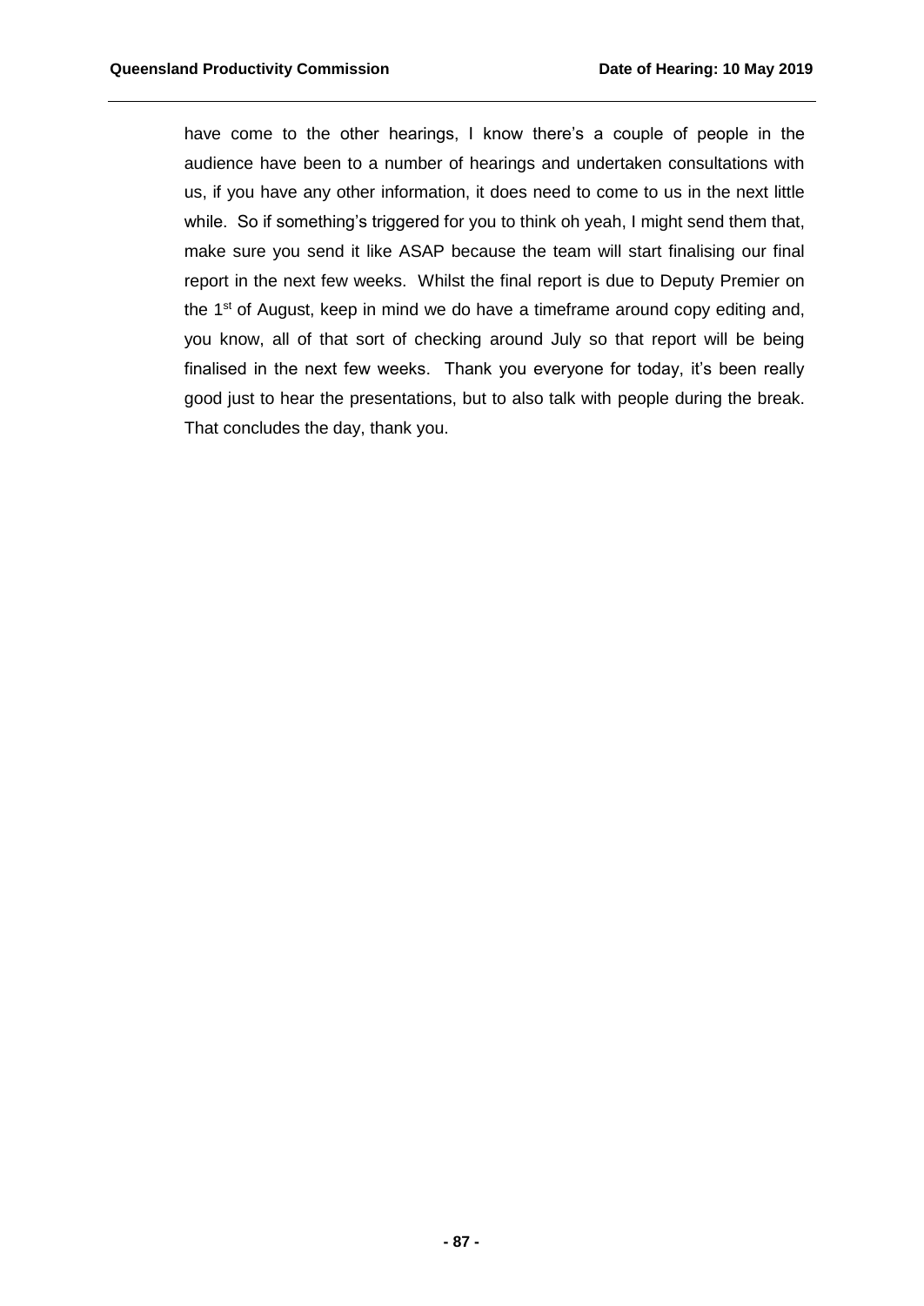have come to the other hearings, I know there's a couple of people in the audience have been to a number of hearings and undertaken consultations with us, if you have any other information, it does need to come to us in the next little while. So if something's triggered for you to think oh yeah, I might send them that, make sure you send it like ASAP because the team will start finalising our final report in the next few weeks. Whilst the final report is due to Deputy Premier on the 1st of August, keep in mind we do have a timeframe around copy editing and, you know, all of that sort of checking around July so that report will be being finalised in the next few weeks. Thank you everyone for today, it's been really good just to hear the presentations, but to also talk with people during the break. That concludes the day, thank you.